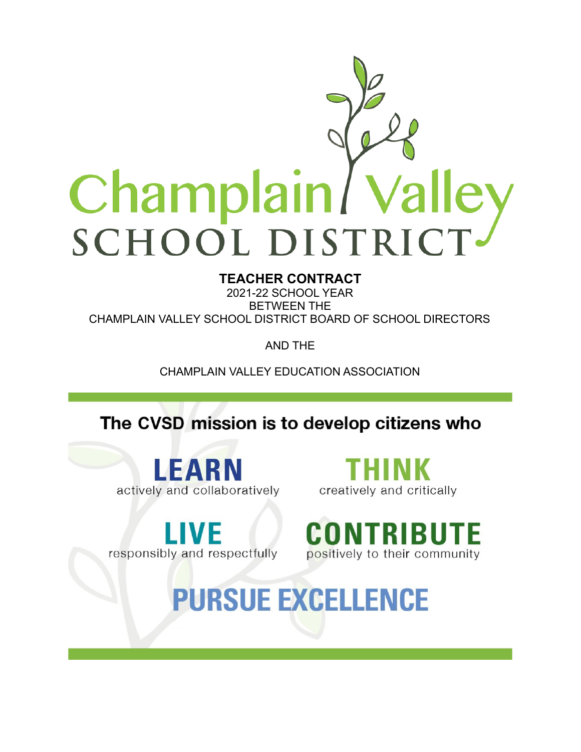# Champlain Valley SCHOOL DISTRICT

**TEACHER CONTRACT**

2021-22 SCHOOL YEAR

BETWEEN THE

CHAMPLAIN VALLEY SCHOOL DISTRICT BOARD OF SCHOOL DIRECTORS

AND THE

CHAMPLAIN VALLEY EDUCATION ASSOCIATION

**The CVSD mission is to develop citizens who**

**LEARN** actively and collaboratively

**THINK** creatively and critically

**LIVE** responsibly and respectfully

**CONTRIBUTE** positively to their community

**PURSUE EXCELLENCE**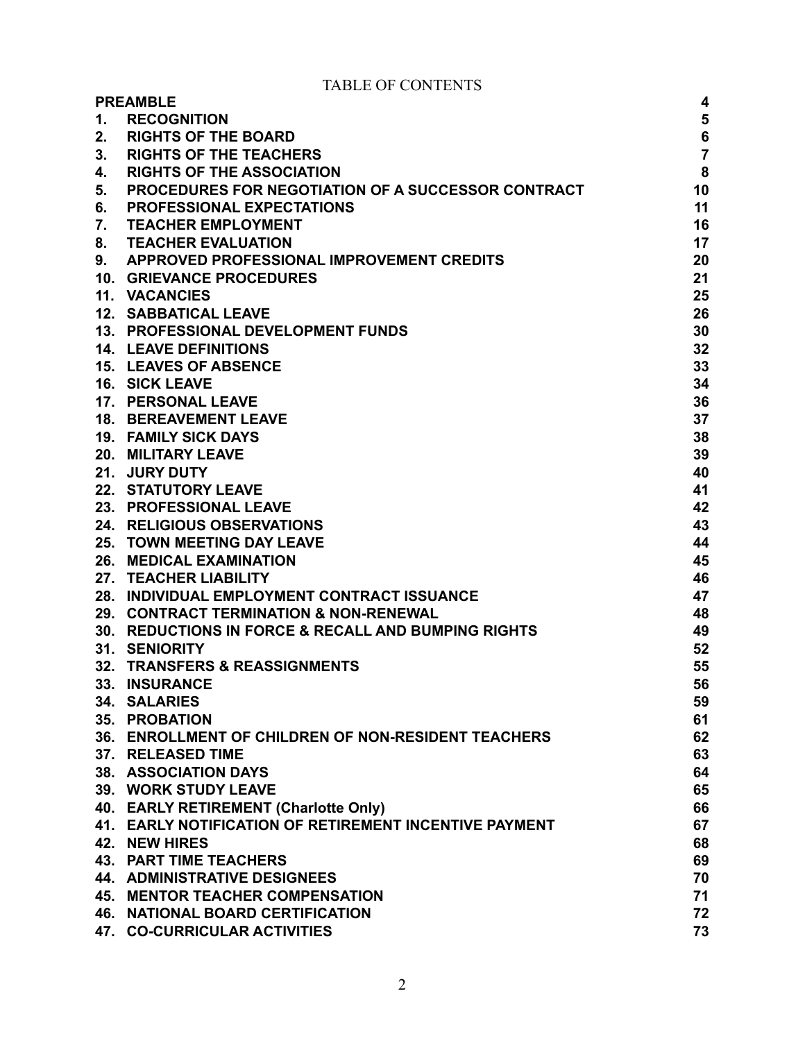# TABLE OF CONTENTS

| | | |
|---|---|---|
| | **PREAMBLE** | **4** |
| **1.** | **RECOGNITION** | **5** |
| **2.** | **RIGHTS OF THE BOARD** | **6** |
| **3.** | **RIGHTS OF THE TEACHERS** | **7** |
| **4.** | **RIGHTS OF THE ASSOCIATION** | **8** |
| **5.** | **PROCEDURES FOR NEGOTIATION OF A SUCCESSOR CONTRACT** | **10** |
| **6.** | **PROFESSIONAL EXPECTATIONS** | **11** |
| **7.** | **TEACHER EMPLOYMENT** | **16** |
| **8.** | **TEACHER EVALUATION** | **17** |
| **9.** | **APPROVED PROFESSIONAL IMPROVEMENT CREDITS** | **20** |
| **10.** | **GRIEVANCE PROCEDURES** | **21** |
| **11.** | **VACANCIES** | **25** |
| **12.** | **SABBATICAL LEAVE** | **26** |
| **13.** | **PROFESSIONAL DEVELOPMENT FUNDS** | **30** |
| **14.** | **LEAVE DEFINITIONS** | **32** |
| **15.** | **LEAVES OF ABSENCE** | **33** |
| **16.** | **SICK LEAVE** | **34** |
| **17.** | **PERSONAL LEAVE** | **36** |
| **18.** | **BEREAVEMENT LEAVE** | **37** |
| **19.** | **FAMILY SICK DAYS** | **38** |
| **20.** | **MILITARY LEAVE** | **39** |
| **21.** | **JURY DUTY** | **40** |
| **22.** | **STATUTORY LEAVE** | **41** |
| **23.** | **PROFESSIONAL LEAVE** | **42** |
| **24.** | **RELIGIOUS OBSERVATIONS** | **43** |
| **25.** | **TOWN MEETING DAY LEAVE** | **44** |
| **26.** | **MEDICAL EXAMINATION** | **45** |
| **27.** | **TEACHER LIABILITY** | **46** |
| **28.** | **INDIVIDUAL EMPLOYMENT CONTRACT ISSUANCE** | **47** |
| **29.** | **CONTRACT TERMINATION & NON-RENEWAL** | **48** |
| **30.** | **REDUCTIONS IN FORCE & RECALL AND BUMPING RIGHTS** | **49** |
| **31.** | **SENIORITY** | **52** |
| **32.** | **TRANSFERS & REASSIGNMENTS** | **55** |
| **33.** | **INSURANCE** | **56** |
| **34.** | **SALARIES** | **59** |
| **35.** | **PROBATION** | **61** |
| **36.** | **ENROLLMENT OF CHILDREN OF NON-RESIDENT TEACHERS** | **62** |
| **37.** | **RELEASED TIME** | **63** |
| **38.** | **ASSOCIATION DAYS** | **64** |
| **39.** | **WORK STUDY LEAVE** | **65** |
| **40.** | **EARLY RETIREMENT (Charlotte Only)** | **66** |
| **41.** | **EARLY NOTIFICATION OF RETIREMENT INCENTIVE PAYMENT** | **67** |
| **42.** | **NEW HIRES** | **68** |
| **43.** | **PART TIME TEACHERS** | **69** |
| **44.** | **ADMINISTRATIVE DESIGNEES** | **70** |
| **45.** | **MENTOR TEACHER COMPENSATION** | **71** |
| **46.** | **NATIONAL BOARD CERTIFICATION** | **72** |
| **47.** | **CO-CURRICULAR ACTIVITIES** | **73** |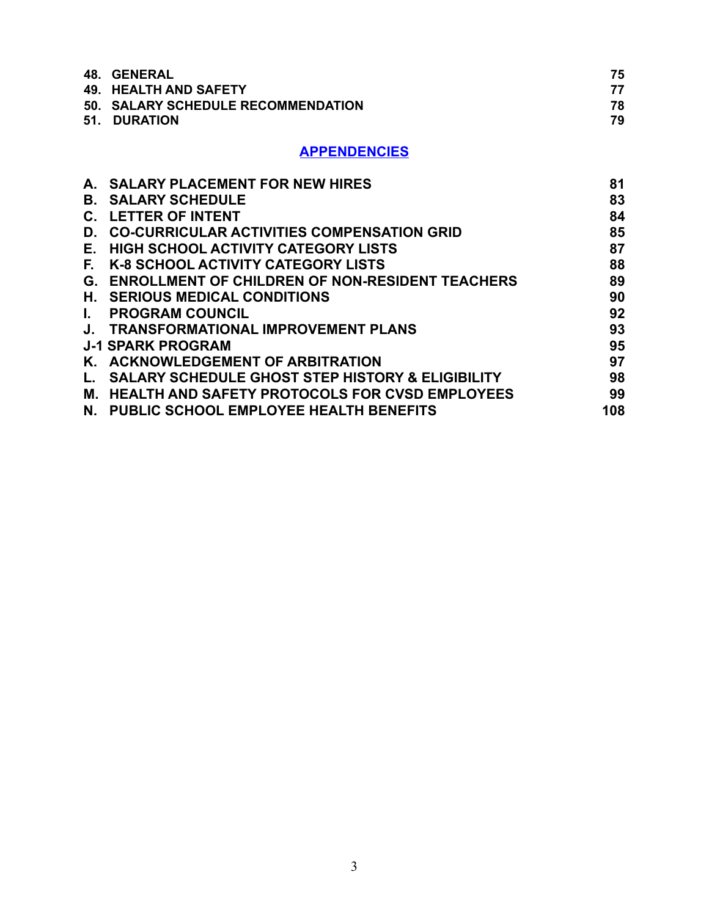| | |
|---|---|
| **48. GENERAL** | **75** |
| **49. HEALTH AND SAFETY** | **77** |
| **50. SALARY SCHEDULE RECOMMENDATION** | **78** |
| **51. DURATION** | **79** |

## APPENDENCIES

| | |
|---|---|
| **A. SALARY PLACEMENT FOR NEW HIRES** | **81** |
| **B. SALARY SCHEDULE** | **83** |
| **C. LETTER OF INTENT** | **84** |
| **D. CO-CURRICULAR ACTIVITIES COMPENSATION GRID** | **85** |
| **E. HIGH SCHOOL ACTIVITY CATEGORY LISTS** | **87** |
| **F. K-8 SCHOOL ACTIVITY CATEGORY LISTS** | **88** |
| **G. ENROLLMENT OF CHILDREN OF NON-RESIDENT TEACHERS** | **89** |
| **H. SERIOUS MEDICAL CONDITIONS** | **90** |
| **I. PROGRAM COUNCIL** | **92** |
| **J. TRANSFORMATIONAL IMPROVEMENT PLANS** | **93** |
| **J-1 SPARK PROGRAM** | **95** |
| **K. ACKNOWLEDGEMENT OF ARBITRATION** | **97** |
| **L. SALARY SCHEDULE GHOST STEP HISTORY & ELIGIBILITY** | **98** |
| **M. HEALTH AND SAFETY PROTOCOLS FOR CVSD EMPLOYEES** | **99** |
| **N. PUBLIC SCHOOL EMPLOYEE HEALTH BENEFITS** | **108** |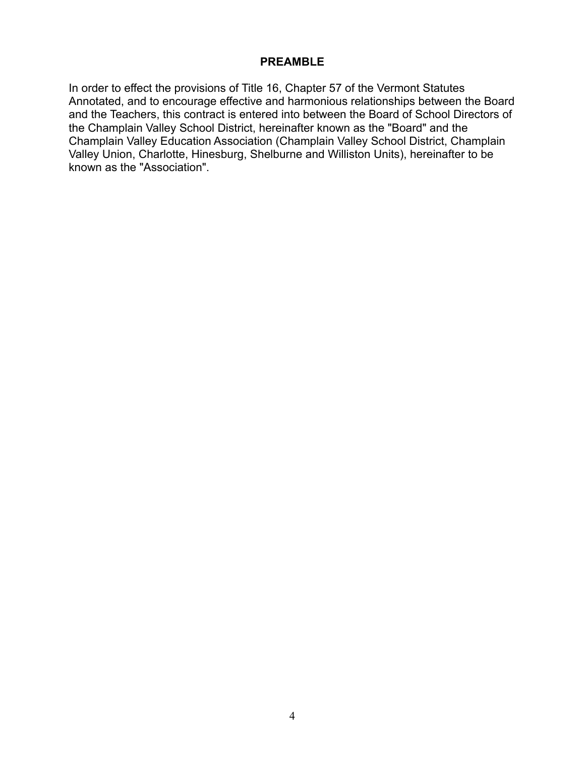## PREAMBLE

In order to effect the provisions of Title 16, Chapter 57 of the Vermont Statutes Annotated, and to encourage effective and harmonious relationships between the Board and the Teachers, this contract is entered into between the Board of School Directors of the Champlain Valley School District, hereinafter known as the "Board" and the Champlain Valley Education Association (Champlain Valley School District, Champlain Valley Union, Charlotte, Hinesburg, Shelburne and Williston Units), hereinafter to be known as the "Association".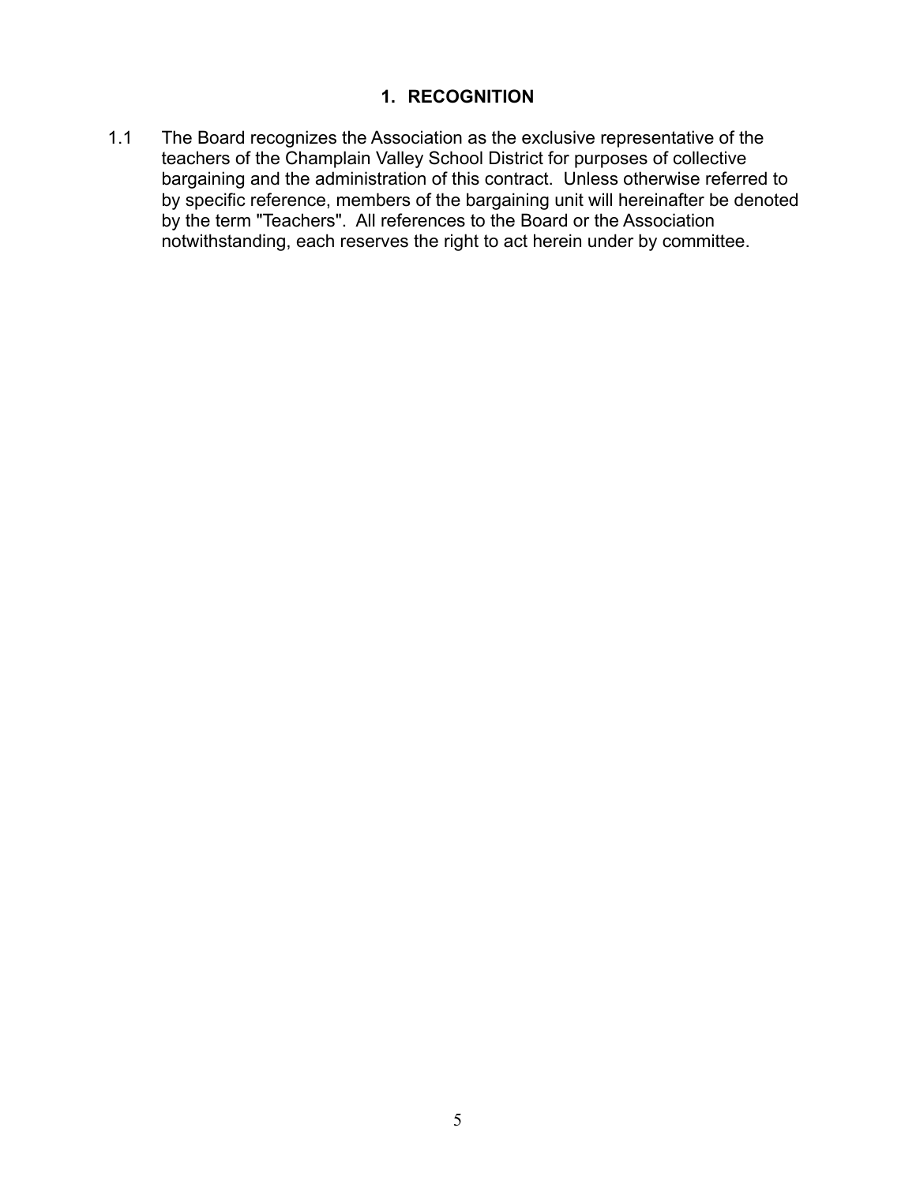## 1. RECOGNITION

1.1 The Board recognizes the Association as the exclusive representative of the teachers of the Champlain Valley School District for purposes of collective bargaining and the administration of this contract. Unless otherwise referred to by specific reference, members of the bargaining unit will hereinafter be denoted by the term "Teachers". All references to the Board or the Association notwithstanding, each reserves the right to act herein under by committee.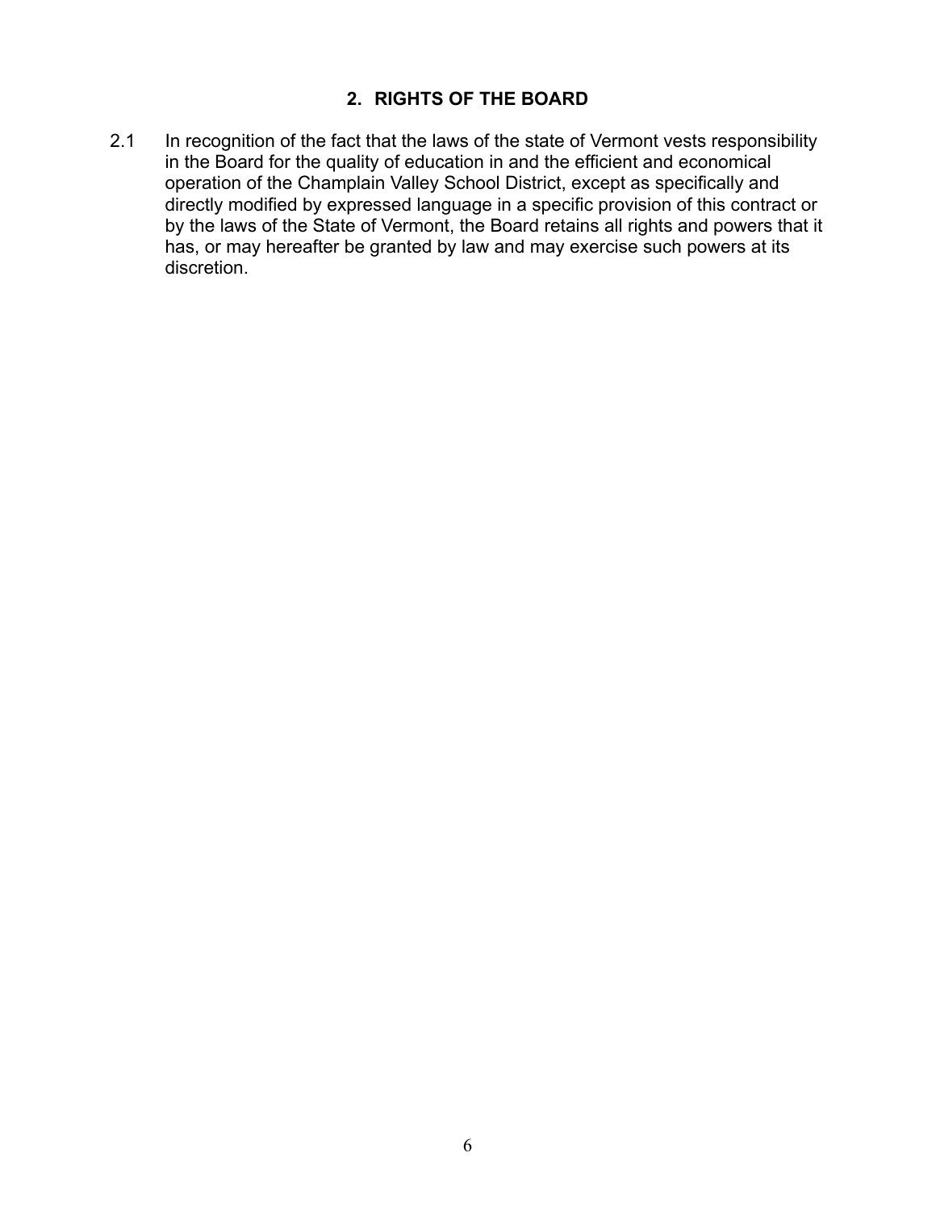## 2. RIGHTS OF THE BOARD

2.1 In recognition of the fact that the laws of the state of Vermont vests responsibility in the Board for the quality of education in and the efficient and economical operation of the Champlain Valley School District, except as specifically and directly modified by expressed language in a specific provision of this contract or by the laws of the State of Vermont, the Board retains all rights and powers that it has, or may hereafter be granted by law and may exercise such powers at its discretion.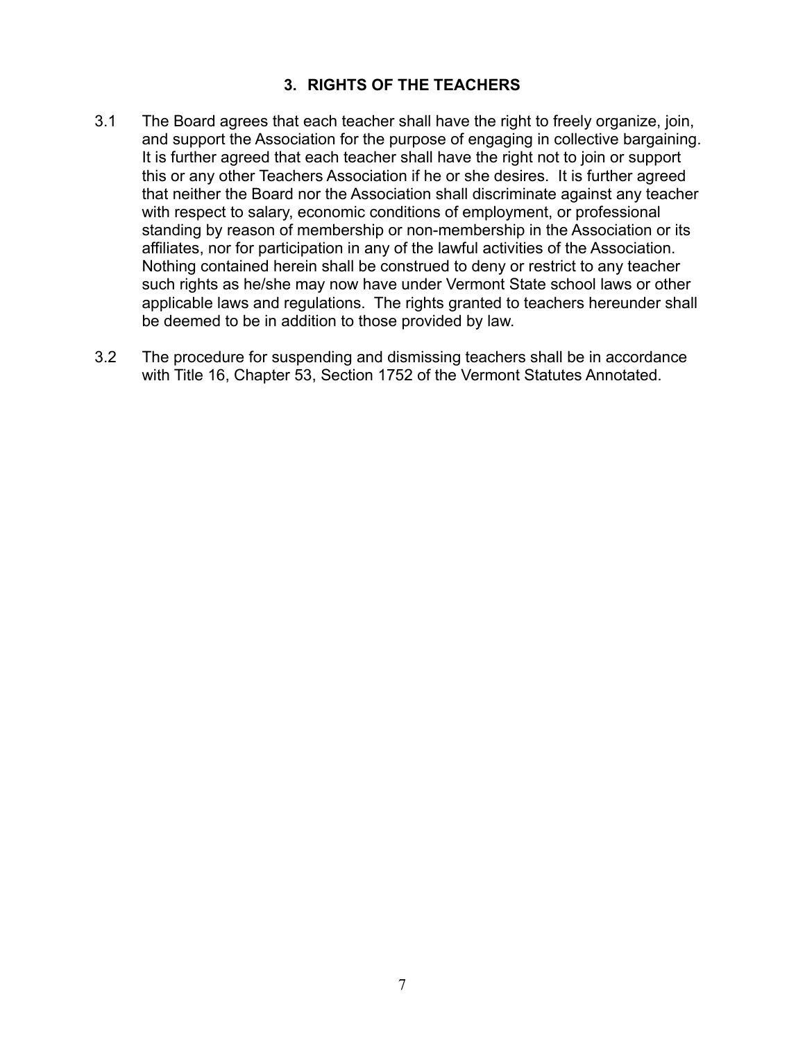## 3. RIGHTS OF THE TEACHERS

3.1 The Board agrees that each teacher shall have the right to freely organize, join, and support the Association for the purpose of engaging in collective bargaining. It is further agreed that each teacher shall have the right not to join or support this or any other Teachers Association if he or she desires. It is further agreed that neither the Board nor the Association shall discriminate against any teacher with respect to salary, economic conditions of employment, or professional standing by reason of membership or non-membership in the Association or its affiliates, nor for participation in any of the lawful activities of the Association. Nothing contained herein shall be construed to deny or restrict to any teacher such rights as he/she may now have under Vermont State school laws or other applicable laws and regulations. The rights granted to teachers hereunder shall be deemed to be in addition to those provided by law.

3.2 The procedure for suspending and dismissing teachers shall be in accordance with Title 16, Chapter 53, Section 1752 of the Vermont Statutes Annotated.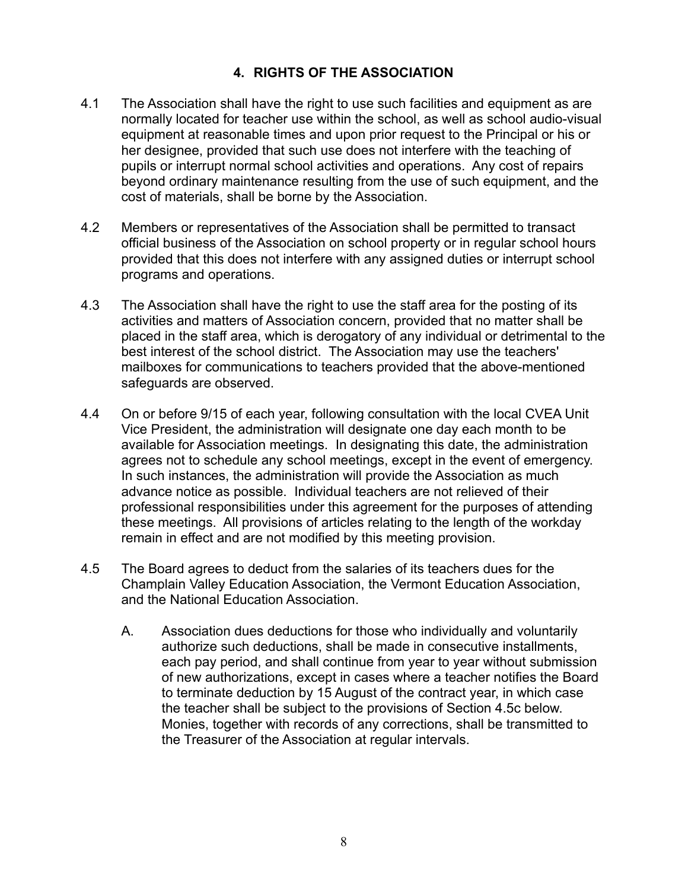## 4. RIGHTS OF THE ASSOCIATION

4.1 The Association shall have the right to use such facilities and equipment as are normally located for teacher use within the school, as well as school audio-visual equipment at reasonable times and upon prior request to the Principal or his or her designee, provided that such use does not interfere with the teaching of pupils or interrupt normal school activities and operations. Any cost of repairs beyond ordinary maintenance resulting from the use of such equipment, and the cost of materials, shall be borne by the Association.

4.2 Members or representatives of the Association shall be permitted to transact official business of the Association on school property or in regular school hours provided that this does not interfere with any assigned duties or interrupt school programs and operations.

4.3 The Association shall have the right to use the staff area for the posting of its activities and matters of Association concern, provided that no matter shall be placed in the staff area, which is derogatory of any individual or detrimental to the best interest of the school district. The Association may use the teachers' mailboxes for communications to teachers provided that the above-mentioned safeguards are observed.

4.4 On or before 9/15 of each year, following consultation with the local CVEA Unit Vice President, the administration will designate one day each month to be available for Association meetings. In designating this date, the administration agrees not to schedule any school meetings, except in the event of emergency. In such instances, the administration will provide the Association as much advance notice as possible. Individual teachers are not relieved of their professional responsibilities under this agreement for the purposes of attending these meetings. All provisions of articles relating to the length of the workday remain in effect and are not modified by this meeting provision.

4.5 The Board agrees to deduct from the salaries of its teachers dues for the Champlain Valley Education Association, the Vermont Education Association, and the National Education Association.

   A. Association dues deductions for those who individually and voluntarily authorize such deductions, shall be made in consecutive installments, each pay period, and shall continue from year to year without submission of new authorizations, except in cases where a teacher notifies the Board to terminate deduction by 15 August of the contract year, in which case the teacher shall be subject to the provisions of Section 4.5c below. Monies, together with records of any corrections, shall be transmitted to the Treasurer of the Association at regular intervals.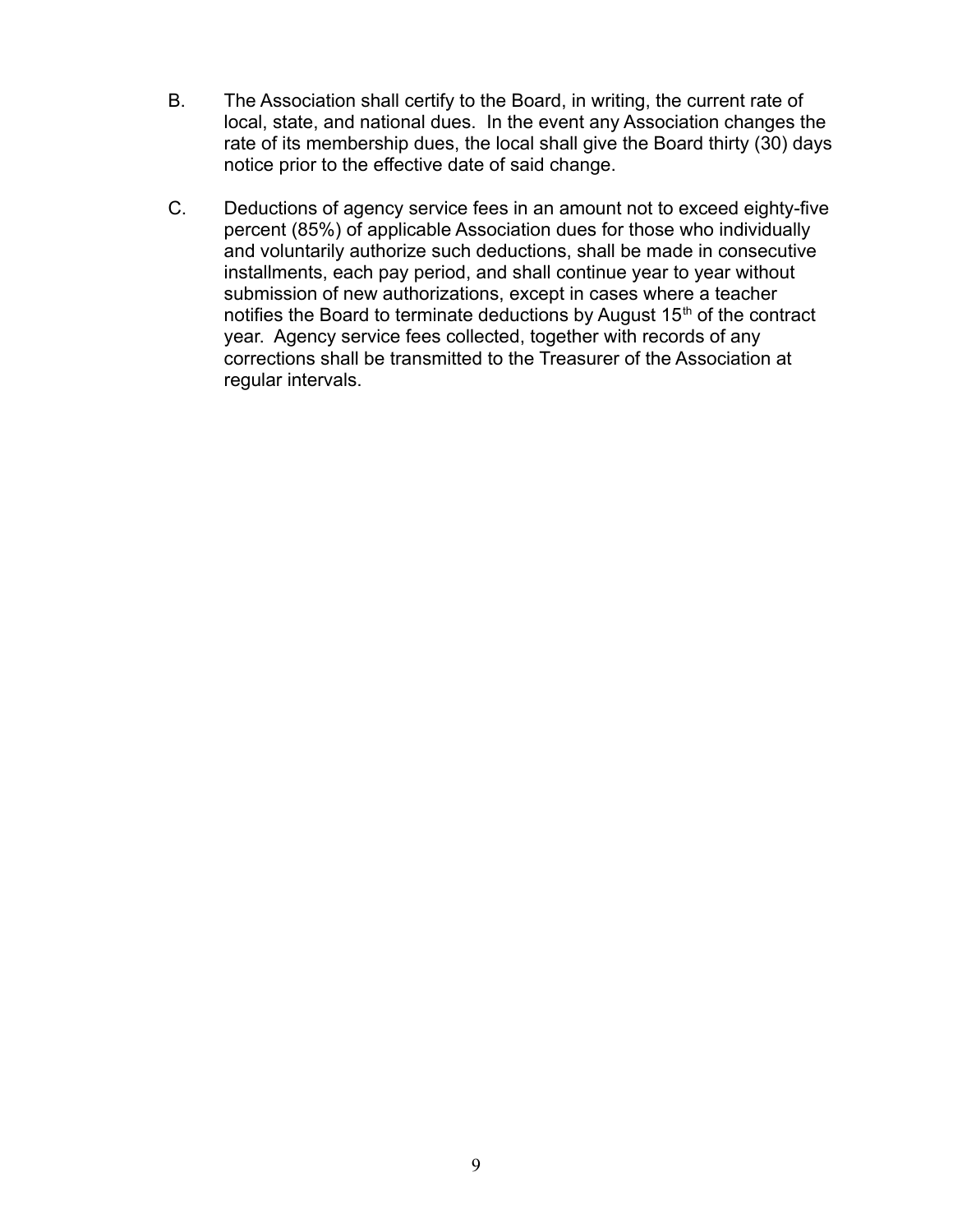B. The Association shall certify to the Board, in writing, the current rate of local, state, and national dues. In the event any Association changes the rate of its membership dues, the local shall give the Board thirty (30) days notice prior to the effective date of said change.

C. Deductions of agency service fees in an amount not to exceed eighty-five percent (85%) of applicable Association dues for those who individually and voluntarily authorize such deductions, shall be made in consecutive installments, each pay period, and shall continue year to year without submission of new authorizations, except in cases where a teacher notifies the Board to terminate deductions by August 15th of the contract year. Agency service fees collected, together with records of any corrections shall be transmitted to the Treasurer of the Association at regular intervals.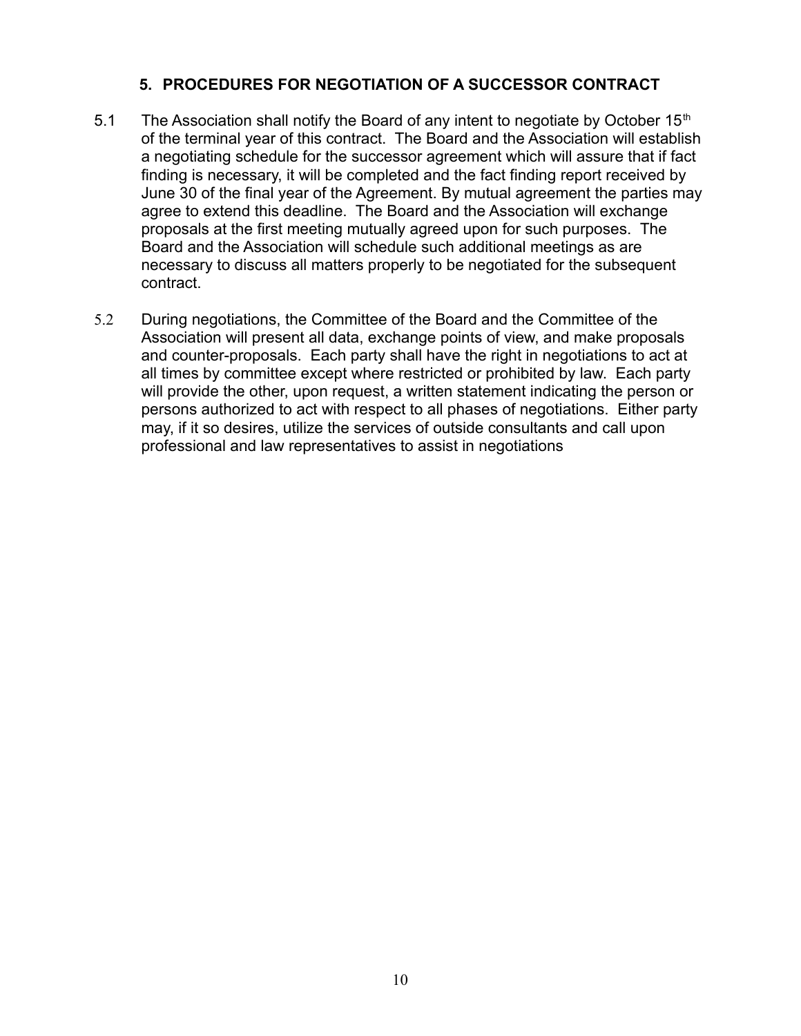## 5. PROCEDURES FOR NEGOTIATION OF A SUCCESSOR CONTRACT

5.1 The Association shall notify the Board of any intent to negotiate by October 15th of the terminal year of this contract. The Board and the Association will establish a negotiating schedule for the successor agreement which will assure that if fact finding is necessary, it will be completed and the fact finding report received by June 30 of the final year of the Agreement. By mutual agreement the parties may agree to extend this deadline. The Board and the Association will exchange proposals at the first meeting mutually agreed upon for such purposes. The Board and the Association will schedule such additional meetings as are necessary to discuss all matters properly to be negotiated for the subsequent contract.

5.2 During negotiations, the Committee of the Board and the Committee of the Association will present all data, exchange points of view, and make proposals and counter-proposals. Each party shall have the right in negotiations to act at all times by committee except where restricted or prohibited by law. Each party will provide the other, upon request, a written statement indicating the person or persons authorized to act with respect to all phases of negotiations. Either party may, if it so desires, utilize the services of outside consultants and call upon professional and law representatives to assist in negotiations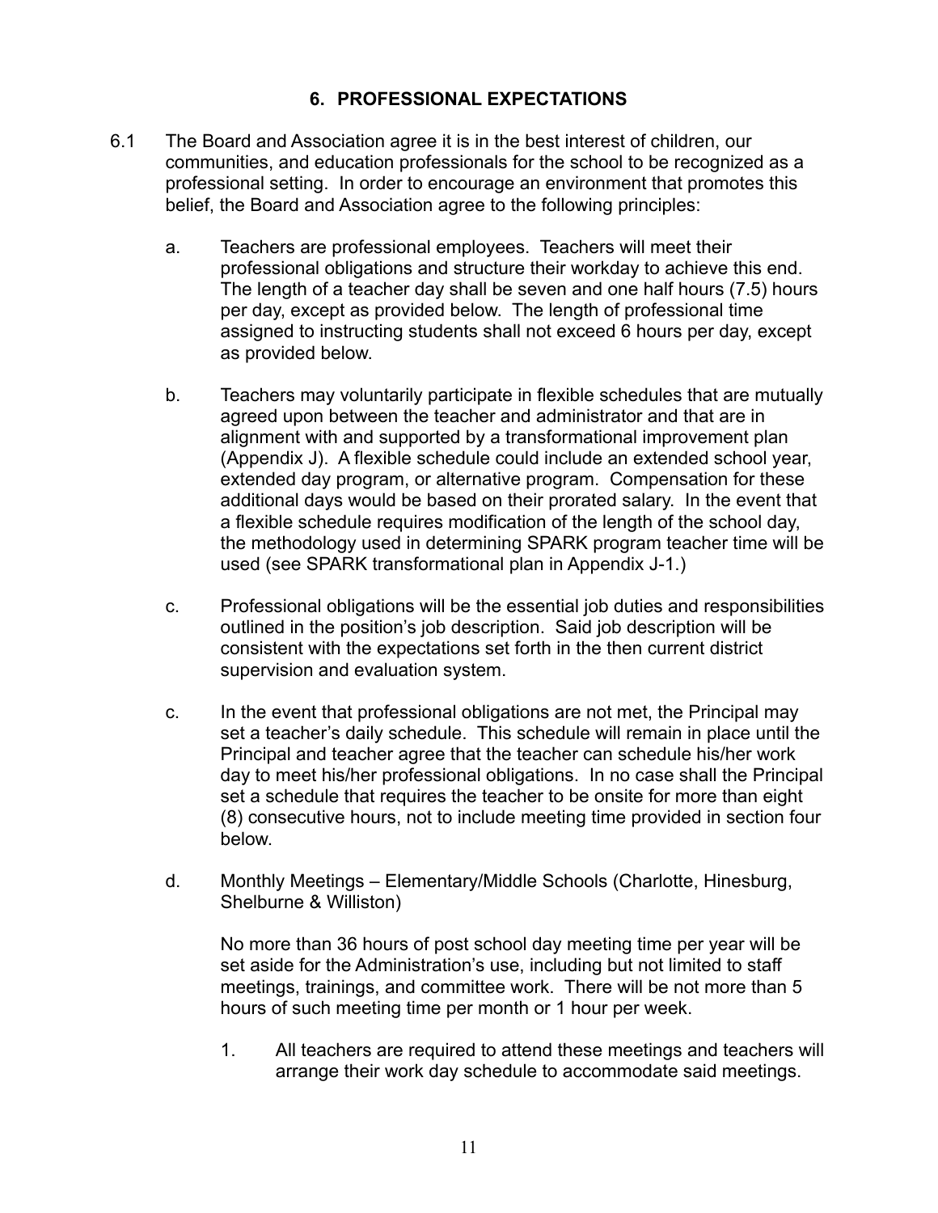## 6. PROFESSIONAL EXPECTATIONS

6.1 The Board and Association agree it is in the best interest of children, our communities, and education professionals for the school to be recognized as a professional setting. In order to encourage an environment that promotes this belief, the Board and Association agree to the following principles:

a. Teachers are professional employees. Teachers will meet their professional obligations and structure their workday to achieve this end. The length of a teacher day shall be seven and one half hours (7.5) hours per day, except as provided below. The length of professional time assigned to instructing students shall not exceed 6 hours per day, except as provided below.

b. Teachers may voluntarily participate in flexible schedules that are mutually agreed upon between the teacher and administrator and that are in alignment with and supported by a transformational improvement plan (Appendix J). A flexible schedule could include an extended school year, extended day program, or alternative program. Compensation for these additional days would be based on their prorated salary. In the event that a flexible schedule requires modification of the length of the school day, the methodology used in determining SPARK program teacher time will be used (see SPARK transformational plan in Appendix J-1.)

c. Professional obligations will be the essential job duties and responsibilities outlined in the position's job description. Said job description will be consistent with the expectations set forth in the then current district supervision and evaluation system.

c. In the event that professional obligations are not met, the Principal may set a teacher's daily schedule. This schedule will remain in place until the Principal and teacher agree that the teacher can schedule his/her work day to meet his/her professional obligations. In no case shall the Principal set a schedule that requires the teacher to be onsite for more than eight (8) consecutive hours, not to include meeting time provided in section four below.

d. Monthly Meetings – Elementary/Middle Schools (Charlotte, Hinesburg, Shelburne & Williston)

No more than 36 hours of post school day meeting time per year will be set aside for the Administration's use, including but not limited to staff meetings, trainings, and committee work. There will be not more than 5 hours of such meeting time per month or 1 hour per week.

1. All teachers are required to attend these meetings and teachers will arrange their work day schedule to accommodate said meetings.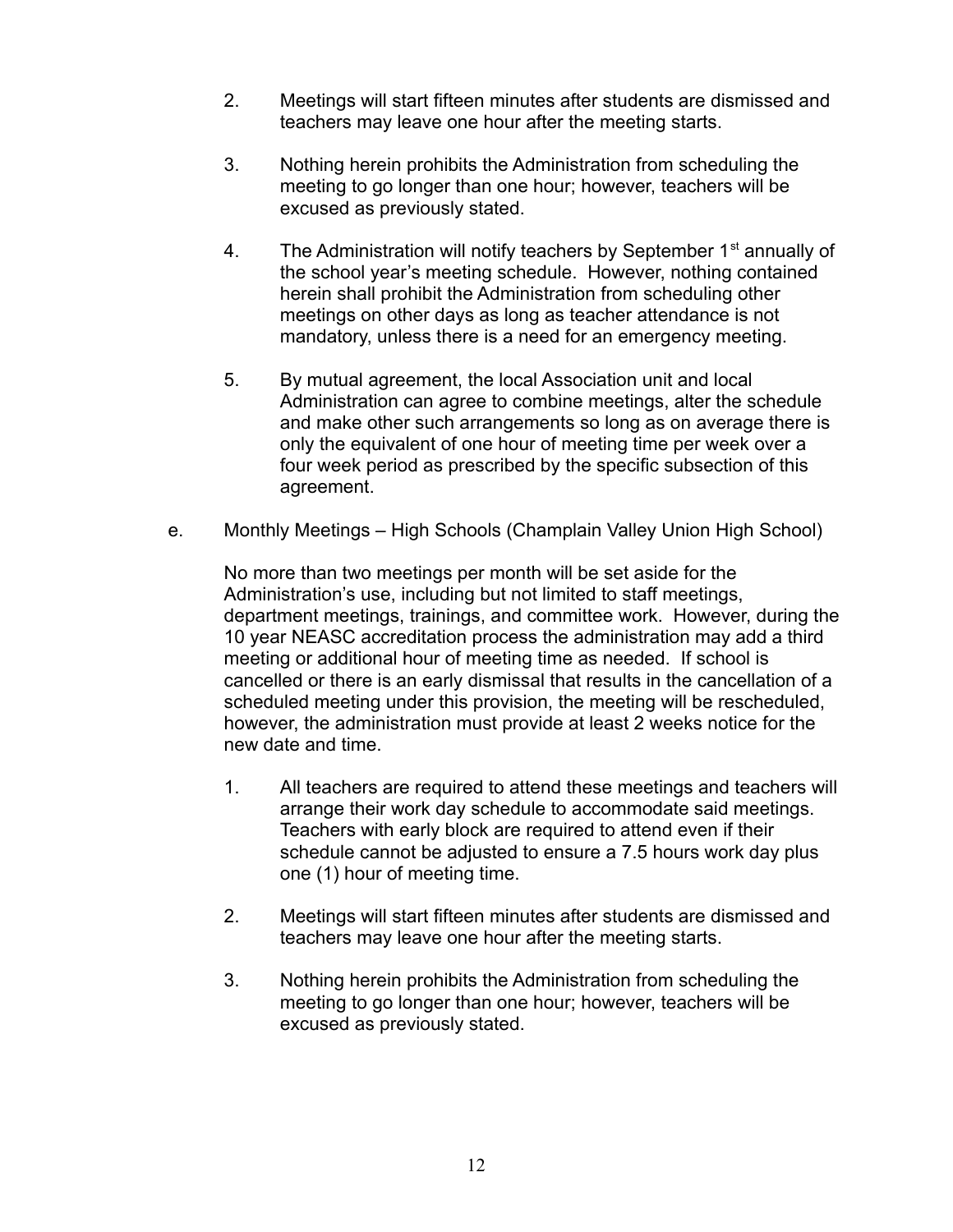2. Meetings will start fifteen minutes after students are dismissed and teachers may leave one hour after the meeting starts.

3. Nothing herein prohibits the Administration from scheduling the meeting to go longer than one hour; however, teachers will be excused as previously stated.

4. The Administration will notify teachers by September 1st annually of the school year's meeting schedule. However, nothing contained herein shall prohibit the Administration from scheduling other meetings on other days as long as teacher attendance is not mandatory, unless there is a need for an emergency meeting.

5. By mutual agreement, the local Association unit and local Administration can agree to combine meetings, alter the schedule and make other such arrangements so long as on average there is only the equivalent of one hour of meeting time per week over a four week period as prescribed by the specific subsection of this agreement.

e. Monthly Meetings – High Schools (Champlain Valley Union High School)

No more than two meetings per month will be set aside for the Administration's use, including but not limited to staff meetings, department meetings, trainings, and committee work. However, during the 10 year NEASC accreditation process the administration may add a third meeting or additional hour of meeting time as needed. If school is cancelled or there is an early dismissal that results in the cancellation of a scheduled meeting under this provision, the meeting will be rescheduled, however, the administration must provide at least 2 weeks notice for the new date and time.

1. All teachers are required to attend these meetings and teachers will arrange their work day schedule to accommodate said meetings. Teachers with early block are required to attend even if their schedule cannot be adjusted to ensure a 7.5 hours work day plus one (1) hour of meeting time.

2. Meetings will start fifteen minutes after students are dismissed and teachers may leave one hour after the meeting starts.

3. Nothing herein prohibits the Administration from scheduling the meeting to go longer than one hour; however, teachers will be excused as previously stated.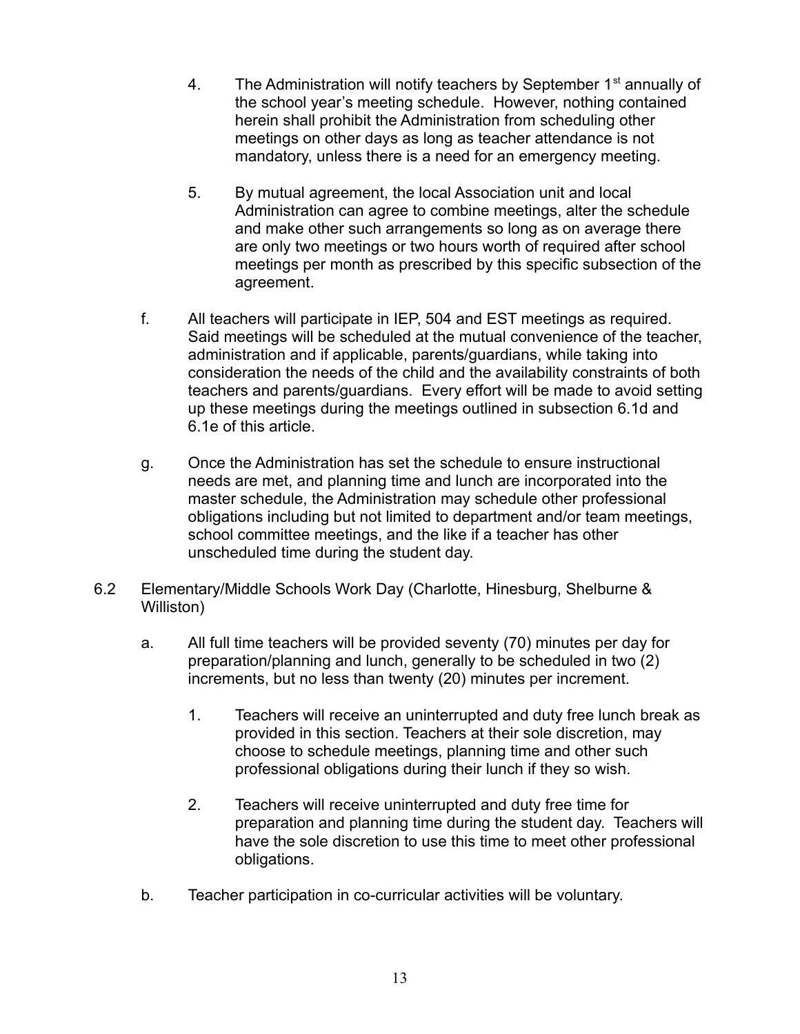4. The Administration will notify teachers by September 1st annually of the school year's meeting schedule. However, nothing contained herein shall prohibit the Administration from scheduling other meetings on other days as long as teacher attendance is not mandatory, unless there is a need for an emergency meeting.

5. By mutual agreement, the local Association unit and local Administration can agree to combine meetings, alter the schedule and make other such arrangements so long as on average there are only two meetings or two hours worth of required after school meetings per month as prescribed by this specific subsection of the agreement.

f. All teachers will participate in IEP, 504 and EST meetings as required. Said meetings will be scheduled at the mutual convenience of the teacher, administration and if applicable, parents/guardians, while taking into consideration the needs of the child and the availability constraints of both teachers and parents/guardians. Every effort will be made to avoid setting up these meetings during the meetings outlined in subsection 6.1d and 6.1e of this article.

g. Once the Administration has set the schedule to ensure instructional needs are met, and planning time and lunch are incorporated into the master schedule, the Administration may schedule other professional obligations including but not limited to department and/or team meetings, school committee meetings, and the like if a teacher has other unscheduled time during the student day.

6.2 Elementary/Middle Schools Work Day (Charlotte, Hinesburg, Shelburne & Williston)

a. All full time teachers will be provided seventy (70) minutes per day for preparation/planning and lunch, generally to be scheduled in two (2) increments, but no less than twenty (20) minutes per increment.

1. Teachers will receive an uninterrupted and duty free lunch break as provided in this section. Teachers at their sole discretion, may choose to schedule meetings, planning time and other such professional obligations during their lunch if they so wish.

2. Teachers will receive uninterrupted and duty free time for preparation and planning time during the student day. Teachers will have the sole discretion to use this time to meet other professional obligations.

b. Teacher participation in co-curricular activities will be voluntary.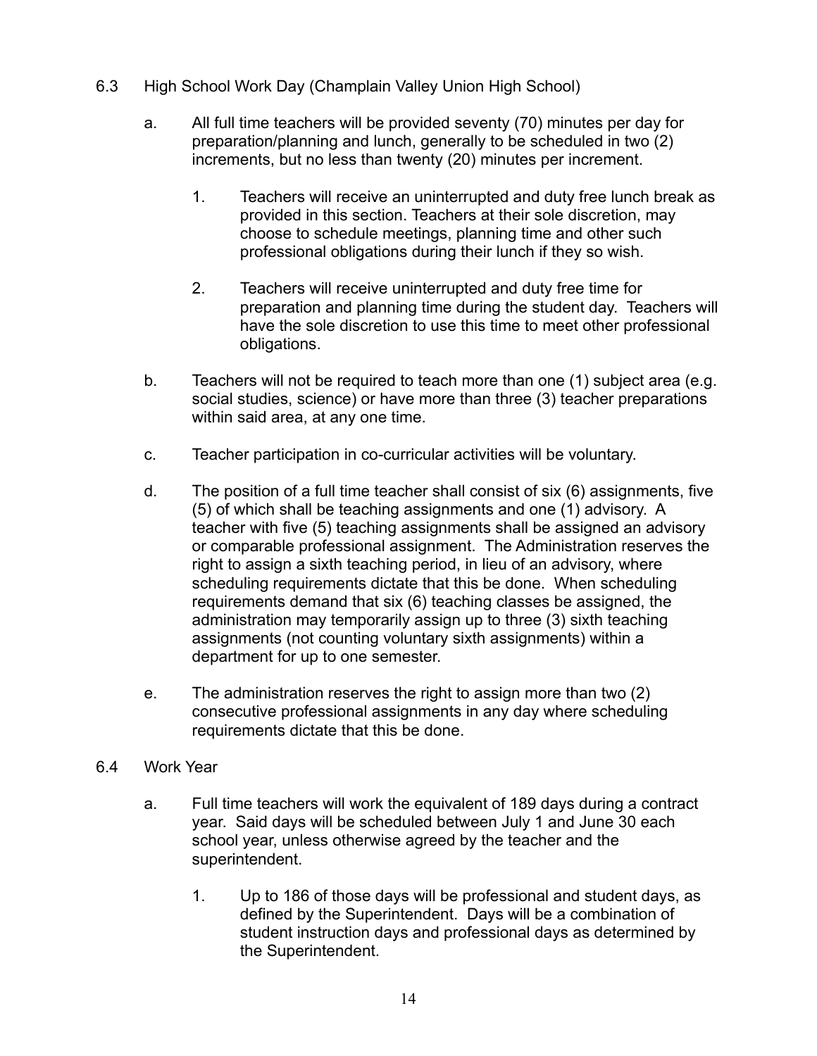6.3 High School Work Day (Champlain Valley Union High School)

a. All full time teachers will be provided seventy (70) minutes per day for preparation/planning and lunch, generally to be scheduled in two (2) increments, but no less than twenty (20) minutes per increment.

1. Teachers will receive an uninterrupted and duty free lunch break as provided in this section. Teachers at their sole discretion, may choose to schedule meetings, planning time and other such professional obligations during their lunch if they so wish.

2. Teachers will receive uninterrupted and duty free time for preparation and planning time during the student day. Teachers will have the sole discretion to use this time to meet other professional obligations.

b. Teachers will not be required to teach more than one (1) subject area (e.g. social studies, science) or have more than three (3) teacher preparations within said area, at any one time.

c. Teacher participation in co-curricular activities will be voluntary.

d. The position of a full time teacher shall consist of six (6) assignments, five (5) of which shall be teaching assignments and one (1) advisory. A teacher with five (5) teaching assignments shall be assigned an advisory or comparable professional assignment. The Administration reserves the right to assign a sixth teaching period, in lieu of an advisory, where scheduling requirements dictate that this be done. When scheduling requirements demand that six (6) teaching classes be assigned, the administration may temporarily assign up to three (3) sixth teaching assignments (not counting voluntary sixth assignments) within a department for up to one semester.

e. The administration reserves the right to assign more than two (2) consecutive professional assignments in any day where scheduling requirements dictate that this be done.

6.4 Work Year

a. Full time teachers will work the equivalent of 189 days during a contract year. Said days will be scheduled between July 1 and June 30 each school year, unless otherwise agreed by the teacher and the superintendent.

1. Up to 186 of those days will be professional and student days, as defined by the Superintendent. Days will be a combination of student instruction days and professional days as determined by the Superintendent.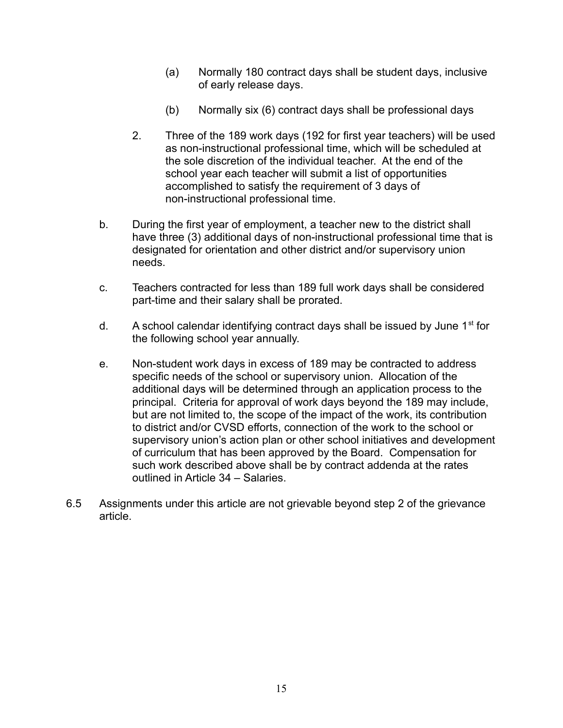(a) Normally 180 contract days shall be student days, inclusive of early release days.

(b) Normally six (6) contract days shall be professional days

2. Three of the 189 work days (192 for first year teachers) will be used as non-instructional professional time, which will be scheduled at the sole discretion of the individual teacher. At the end of the school year each teacher will submit a list of opportunities accomplished to satisfy the requirement of 3 days of non-instructional professional time.

b. During the first year of employment, a teacher new to the district shall have three (3) additional days of non-instructional professional time that is designated for orientation and other district and/or supervisory union needs.

c. Teachers contracted for less than 189 full work days shall be considered part-time and their salary shall be prorated.

d. A school calendar identifying contract days shall be issued by June 1st for the following school year annually.

e. Non-student work days in excess of 189 may be contracted to address specific needs of the school or supervisory union. Allocation of the additional days will be determined through an application process to the principal. Criteria for approval of work days beyond the 189 may include, but are not limited to, the scope of the impact of the work, its contribution to district and/or CVSD efforts, connection of the work to the school or supervisory union's action plan or other school initiatives and development of curriculum that has been approved by the Board. Compensation for such work described above shall be by contract addenda at the rates outlined in Article 34 – Salaries.

6.5 Assignments under this article are not grievable beyond step 2 of the grievance article.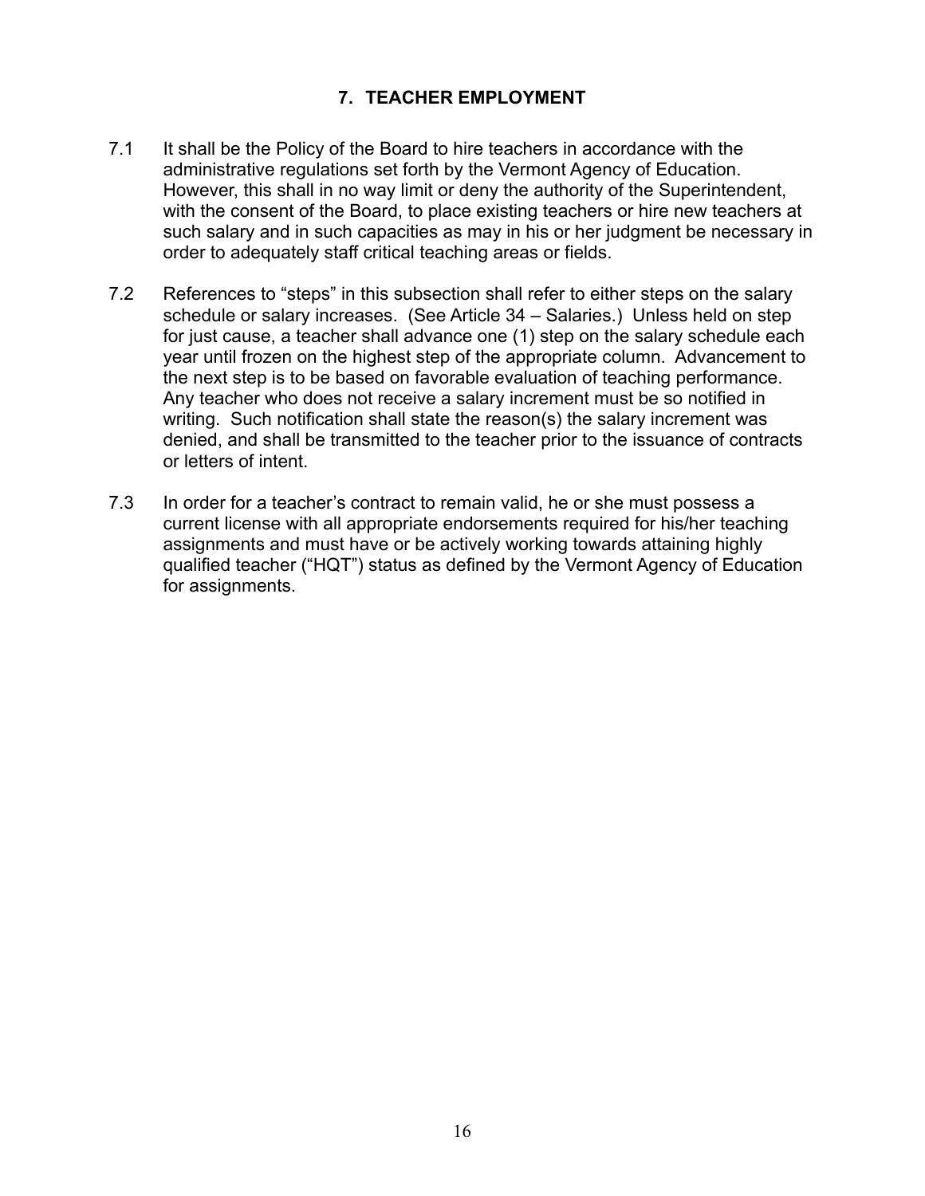## 7. TEACHER EMPLOYMENT

7.1 It shall be the Policy of the Board to hire teachers in accordance with the administrative regulations set forth by the Vermont Agency of Education. However, this shall in no way limit or deny the authority of the Superintendent, with the consent of the Board, to place existing teachers or hire new teachers at such salary and in such capacities as may in his or her judgment be necessary in order to adequately staff critical teaching areas or fields.

7.2 References to "steps" in this subsection shall refer to either steps on the salary schedule or salary increases. (See Article 34 – Salaries.) Unless held on step for just cause, a teacher shall advance one (1) step on the salary schedule each year until frozen on the highest step of the appropriate column. Advancement to the next step is to be based on favorable evaluation of teaching performance. Any teacher who does not receive a salary increment must be so notified in writing. Such notification shall state the reason(s) the salary increment was denied, and shall be transmitted to the teacher prior to the issuance of contracts or letters of intent.

7.3 In order for a teacher's contract to remain valid, he or she must possess a current license with all appropriate endorsements required for his/her teaching assignments and must have or be actively working towards attaining highly qualified teacher ("HQT") status as defined by the Vermont Agency of Education for assignments.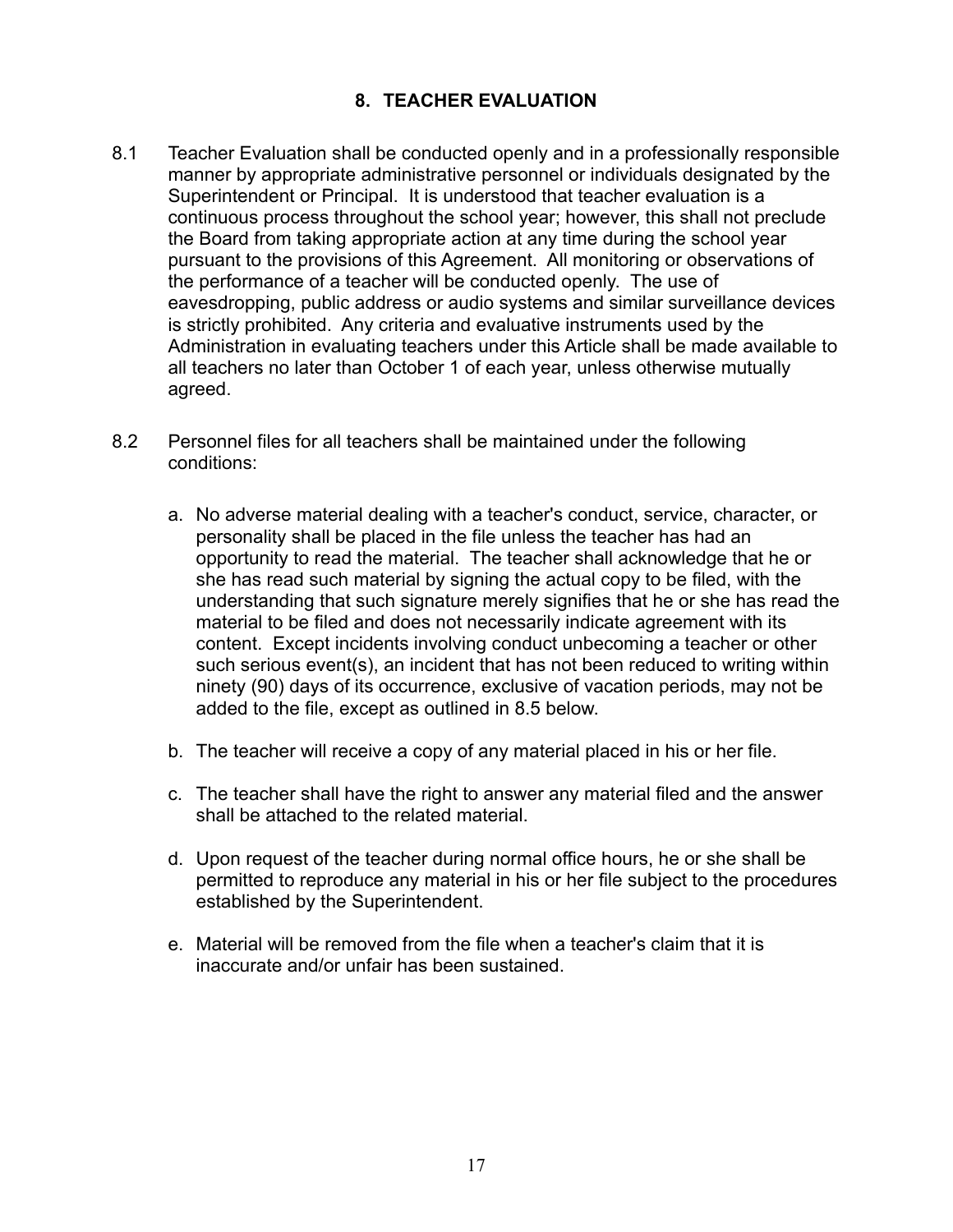## 8. TEACHER EVALUATION

8.1 Teacher Evaluation shall be conducted openly and in a professionally responsible manner by appropriate administrative personnel or individuals designated by the Superintendent or Principal. It is understood that teacher evaluation is a continuous process throughout the school year; however, this shall not preclude the Board from taking appropriate action at any time during the school year pursuant to the provisions of this Agreement. All monitoring or observations of the performance of a teacher will be conducted openly. The use of eavesdropping, public address or audio systems and similar surveillance devices is strictly prohibited. Any criteria and evaluative instruments used by the Administration in evaluating teachers under this Article shall be made available to all teachers no later than October 1 of each year, unless otherwise mutually agreed.

8.2 Personnel files for all teachers shall be maintained under the following conditions:

a. No adverse material dealing with a teacher's conduct, service, character, or personality shall be placed in the file unless the teacher has had an opportunity to read the material. The teacher shall acknowledge that he or she has read such material by signing the actual copy to be filed, with the understanding that such signature merely signifies that he or she has read the material to be filed and does not necessarily indicate agreement with its content. Except incidents involving conduct unbecoming a teacher or other such serious event(s), an incident that has not been reduced to writing within ninety (90) days of its occurrence, exclusive of vacation periods, may not be added to the file, except as outlined in 8.5 below.

b. The teacher will receive a copy of any material placed in his or her file.

c. The teacher shall have the right to answer any material filed and the answer shall be attached to the related material.

d. Upon request of the teacher during normal office hours, he or she shall be permitted to reproduce any material in his or her file subject to the procedures established by the Superintendent.

e. Material will be removed from the file when a teacher's claim that it is inaccurate and/or unfair has been sustained.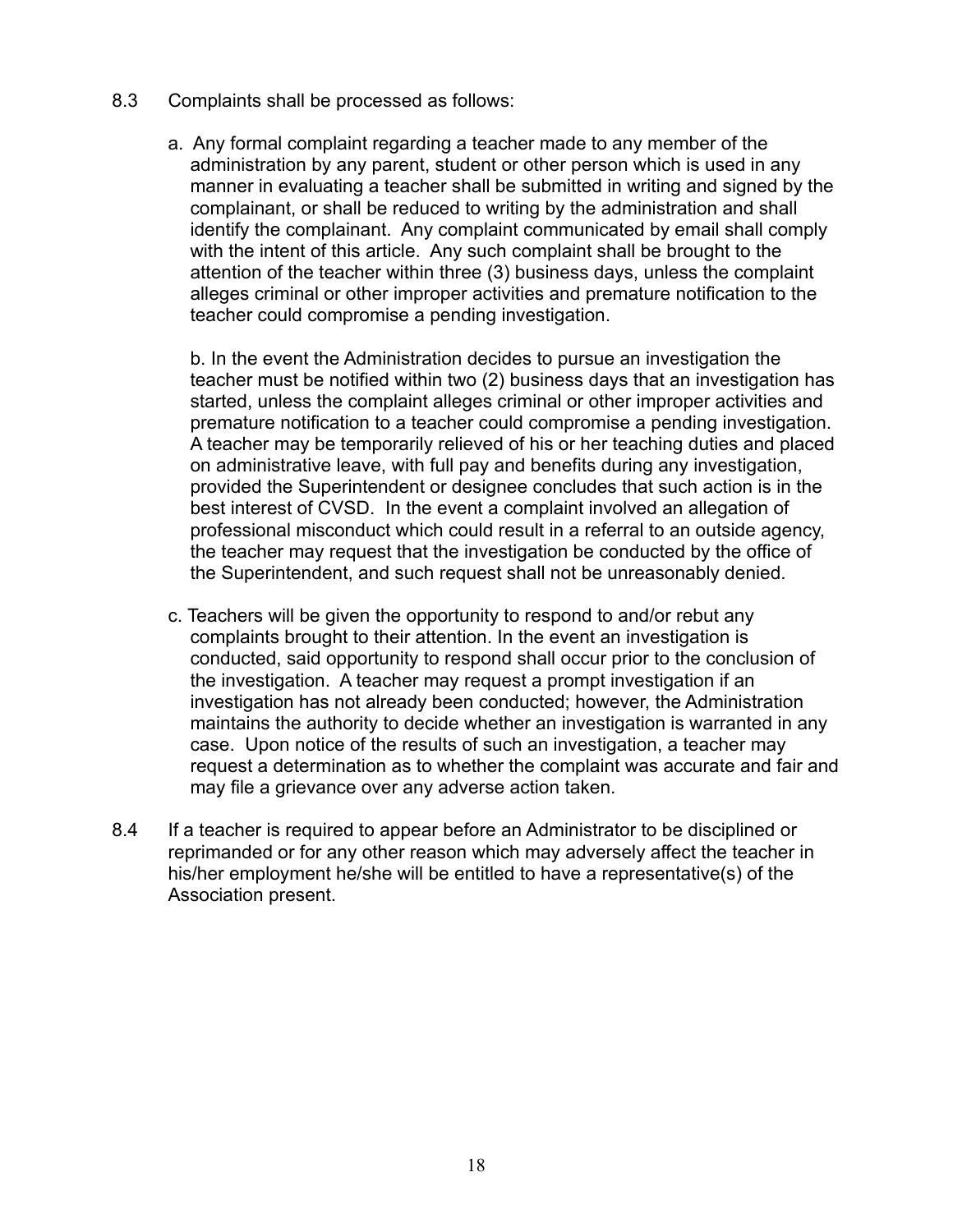8.3 Complaints shall be processed as follows:

a. Any formal complaint regarding a teacher made to any member of the administration by any parent, student or other person which is used in any manner in evaluating a teacher shall be submitted in writing and signed by the complainant, or shall be reduced to writing by the administration and shall identify the complainant. Any complaint communicated by email shall comply with the intent of this article. Any such complaint shall be brought to the attention of the teacher within three (3) business days, unless the complaint alleges criminal or other improper activities and premature notification to the teacher could compromise a pending investigation.

b. In the event the Administration decides to pursue an investigation the teacher must be notified within two (2) business days that an investigation has started, unless the complaint alleges criminal or other improper activities and premature notification to a teacher could compromise a pending investigation. A teacher may be temporarily relieved of his or her teaching duties and placed on administrative leave, with full pay and benefits during any investigation, provided the Superintendent or designee concludes that such action is in the best interest of CVSD. In the event a complaint involved an allegation of professional misconduct which could result in a referral to an outside agency, the teacher may request that the investigation be conducted by the office of the Superintendent, and such request shall not be unreasonably denied.

c. Teachers will be given the opportunity to respond to and/or rebut any complaints brought to their attention. In the event an investigation is conducted, said opportunity to respond shall occur prior to the conclusion of the investigation. A teacher may request a prompt investigation if an investigation has not already been conducted; however, the Administration maintains the authority to decide whether an investigation is warranted in any case. Upon notice of the results of such an investigation, a teacher may request a determination as to whether the complaint was accurate and fair and may file a grievance over any adverse action taken.

8.4 If a teacher is required to appear before an Administrator to be disciplined or reprimanded or for any other reason which may adversely affect the teacher in his/her employment he/she will be entitled to have a representative(s) of the Association present.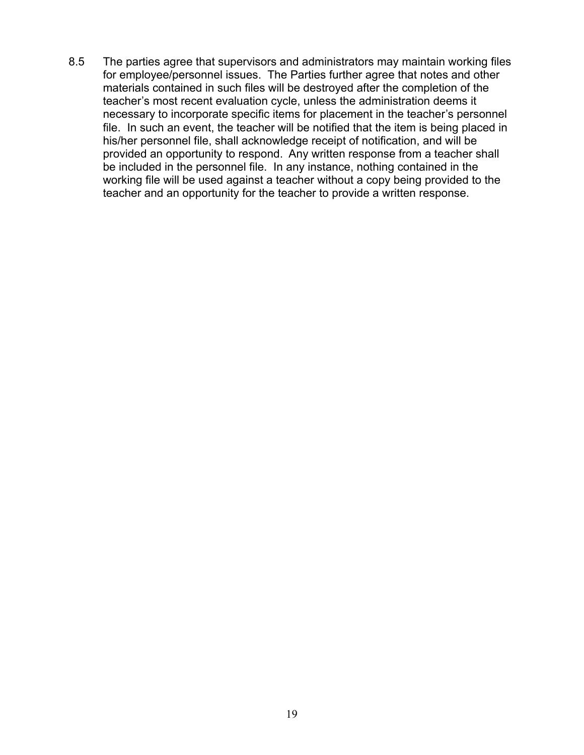8.5 The parties agree that supervisors and administrators may maintain working files for employee/personnel issues. The Parties further agree that notes and other materials contained in such files will be destroyed after the completion of the teacher's most recent evaluation cycle, unless the administration deems it necessary to incorporate specific items for placement in the teacher's personnel file. In such an event, the teacher will be notified that the item is being placed in his/her personnel file, shall acknowledge receipt of notification, and will be provided an opportunity to respond. Any written response from a teacher shall be included in the personnel file. In any instance, nothing contained in the working file will be used against a teacher without a copy being provided to the teacher and an opportunity for the teacher to provide a written response.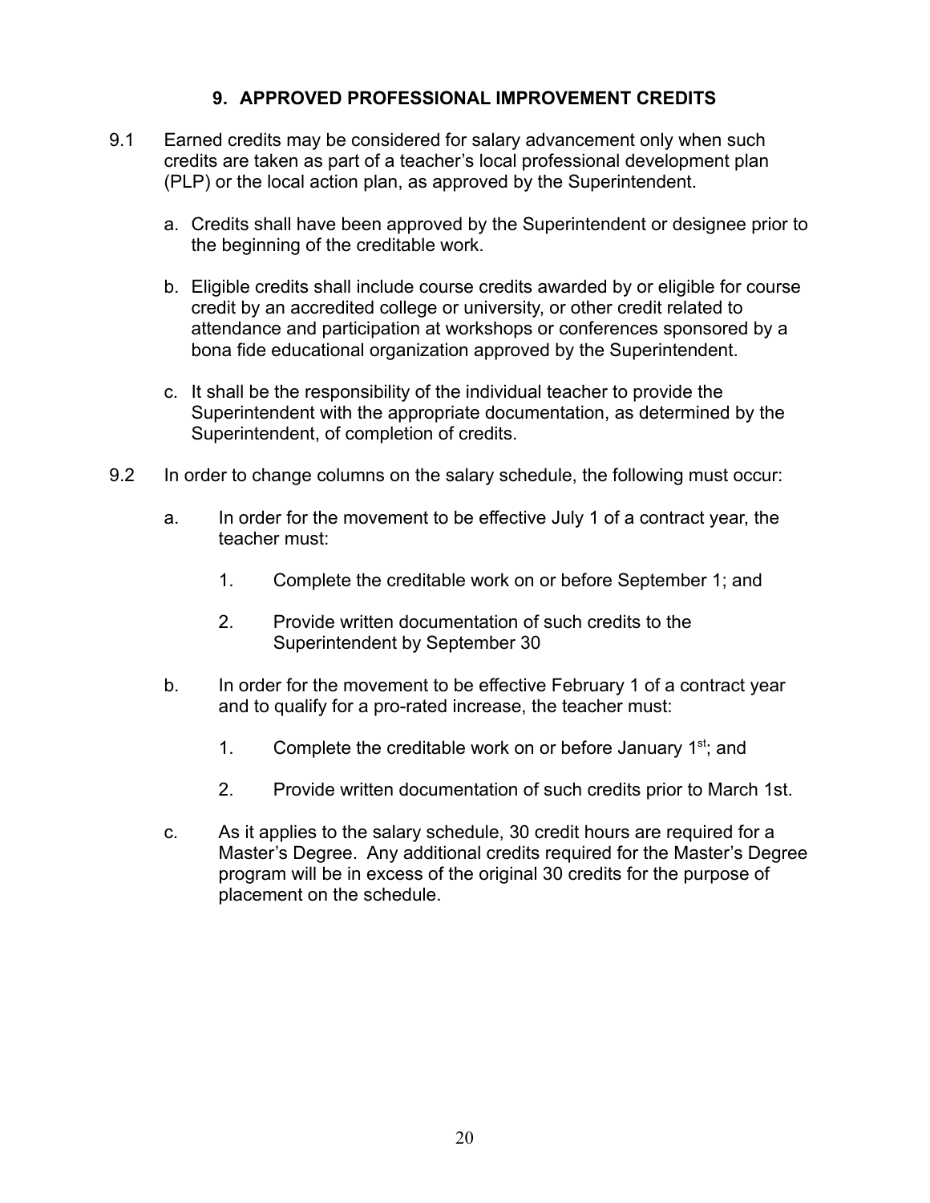## 9. APPROVED PROFESSIONAL IMPROVEMENT CREDITS

9.1 Earned credits may be considered for salary advancement only when such credits are taken as part of a teacher's local professional development plan (PLP) or the local action plan, as approved by the Superintendent.

a. Credits shall have been approved by the Superintendent or designee prior to the beginning of the creditable work.

b. Eligible credits shall include course credits awarded by or eligible for course credit by an accredited college or university, or other credit related to attendance and participation at workshops or conferences sponsored by a bona fide educational organization approved by the Superintendent.

c. It shall be the responsibility of the individual teacher to provide the Superintendent with the appropriate documentation, as determined by the Superintendent, of completion of credits.

9.2 In order to change columns on the salary schedule, the following must occur:

a. In order for the movement to be effective July 1 of a contract year, the teacher must:

1. Complete the creditable work on or before September 1; and

2. Provide written documentation of such credits to the Superintendent by September 30

b. In order for the movement to be effective February 1 of a contract year and to qualify for a pro-rated increase, the teacher must:

1. Complete the creditable work on or before January 1st; and

2. Provide written documentation of such credits prior to March 1st.

c. As it applies to the salary schedule, 30 credit hours are required for a Master's Degree. Any additional credits required for the Master's Degree program will be in excess of the original 30 credits for the purpose of placement on the schedule.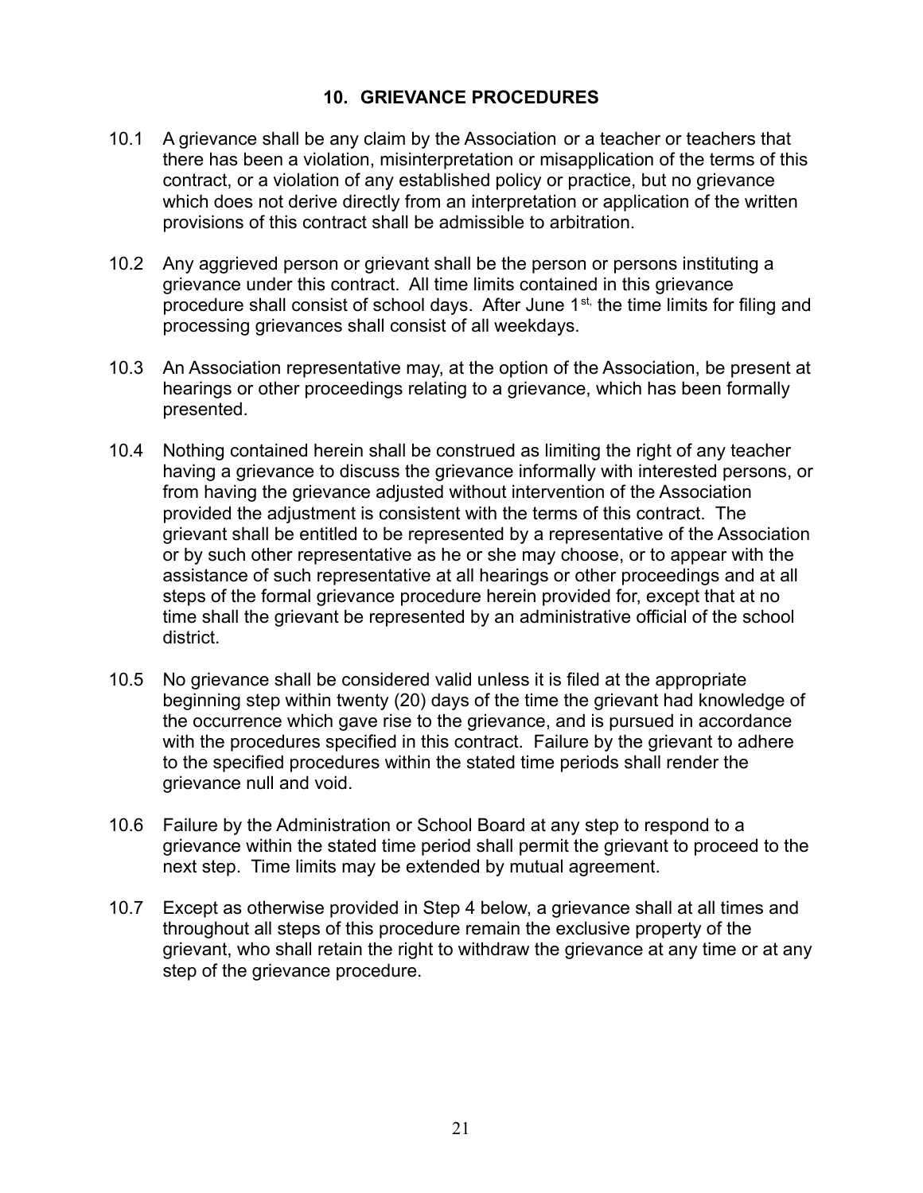## 10. GRIEVANCE PROCEDURES

10.1 A grievance shall be any claim by the Association or a teacher or teachers that there has been a violation, misinterpretation or misapplication of the terms of this contract, or a violation of any established policy or practice, but no grievance which does not derive directly from an interpretation or application of the written provisions of this contract shall be admissible to arbitration.

10.2 Any aggrieved person or grievant shall be the person or persons instituting a grievance under this contract. All time limits contained in this grievance procedure shall consist of school days. After June 1st, the time limits for filing and processing grievances shall consist of all weekdays.

10.3 An Association representative may, at the option of the Association, be present at hearings or other proceedings relating to a grievance, which has been formally presented.

10.4 Nothing contained herein shall be construed as limiting the right of any teacher having a grievance to discuss the grievance informally with interested persons, or from having the grievance adjusted without intervention of the Association provided the adjustment is consistent with the terms of this contract. The grievant shall be entitled to be represented by a representative of the Association or by such other representative as he or she may choose, or to appear with the assistance of such representative at all hearings or other proceedings and at all steps of the formal grievance procedure herein provided for, except that at no time shall the grievant be represented by an administrative official of the school district.

10.5 No grievance shall be considered valid unless it is filed at the appropriate beginning step within twenty (20) days of the time the grievant had knowledge of the occurrence which gave rise to the grievance, and is pursued in accordance with the procedures specified in this contract. Failure by the grievant to adhere to the specified procedures within the stated time periods shall render the grievance null and void.

10.6 Failure by the Administration or School Board at any step to respond to a grievance within the stated time period shall permit the grievant to proceed to the next step. Time limits may be extended by mutual agreement.

10.7 Except as otherwise provided in Step 4 below, a grievance shall at all times and throughout all steps of this procedure remain the exclusive property of the grievant, who shall retain the right to withdraw the grievance at any time or at any step of the grievance procedure.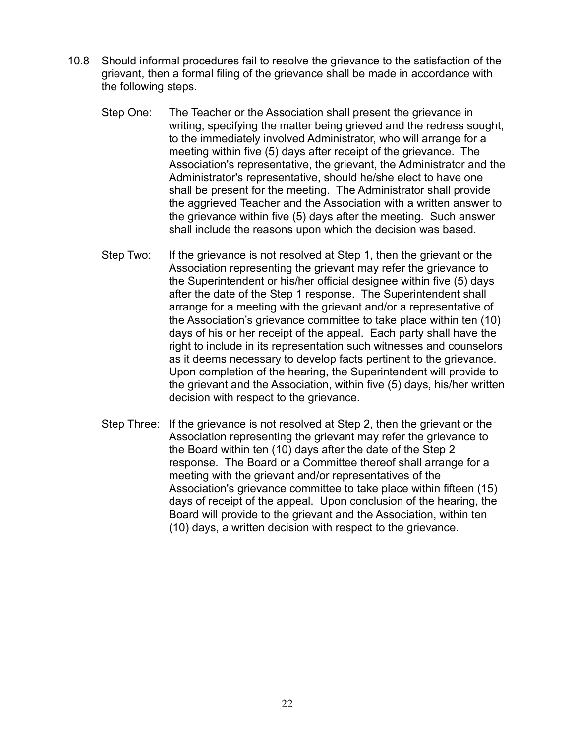10.8 Should informal procedures fail to resolve the grievance to the satisfaction of the grievant, then a formal filing of the grievance shall be made in accordance with the following steps.

Step One: The Teacher or the Association shall present the grievance in writing, specifying the matter being grieved and the redress sought, to the immediately involved Administrator, who will arrange for a meeting within five (5) days after receipt of the grievance. The Association's representative, the grievant, the Administrator and the Administrator's representative, should he/she elect to have one shall be present for the meeting. The Administrator shall provide the aggrieved Teacher and the Association with a written answer to the grievance within five (5) days after the meeting. Such answer shall include the reasons upon which the decision was based.

Step Two: If the grievance is not resolved at Step 1, then the grievant or the Association representing the grievant may refer the grievance to the Superintendent or his/her official designee within five (5) days after the date of the Step 1 response. The Superintendent shall arrange for a meeting with the grievant and/or a representative of the Association's grievance committee to take place within ten (10) days of his or her receipt of the appeal. Each party shall have the right to include in its representation such witnesses and counselors as it deems necessary to develop facts pertinent to the grievance. Upon completion of the hearing, the Superintendent will provide to the grievant and the Association, within five (5) days, his/her written decision with respect to the grievance.

Step Three: If the grievance is not resolved at Step 2, then the grievant or the Association representing the grievant may refer the grievance to the Board within ten (10) days after the date of the Step 2 response. The Board or a Committee thereof shall arrange for a meeting with the grievant and/or representatives of the Association's grievance committee to take place within fifteen (15) days of receipt of the appeal. Upon conclusion of the hearing, the Board will provide to the grievant and the Association, within ten (10) days, a written decision with respect to the grievance.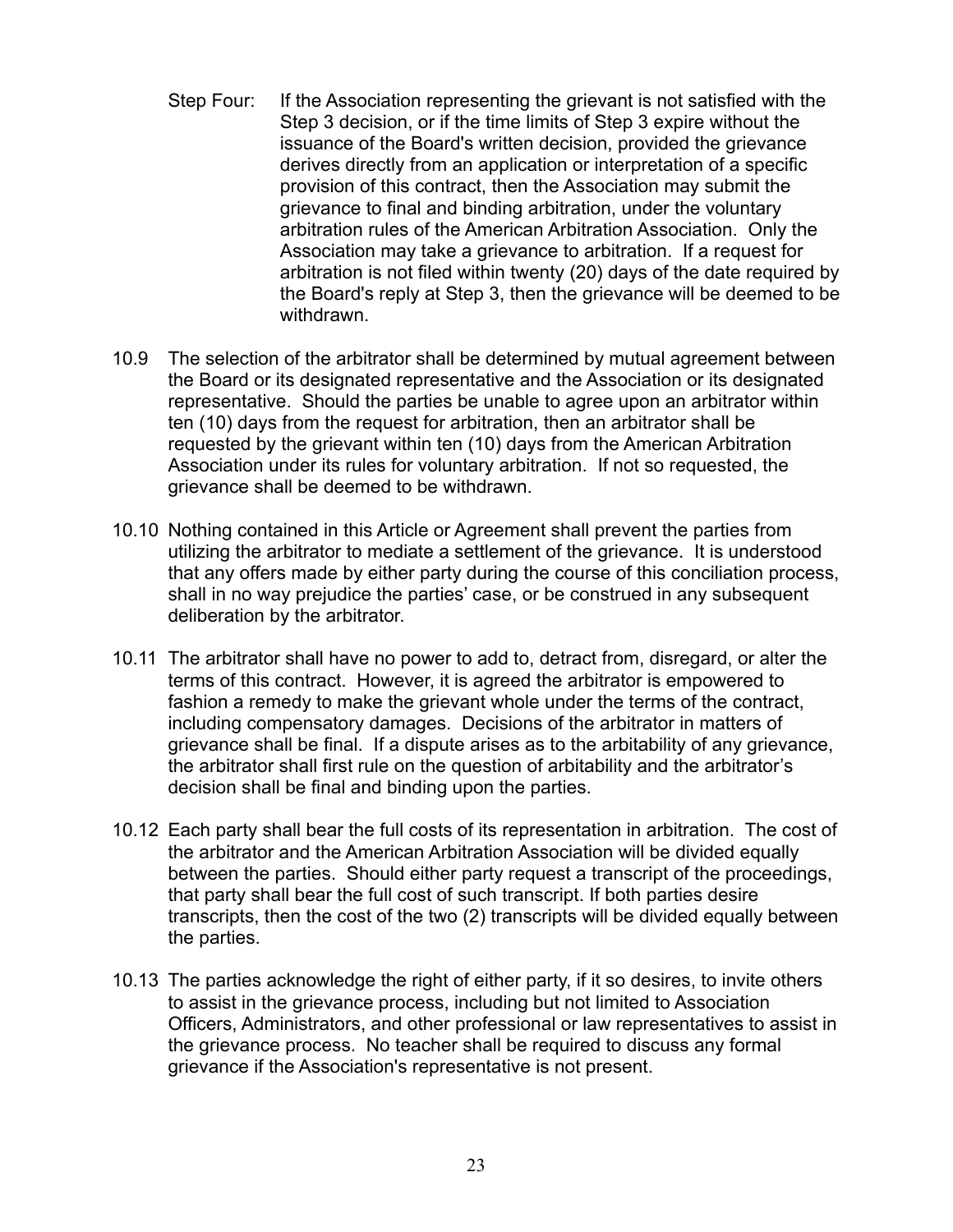Step Four: If the Association representing the grievant is not satisfied with the Step 3 decision, or if the time limits of Step 3 expire without the issuance of the Board's written decision, provided the grievance derives directly from an application or interpretation of a specific provision of this contract, then the Association may submit the grievance to final and binding arbitration, under the voluntary arbitration rules of the American Arbitration Association. Only the Association may take a grievance to arbitration. If a request for arbitration is not filed within twenty (20) days of the date required by the Board's reply at Step 3, then the grievance will be deemed to be withdrawn.

10.9 The selection of the arbitrator shall be determined by mutual agreement between the Board or its designated representative and the Association or its designated representative. Should the parties be unable to agree upon an arbitrator within ten (10) days from the request for arbitration, then an arbitrator shall be requested by the grievant within ten (10) days from the American Arbitration Association under its rules for voluntary arbitration. If not so requested, the grievance shall be deemed to be withdrawn.

10.10 Nothing contained in this Article or Agreement shall prevent the parties from utilizing the arbitrator to mediate a settlement of the grievance. It is understood that any offers made by either party during the course of this conciliation process, shall in no way prejudice the parties' case, or be construed in any subsequent deliberation by the arbitrator.

10.11 The arbitrator shall have no power to add to, detract from, disregard, or alter the terms of this contract. However, it is agreed the arbitrator is empowered to fashion a remedy to make the grievant whole under the terms of the contract, including compensatory damages. Decisions of the arbitrator in matters of grievance shall be final. If a dispute arises as to the arbitability of any grievance, the arbitrator shall first rule on the question of arbitability and the arbitrator's decision shall be final and binding upon the parties.

10.12 Each party shall bear the full costs of its representation in arbitration. The cost of the arbitrator and the American Arbitration Association will be divided equally between the parties. Should either party request a transcript of the proceedings, that party shall bear the full cost of such transcript. If both parties desire transcripts, then the cost of the two (2) transcripts will be divided equally between the parties.

10.13 The parties acknowledge the right of either party, if it so desires, to invite others to assist in the grievance process, including but not limited to Association Officers, Administrators, and other professional or law representatives to assist in the grievance process. No teacher shall be required to discuss any formal grievance if the Association's representative is not present.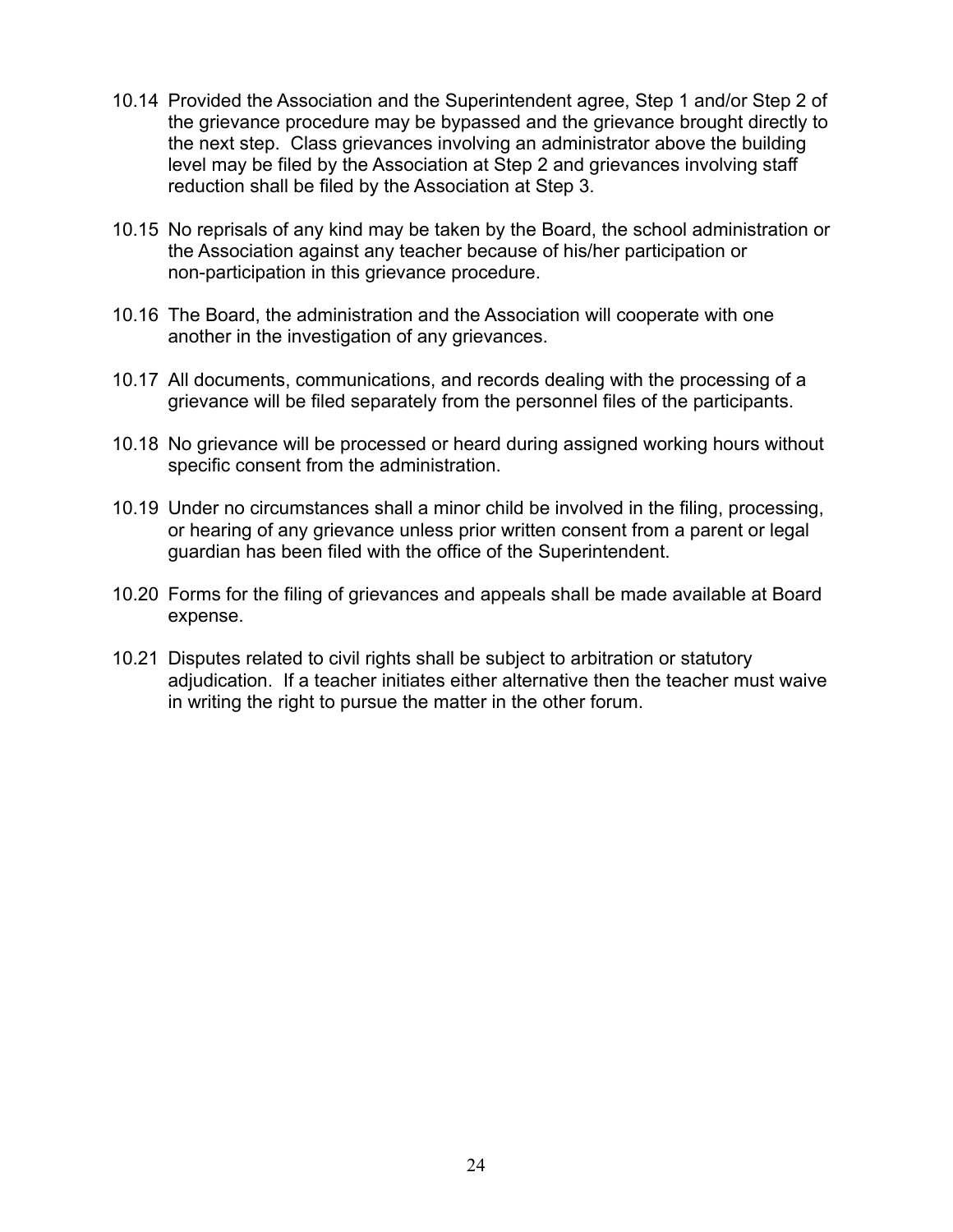10.14 Provided the Association and the Superintendent agree, Step 1 and/or Step 2 of the grievance procedure may be bypassed and the grievance brought directly to the next step. Class grievances involving an administrator above the building level may be filed by the Association at Step 2 and grievances involving staff reduction shall be filed by the Association at Step 3.

10.15 No reprisals of any kind may be taken by the Board, the school administration or the Association against any teacher because of his/her participation or non-participation in this grievance procedure.

10.16 The Board, the administration and the Association will cooperate with one another in the investigation of any grievances.

10.17 All documents, communications, and records dealing with the processing of a grievance will be filed separately from the personnel files of the participants.

10.18 No grievance will be processed or heard during assigned working hours without specific consent from the administration.

10.19 Under no circumstances shall a minor child be involved in the filing, processing, or hearing of any grievance unless prior written consent from a parent or legal guardian has been filed with the office of the Superintendent.

10.20 Forms for the filing of grievances and appeals shall be made available at Board expense.

10.21 Disputes related to civil rights shall be subject to arbitration or statutory adjudication. If a teacher initiates either alternative then the teacher must waive in writing the right to pursue the matter in the other forum.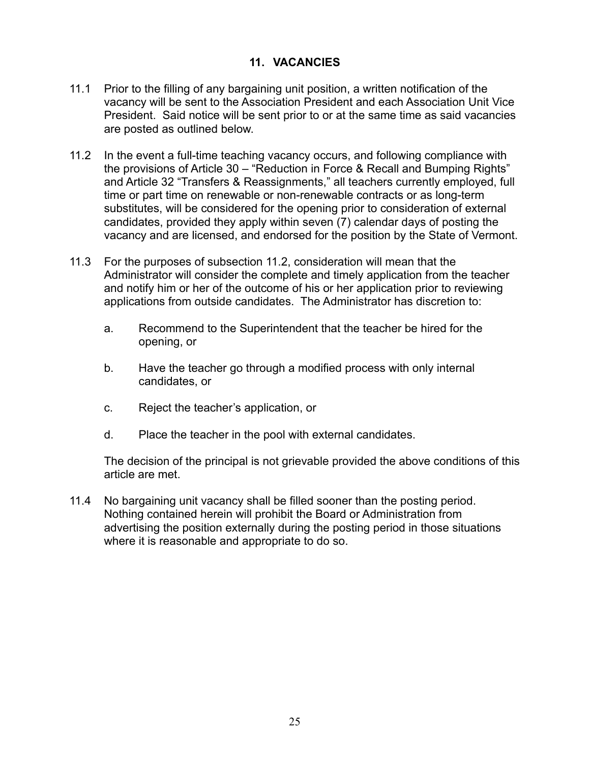## 11. VACANCIES

11.1 Prior to the filling of any bargaining unit position, a written notification of the vacancy will be sent to the Association President and each Association Unit Vice President. Said notice will be sent prior to or at the same time as said vacancies are posted as outlined below.

11.2 In the event a full-time teaching vacancy occurs, and following compliance with the provisions of Article 30 – "Reduction in Force & Recall and Bumping Rights" and Article 32 "Transfers & Reassignments," all teachers currently employed, full time or part time on renewable or non-renewable contracts or as long-term substitutes, will be considered for the opening prior to consideration of external candidates, provided they apply within seven (7) calendar days of posting the vacancy and are licensed, and endorsed for the position by the State of Vermont.

11.3 For the purposes of subsection 11.2, consideration will mean that the Administrator will consider the complete and timely application from the teacher and notify him or her of the outcome of his or her application prior to reviewing applications from outside candidates. The Administrator has discretion to:

  a. Recommend to the Superintendent that the teacher be hired for the opening, or

  b. Have the teacher go through a modified process with only internal candidates, or

  c. Reject the teacher's application, or

  d. Place the teacher in the pool with external candidates.

  The decision of the principal is not grievable provided the above conditions of this article are met.

11.4 No bargaining unit vacancy shall be filled sooner than the posting period. Nothing contained herein will prohibit the Board or Administration from advertising the position externally during the posting period in those situations where it is reasonable and appropriate to do so.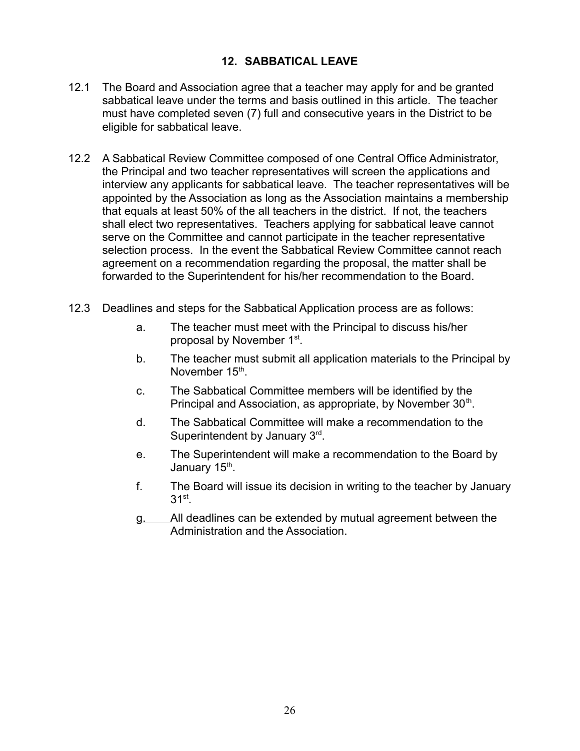## 12. SABBATICAL LEAVE

12.1 The Board and Association agree that a teacher may apply for and be granted sabbatical leave under the terms and basis outlined in this article. The teacher must have completed seven (7) full and consecutive years in the District to be eligible for sabbatical leave.

12.2 A Sabbatical Review Committee composed of one Central Office Administrator, the Principal and two teacher representatives will screen the applications and interview any applicants for sabbatical leave. The teacher representatives will be appointed by the Association as long as the Association maintains a membership that equals at least 50% of the all teachers in the district. If not, the teachers shall elect two representatives. Teachers applying for sabbatical leave cannot serve on the Committee and cannot participate in the teacher representative selection process. In the event the Sabbatical Review Committee cannot reach agreement on a recommendation regarding the proposal, the matter shall be forwarded to the Superintendent for his/her recommendation to the Board.

12.3 Deadlines and steps for the Sabbatical Application process are as follows:

a. The teacher must meet with the Principal to discuss his/her proposal by November 1st.

b. The teacher must submit all application materials to the Principal by November 15th.

c. The Sabbatical Committee members will be identified by the Principal and Association, as appropriate, by November 30th.

d. The Sabbatical Committee will make a recommendation to the Superintendent by January 3rd.

e. The Superintendent will make a recommendation to the Board by January 15th.

f. The Board will issue its decision in writing to the teacher by January 31st.

g. All deadlines can be extended by mutual agreement between the Administration and the Association.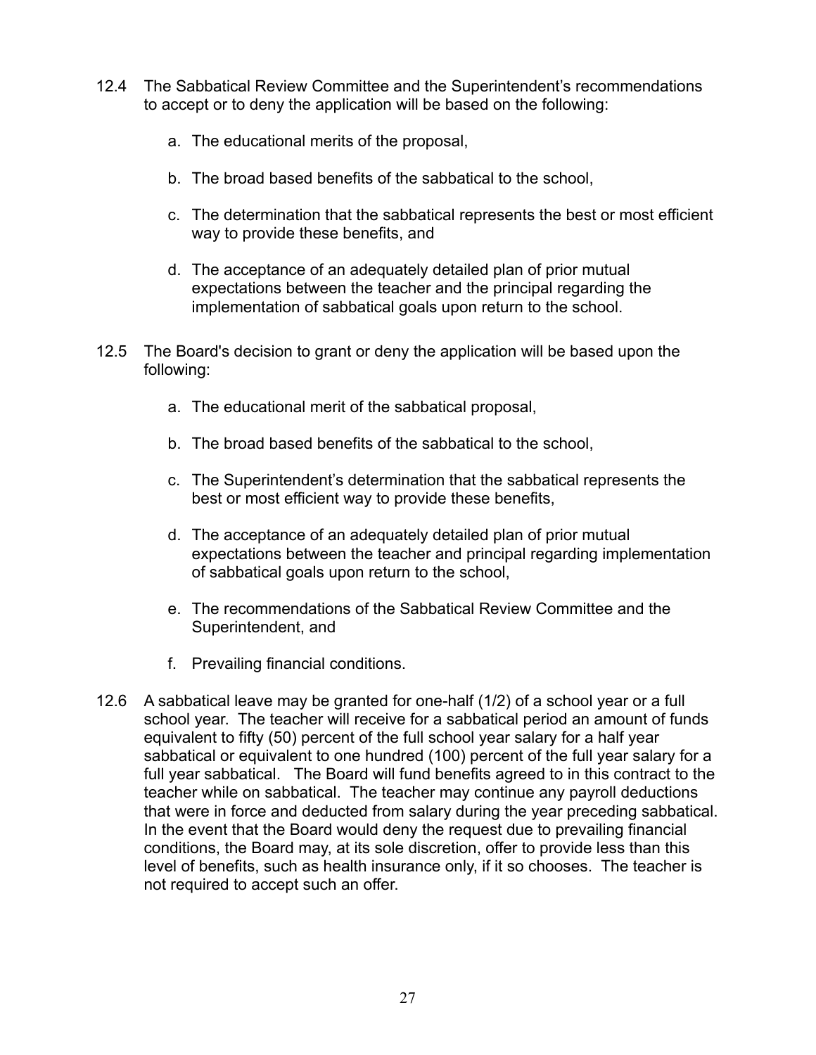12.4 The Sabbatical Review Committee and the Superintendent's recommendations to accept or to deny the application will be based on the following:

a. The educational merits of the proposal,

b. The broad based benefits of the sabbatical to the school,

c. The determination that the sabbatical represents the best or most efficient way to provide these benefits, and

d. The acceptance of an adequately detailed plan of prior mutual expectations between the teacher and the principal regarding the implementation of sabbatical goals upon return to the school.

12.5 The Board's decision to grant or deny the application will be based upon the following:

a. The educational merit of the sabbatical proposal,

b. The broad based benefits of the sabbatical to the school,

c. The Superintendent's determination that the sabbatical represents the best or most efficient way to provide these benefits,

d. The acceptance of an adequately detailed plan of prior mutual expectations between the teacher and principal regarding implementation of sabbatical goals upon return to the school,

e. The recommendations of the Sabbatical Review Committee and the Superintendent, and

f. Prevailing financial conditions.

12.6 A sabbatical leave may be granted for one-half (1/2) of a school year or a full school year. The teacher will receive for a sabbatical period an amount of funds equivalent to fifty (50) percent of the full school year salary for a half year sabbatical or equivalent to one hundred (100) percent of the full year salary for a full year sabbatical. The Board will fund benefits agreed to in this contract to the teacher while on sabbatical. The teacher may continue any payroll deductions that were in force and deducted from salary during the year preceding sabbatical. In the event that the Board would deny the request due to prevailing financial conditions, the Board may, at its sole discretion, offer to provide less than this level of benefits, such as health insurance only, if it so chooses. The teacher is not required to accept such an offer.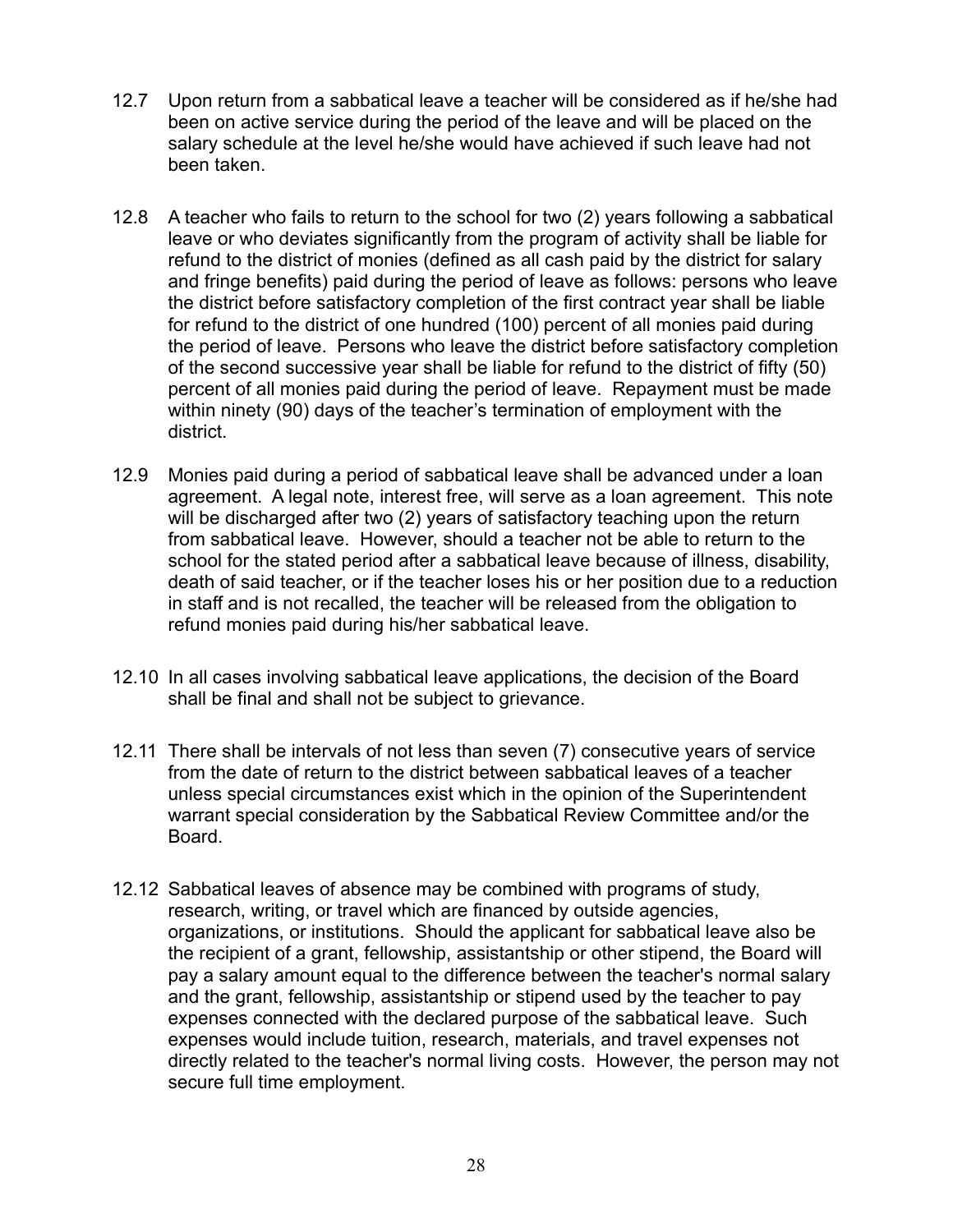12.7 Upon return from a sabbatical leave a teacher will be considered as if he/she had been on active service during the period of the leave and will be placed on the salary schedule at the level he/she would have achieved if such leave had not been taken.

12.8 A teacher who fails to return to the school for two (2) years following a sabbatical leave or who deviates significantly from the program of activity shall be liable for refund to the district of monies (defined as all cash paid by the district for salary and fringe benefits) paid during the period of leave as follows: persons who leave the district before satisfactory completion of the first contract year shall be liable for refund to the district of one hundred (100) percent of all monies paid during the period of leave. Persons who leave the district before satisfactory completion of the second successive year shall be liable for refund to the district of fifty (50) percent of all monies paid during the period of leave. Repayment must be made within ninety (90) days of the teacher's termination of employment with the district.

12.9 Monies paid during a period of sabbatical leave shall be advanced under a loan agreement. A legal note, interest free, will serve as a loan agreement. This note will be discharged after two (2) years of satisfactory teaching upon the return from sabbatical leave. However, should a teacher not be able to return to the school for the stated period after a sabbatical leave because of illness, disability, death of said teacher, or if the teacher loses his or her position due to a reduction in staff and is not recalled, the teacher will be released from the obligation to refund monies paid during his/her sabbatical leave.

12.10 In all cases involving sabbatical leave applications, the decision of the Board shall be final and shall not be subject to grievance.

12.11 There shall be intervals of not less than seven (7) consecutive years of service from the date of return to the district between sabbatical leaves of a teacher unless special circumstances exist which in the opinion of the Superintendent warrant special consideration by the Sabbatical Review Committee and/or the Board.

12.12 Sabbatical leaves of absence may be combined with programs of study, research, writing, or travel which are financed by outside agencies, organizations, or institutions. Should the applicant for sabbatical leave also be the recipient of a grant, fellowship, assistantship or other stipend, the Board will pay a salary amount equal to the difference between the teacher's normal salary and the grant, fellowship, assistantship or stipend used by the teacher to pay expenses connected with the declared purpose of the sabbatical leave. Such expenses would include tuition, research, materials, and travel expenses not directly related to the teacher's normal living costs. However, the person may not secure full time employment.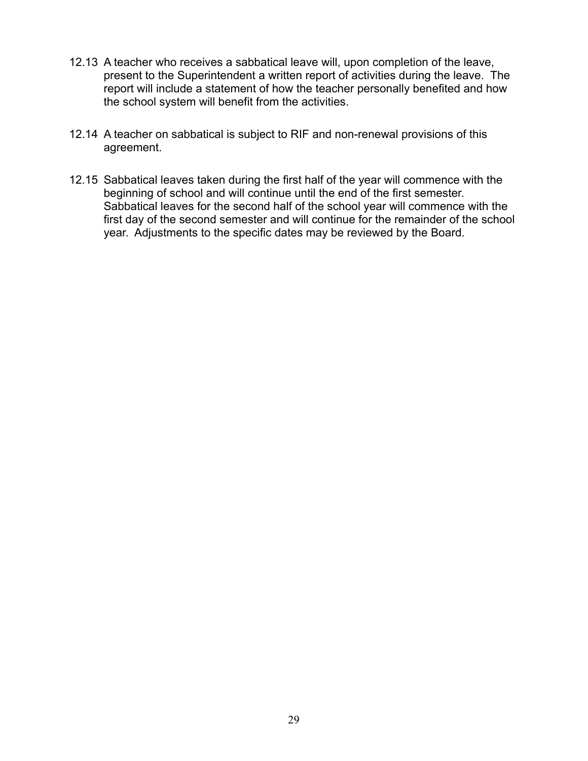12.13 A teacher who receives a sabbatical leave will, upon completion of the leave, present to the Superintendent a written report of activities during the leave. The report will include a statement of how the teacher personally benefited and how the school system will benefit from the activities.

12.14 A teacher on sabbatical is subject to RIF and non-renewal provisions of this agreement.

12.15 Sabbatical leaves taken during the first half of the year will commence with the beginning of school and will continue until the end of the first semester. Sabbatical leaves for the second half of the school year will commence with the first day of the second semester and will continue for the remainder of the school year. Adjustments to the specific dates may be reviewed by the Board.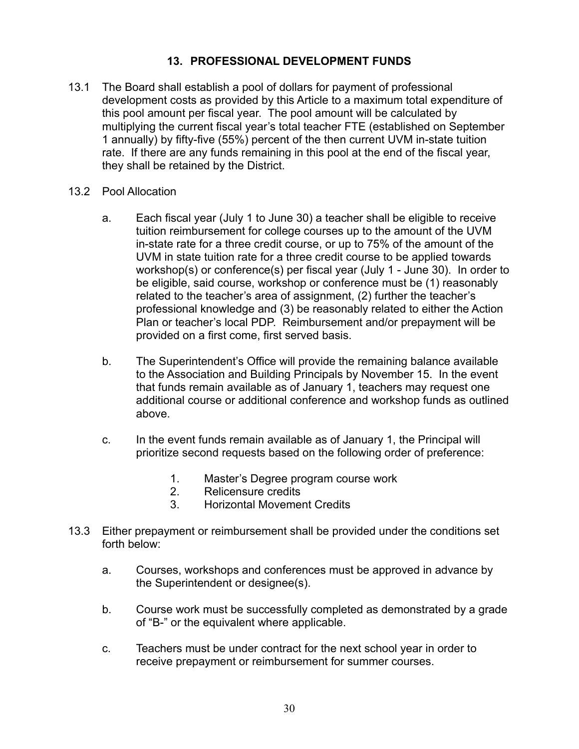## 13. PROFESSIONAL DEVELOPMENT FUNDS

13.1 The Board shall establish a pool of dollars for payment of professional development costs as provided by this Article to a maximum total expenditure of this pool amount per fiscal year. The pool amount will be calculated by multiplying the current fiscal year's total teacher FTE (established on September 1 annually) by fifty-five (55%) percent of the then current UVM in-state tuition rate. If there are any funds remaining in this pool at the end of the fiscal year, they shall be retained by the District.

13.2 Pool Allocation

a. Each fiscal year (July 1 to June 30) a teacher shall be eligible to receive tuition reimbursement for college courses up to the amount of the UVM in-state rate for a three credit course, or up to 75% of the amount of the UVM in state tuition rate for a three credit course to be applied towards workshop(s) or conference(s) per fiscal year (July 1 - June 30). In order to be eligible, said course, workshop or conference must be (1) reasonably related to the teacher's area of assignment, (2) further the teacher's professional knowledge and (3) be reasonably related to either the Action Plan or teacher's local PDP. Reimbursement and/or prepayment will be provided on a first come, first served basis.

b. The Superintendent's Office will provide the remaining balance available to the Association and Building Principals by November 15. In the event that funds remain available as of January 1, teachers may request one additional course or additional conference and workshop funds as outlined above.

c. In the event funds remain available as of January 1, the Principal will prioritize second requests based on the following order of preference:

1. Master's Degree program course work
2. Relicensure credits
3. Horizontal Movement Credits

13.3 Either prepayment or reimbursement shall be provided under the conditions set forth below:

a. Courses, workshops and conferences must be approved in advance by the Superintendent or designee(s).

b. Course work must be successfully completed as demonstrated by a grade of "B-" or the equivalent where applicable.

c. Teachers must be under contract for the next school year in order to receive prepayment or reimbursement for summer courses.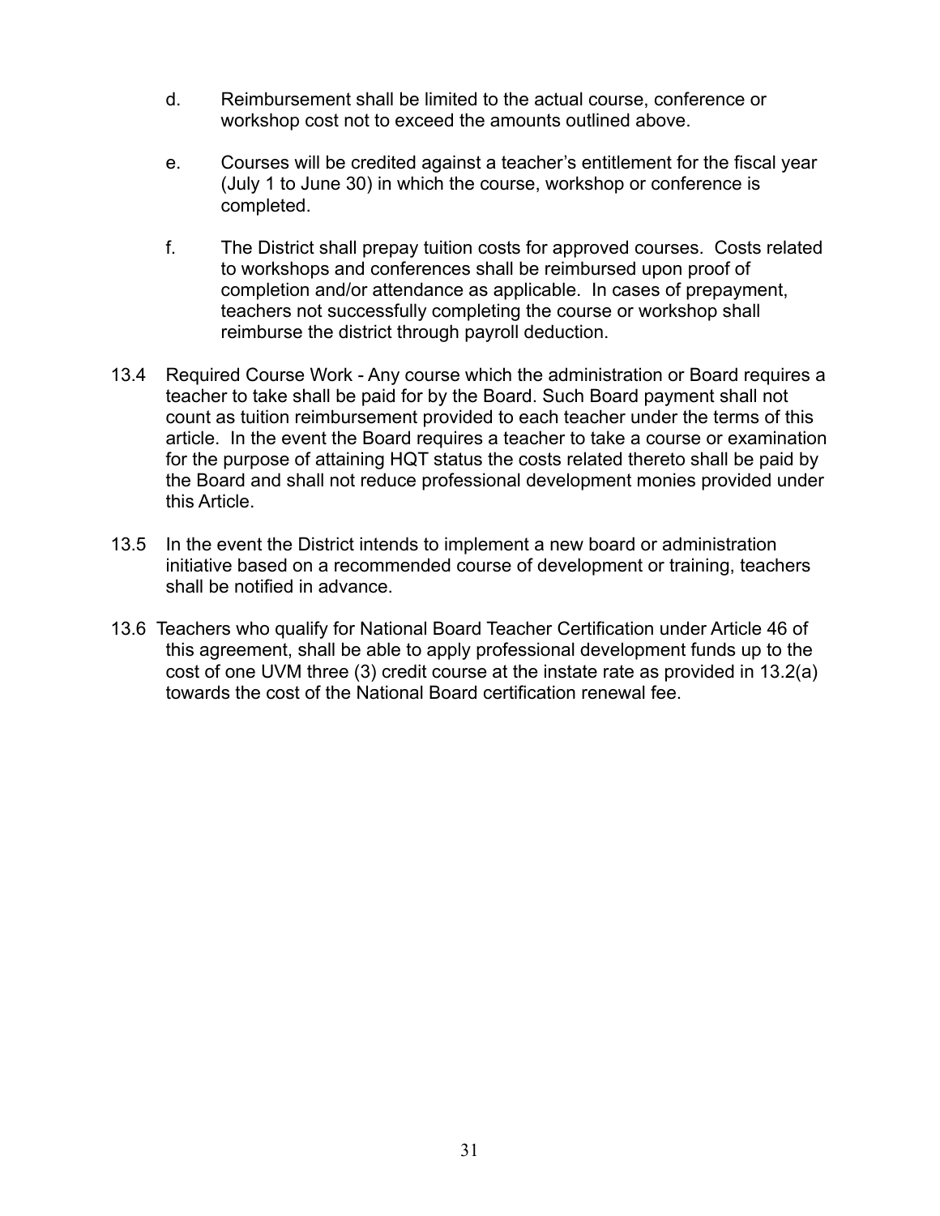d. Reimbursement shall be limited to the actual course, conference or workshop cost not to exceed the amounts outlined above.

e. Courses will be credited against a teacher's entitlement for the fiscal year (July 1 to June 30) in which the course, workshop or conference is completed.

f. The District shall prepay tuition costs for approved courses. Costs related to workshops and conferences shall be reimbursed upon proof of completion and/or attendance as applicable. In cases of prepayment, teachers not successfully completing the course or workshop shall reimburse the district through payroll deduction.

13.4 Required Course Work - Any course which the administration or Board requires a teacher to take shall be paid for by the Board. Such Board payment shall not count as tuition reimbursement provided to each teacher under the terms of this article. In the event the Board requires a teacher to take a course or examination for the purpose of attaining HQT status the costs related thereto shall be paid by the Board and shall not reduce professional development monies provided under this Article.

13.5 In the event the District intends to implement a new board or administration initiative based on a recommended course of development or training, teachers shall be notified in advance.

13.6 Teachers who qualify for National Board Teacher Certification under Article 46 of this agreement, shall be able to apply professional development funds up to the cost of one UVM three (3) credit course at the instate rate as provided in 13.2(a) towards the cost of the National Board certification renewal fee.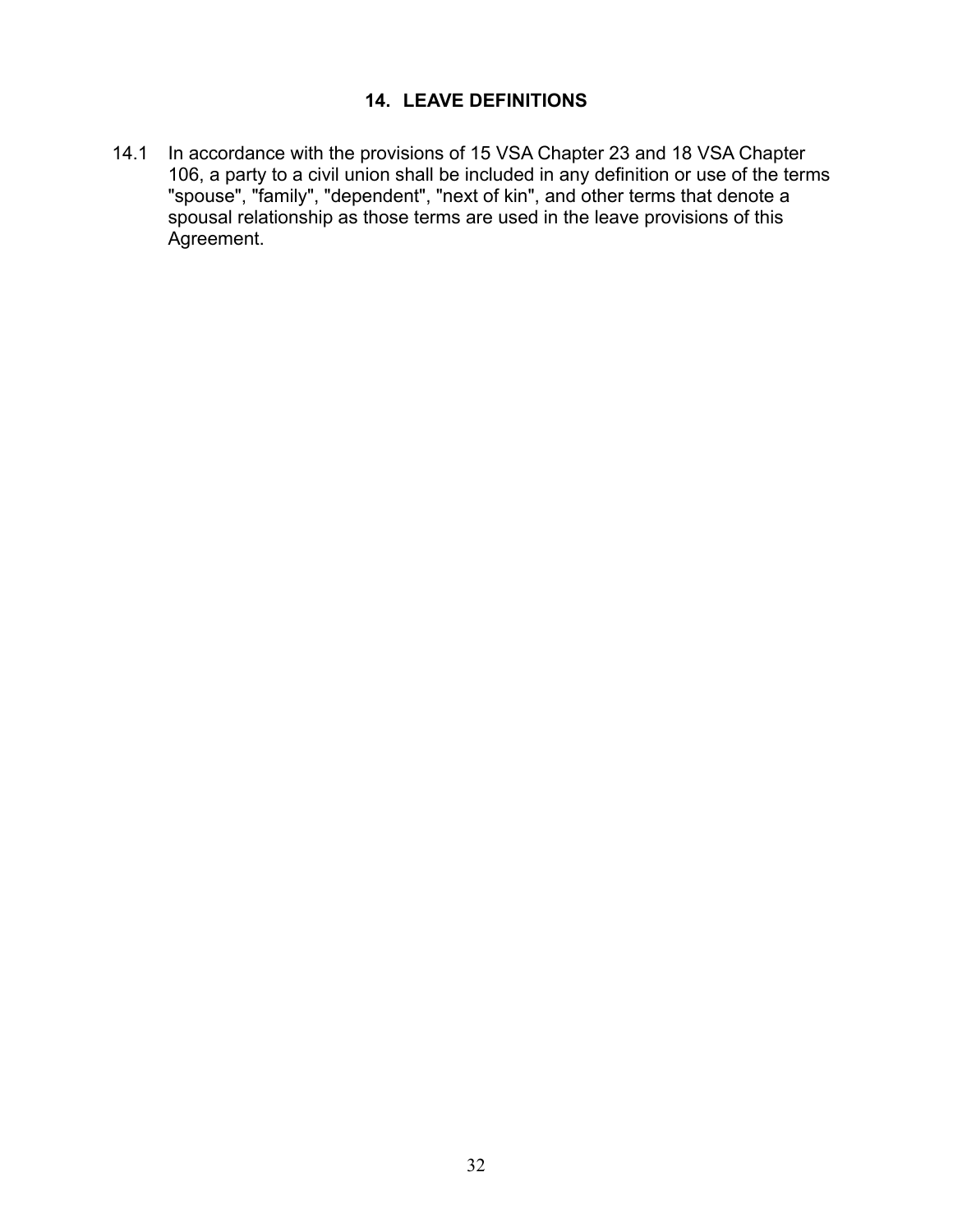## 14. LEAVE DEFINITIONS

14.1 In accordance with the provisions of 15 VSA Chapter 23 and 18 VSA Chapter 106, a party to a civil union shall be included in any definition or use of the terms "spouse", "family", "dependent", "next of kin", and other terms that denote a spousal relationship as those terms are used in the leave provisions of this Agreement.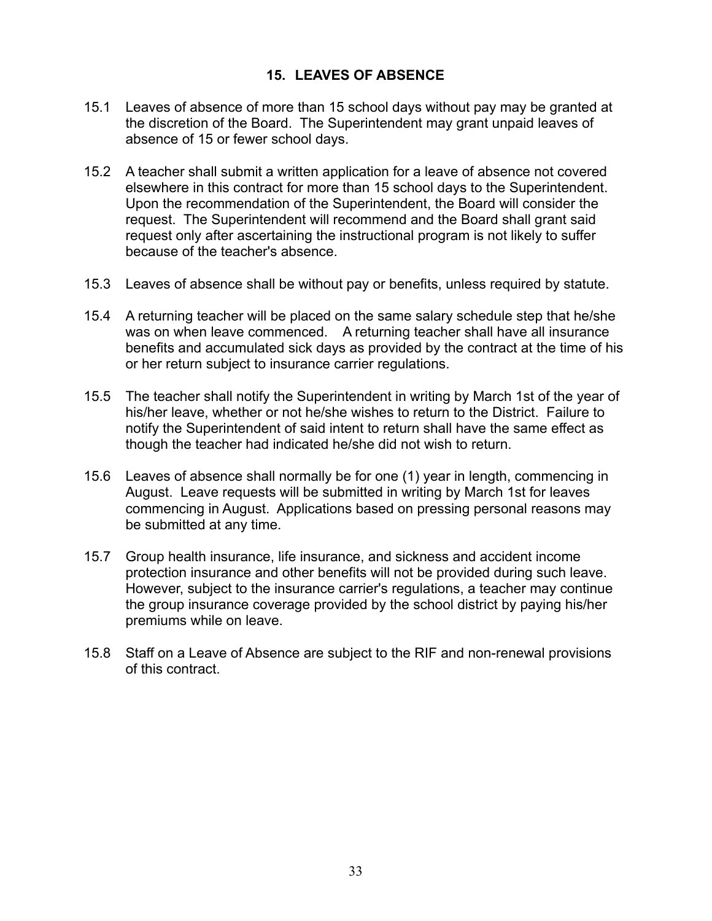## 15. LEAVES OF ABSENCE

15.1 Leaves of absence of more than 15 school days without pay may be granted at the discretion of the Board. The Superintendent may grant unpaid leaves of absence of 15 or fewer school days.

15.2 A teacher shall submit a written application for a leave of absence not covered elsewhere in this contract for more than 15 school days to the Superintendent. Upon the recommendation of the Superintendent, the Board will consider the request. The Superintendent will recommend and the Board shall grant said request only after ascertaining the instructional program is not likely to suffer because of the teacher's absence.

15.3 Leaves of absence shall be without pay or benefits, unless required by statute.

15.4 A returning teacher will be placed on the same salary schedule step that he/she was on when leave commenced. A returning teacher shall have all insurance benefits and accumulated sick days as provided by the contract at the time of his or her return subject to insurance carrier regulations.

15.5 The teacher shall notify the Superintendent in writing by March 1st of the year of his/her leave, whether or not he/she wishes to return to the District. Failure to notify the Superintendent of said intent to return shall have the same effect as though the teacher had indicated he/she did not wish to return.

15.6 Leaves of absence shall normally be for one (1) year in length, commencing in August. Leave requests will be submitted in writing by March 1st for leaves commencing in August. Applications based on pressing personal reasons may be submitted at any time.

15.7 Group health insurance, life insurance, and sickness and accident income protection insurance and other benefits will not be provided during such leave. However, subject to the insurance carrier's regulations, a teacher may continue the group insurance coverage provided by the school district by paying his/her premiums while on leave.

15.8 Staff on a Leave of Absence are subject to the RIF and non-renewal provisions of this contract.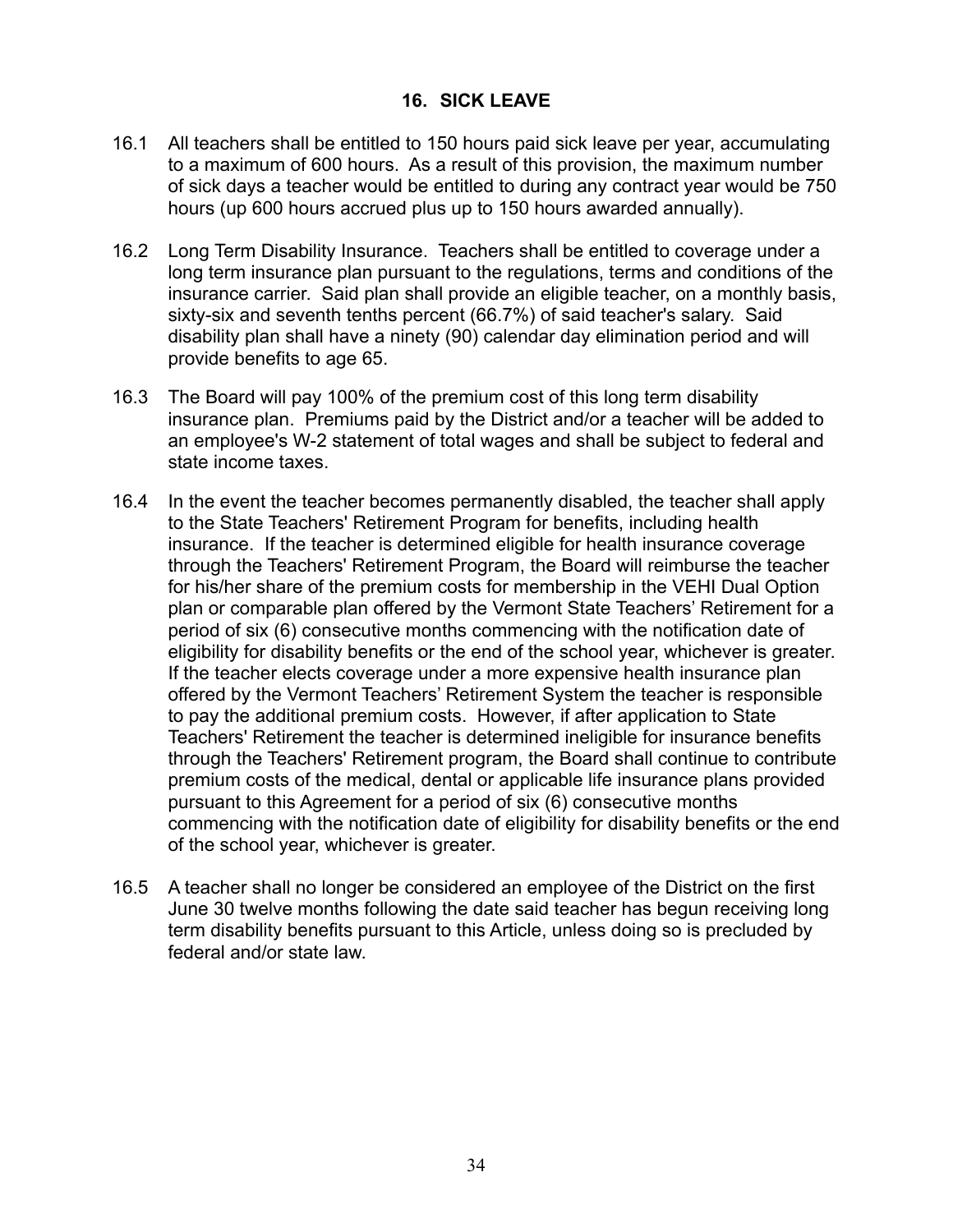## 16. SICK LEAVE

16.1 All teachers shall be entitled to 150 hours paid sick leave per year, accumulating to a maximum of 600 hours. As a result of this provision, the maximum number of sick days a teacher would be entitled to during any contract year would be 750 hours (up 600 hours accrued plus up to 150 hours awarded annually).

16.2 Long Term Disability Insurance. Teachers shall be entitled to coverage under a long term insurance plan pursuant to the regulations, terms and conditions of the insurance carrier. Said plan shall provide an eligible teacher, on a monthly basis, sixty-six and seventh tenths percent (66.7%) of said teacher's salary. Said disability plan shall have a ninety (90) calendar day elimination period and will provide benefits to age 65.

16.3 The Board will pay 100% of the premium cost of this long term disability insurance plan. Premiums paid by the District and/or a teacher will be added to an employee's W-2 statement of total wages and shall be subject to federal and state income taxes.

16.4 In the event the teacher becomes permanently disabled, the teacher shall apply to the State Teachers' Retirement Program for benefits, including health insurance. If the teacher is determined eligible for health insurance coverage through the Teachers' Retirement Program, the Board will reimburse the teacher for his/her share of the premium costs for membership in the VEHI Dual Option plan or comparable plan offered by the Vermont State Teachers' Retirement for a period of six (6) consecutive months commencing with the notification date of eligibility for disability benefits or the end of the school year, whichever is greater. If the teacher elects coverage under a more expensive health insurance plan offered by the Vermont Teachers' Retirement System the teacher is responsible to pay the additional premium costs. However, if after application to State Teachers' Retirement the teacher is determined ineligible for insurance benefits through the Teachers' Retirement program, the Board shall continue to contribute premium costs of the medical, dental or applicable life insurance plans provided pursuant to this Agreement for a period of six (6) consecutive months commencing with the notification date of eligibility for disability benefits or the end of the school year, whichever is greater.

16.5 A teacher shall no longer be considered an employee of the District on the first June 30 twelve months following the date said teacher has begun receiving long term disability benefits pursuant to this Article, unless doing so is precluded by federal and/or state law.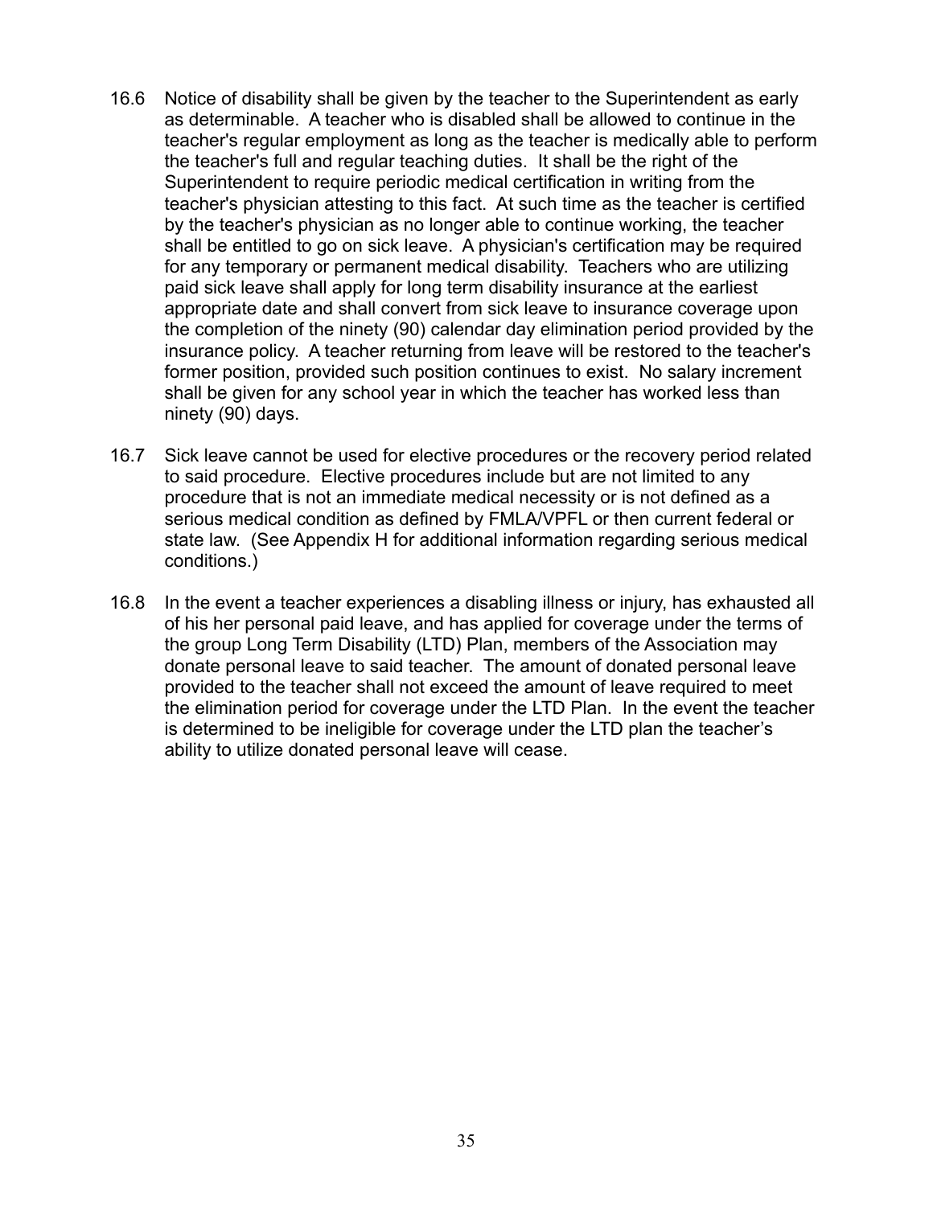16.6 Notice of disability shall be given by the teacher to the Superintendent as early as determinable. A teacher who is disabled shall be allowed to continue in the teacher's regular employment as long as the teacher is medically able to perform the teacher's full and regular teaching duties. It shall be the right of the Superintendent to require periodic medical certification in writing from the teacher's physician attesting to this fact. At such time as the teacher is certified by the teacher's physician as no longer able to continue working, the teacher shall be entitled to go on sick leave. A physician's certification may be required for any temporary or permanent medical disability. Teachers who are utilizing paid sick leave shall apply for long term disability insurance at the earliest appropriate date and shall convert from sick leave to insurance coverage upon the completion of the ninety (90) calendar day elimination period provided by the insurance policy. A teacher returning from leave will be restored to the teacher's former position, provided such position continues to exist. No salary increment shall be given for any school year in which the teacher has worked less than ninety (90) days.

16.7 Sick leave cannot be used for elective procedures or the recovery period related to said procedure. Elective procedures include but are not limited to any procedure that is not an immediate medical necessity or is not defined as a serious medical condition as defined by FMLA/VPFL or then current federal or state law. (See Appendix H for additional information regarding serious medical conditions.)

16.8 In the event a teacher experiences a disabling illness or injury, has exhausted all of his her personal paid leave, and has applied for coverage under the terms of the group Long Term Disability (LTD) Plan, members of the Association may donate personal leave to said teacher. The amount of donated personal leave provided to the teacher shall not exceed the amount of leave required to meet the elimination period for coverage under the LTD Plan. In the event the teacher is determined to be ineligible for coverage under the LTD plan the teacher's ability to utilize donated personal leave will cease.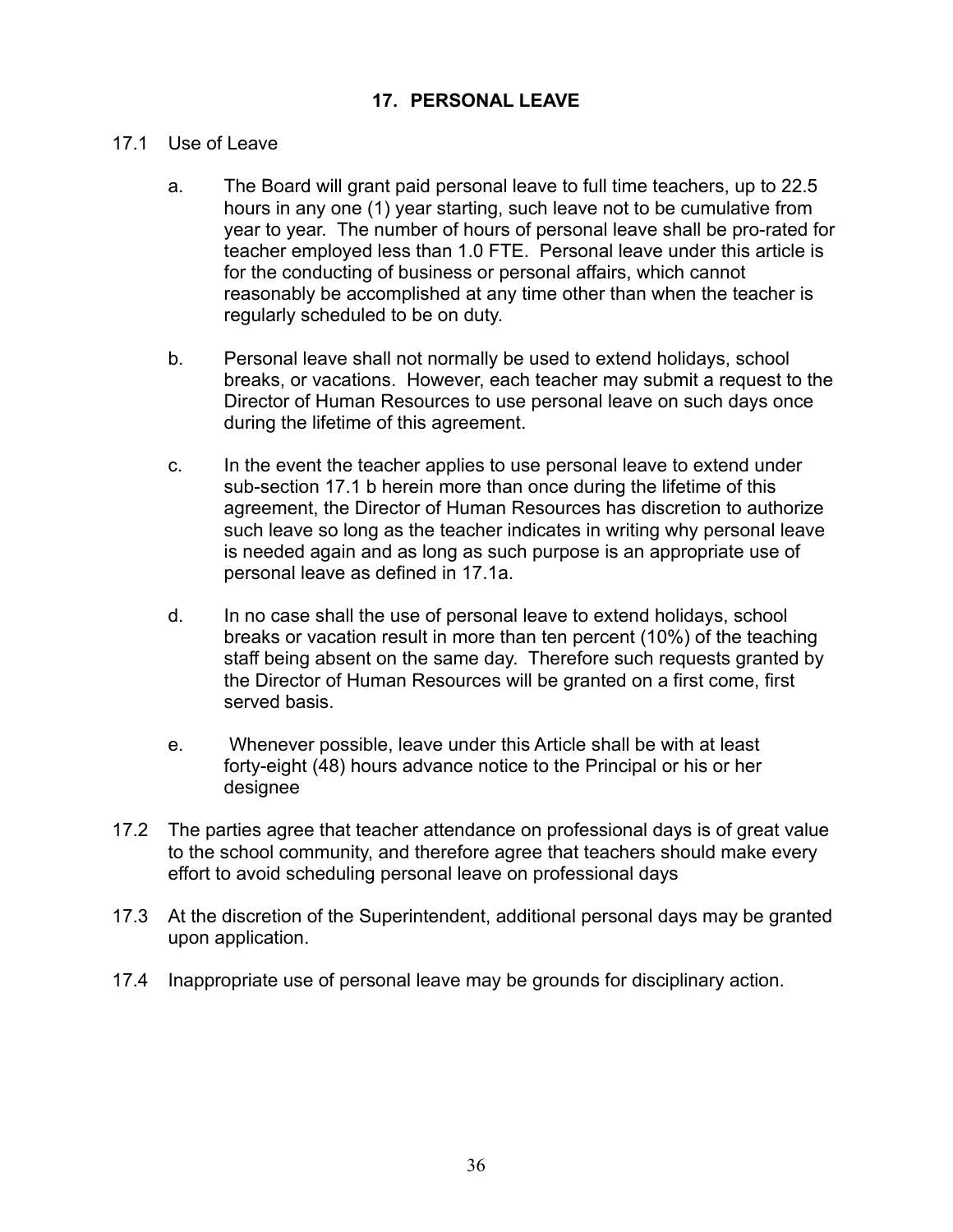## 17. PERSONAL LEAVE

17.1 Use of Leave

a. The Board will grant paid personal leave to full time teachers, up to 22.5 hours in any one (1) year starting, such leave not to be cumulative from year to year. The number of hours of personal leave shall be pro-rated for teacher employed less than 1.0 FTE. Personal leave under this article is for the conducting of business or personal affairs, which cannot reasonably be accomplished at any time other than when the teacher is regularly scheduled to be on duty.

b. Personal leave shall not normally be used to extend holidays, school breaks, or vacations. However, each teacher may submit a request to the Director of Human Resources to use personal leave on such days once during the lifetime of this agreement.

c. In the event the teacher applies to use personal leave to extend under sub-section 17.1 b herein more than once during the lifetime of this agreement, the Director of Human Resources has discretion to authorize such leave so long as the teacher indicates in writing why personal leave is needed again and as long as such purpose is an appropriate use of personal leave as defined in 17.1a.

d. In no case shall the use of personal leave to extend holidays, school breaks or vacation result in more than ten percent (10%) of the teaching staff being absent on the same day. Therefore such requests granted by the Director of Human Resources will be granted on a first come, first served basis.

e. Whenever possible, leave under this Article shall be with at least forty-eight (48) hours advance notice to the Principal or his or her designee

17.2 The parties agree that teacher attendance on professional days is of great value to the school community, and therefore agree that teachers should make every effort to avoid scheduling personal leave on professional days

17.3 At the discretion of the Superintendent, additional personal days may be granted upon application.

17.4 Inappropriate use of personal leave may be grounds for disciplinary action.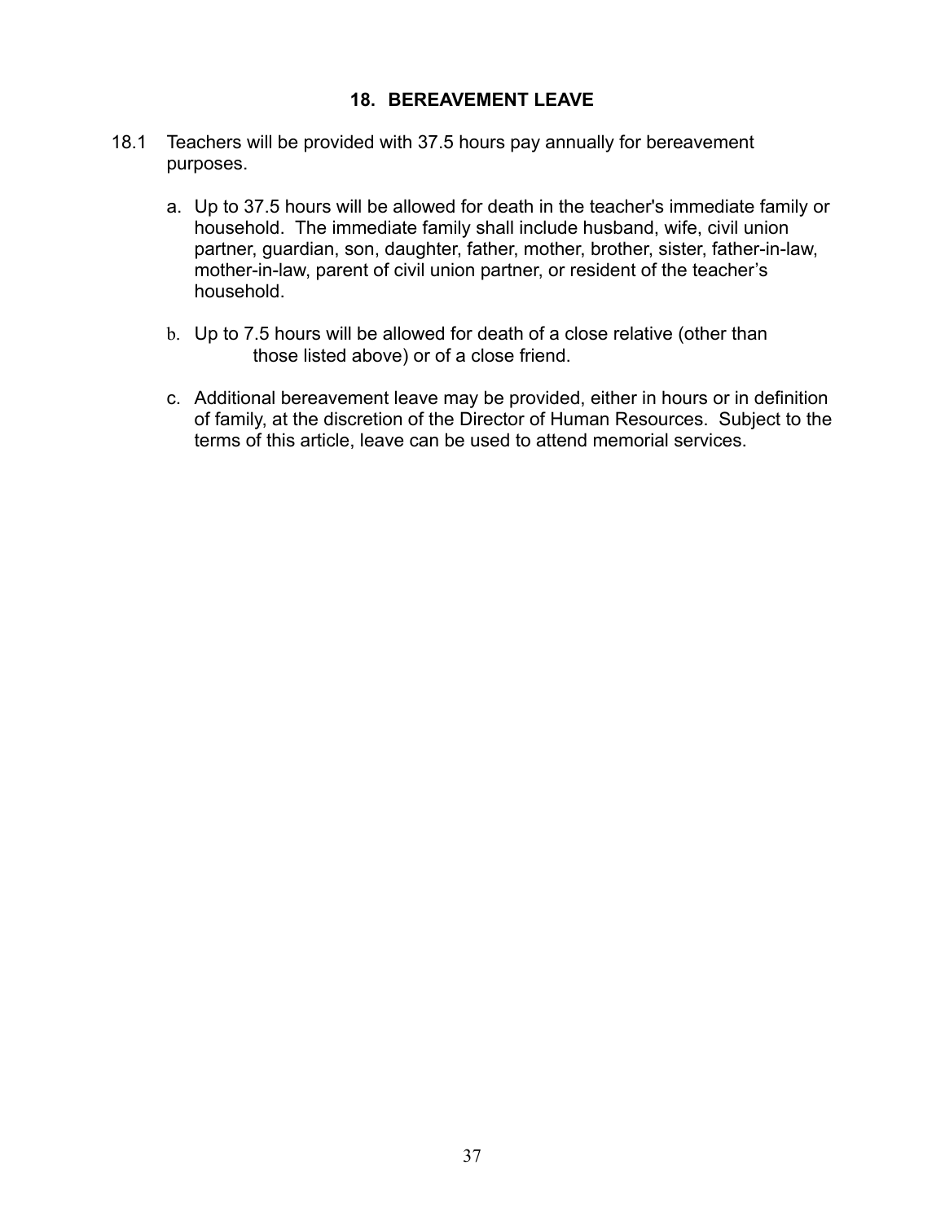## 18. BEREAVEMENT LEAVE

18.1 Teachers will be provided with 37.5 hours pay annually for bereavement purposes.

a. Up to 37.5 hours will be allowed for death in the teacher's immediate family or household. The immediate family shall include husband, wife, civil union partner, guardian, son, daughter, father, mother, brother, sister, father-in-law, mother-in-law, parent of civil union partner, or resident of the teacher's household.

b. Up to 7.5 hours will be allowed for death of a close relative (other than those listed above) or of a close friend.

c. Additional bereavement leave may be provided, either in hours or in definition of family, at the discretion of the Director of Human Resources. Subject to the terms of this article, leave can be used to attend memorial services.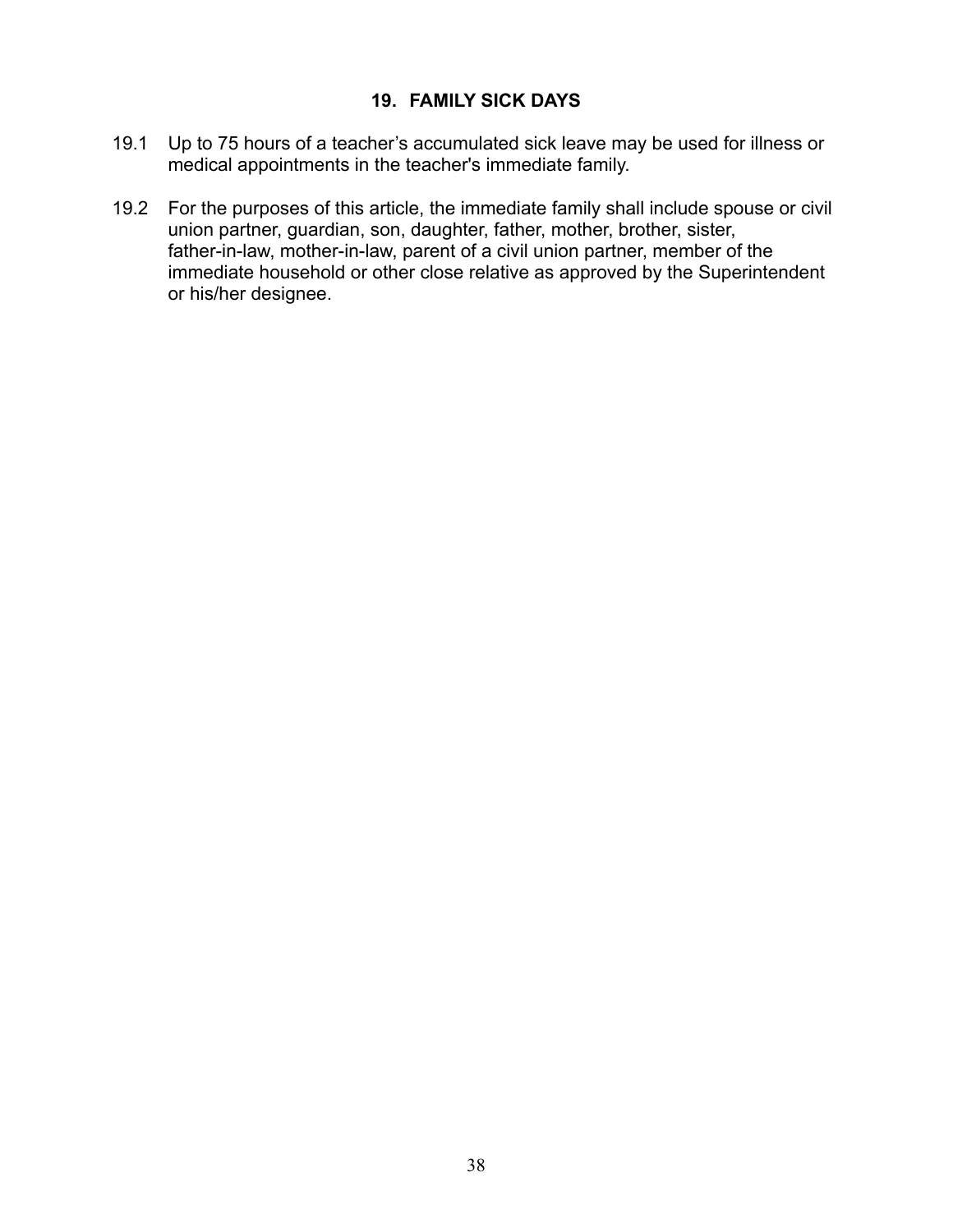## 19. FAMILY SICK DAYS

19.1 Up to 75 hours of a teacher’s accumulated sick leave may be used for illness or medical appointments in the teacher's immediate family.

19.2 For the purposes of this article, the immediate family shall include spouse or civil union partner, guardian, son, daughter, father, mother, brother, sister, father-in-law, mother-in-law, parent of a civil union partner, member of the immediate household or other close relative as approved by the Superintendent or his/her designee.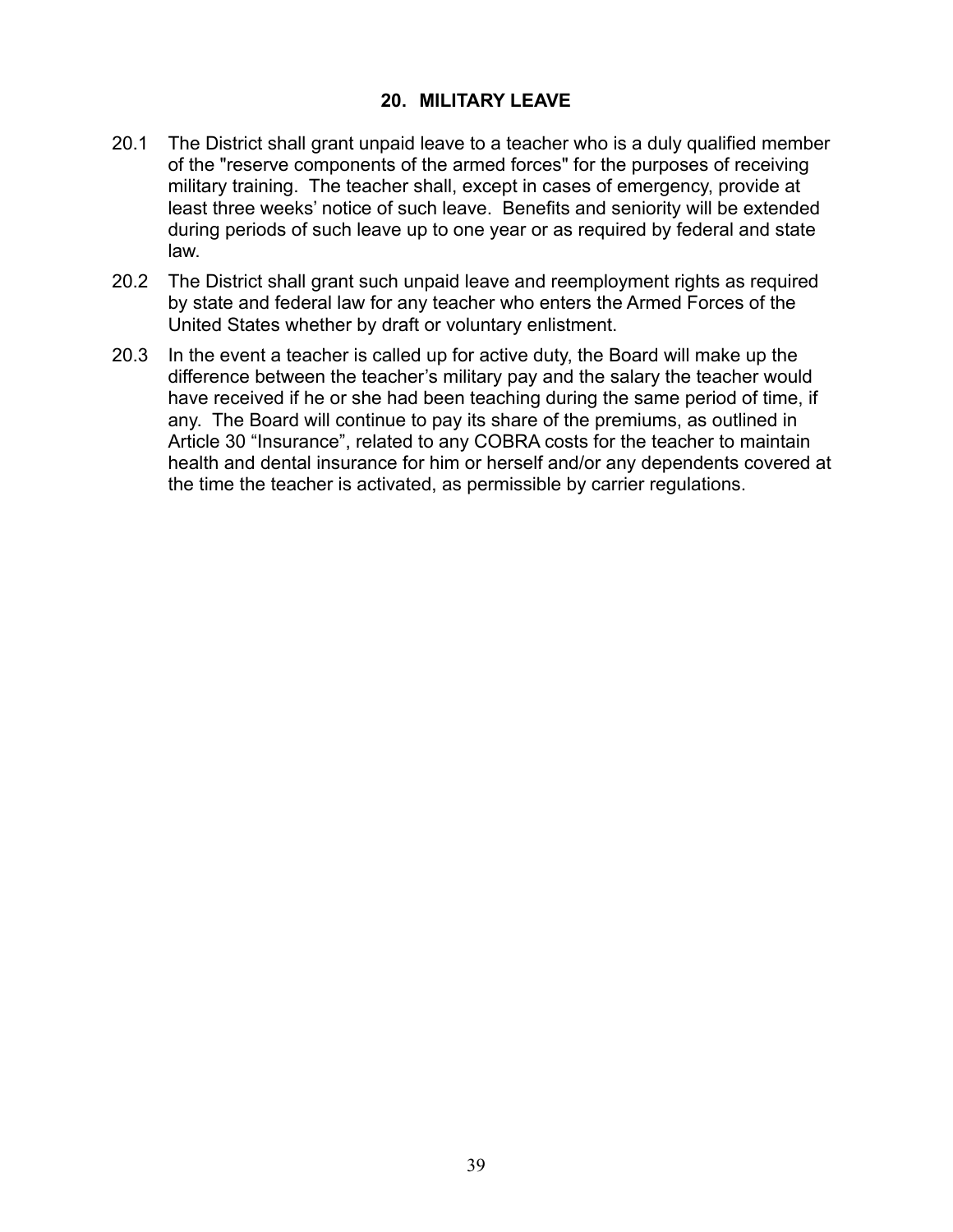## 20. MILITARY LEAVE

20.1 The District shall grant unpaid leave to a teacher who is a duly qualified member of the "reserve components of the armed forces" for the purposes of receiving military training. The teacher shall, except in cases of emergency, provide at least three weeks' notice of such leave. Benefits and seniority will be extended during periods of such leave up to one year or as required by federal and state law.

20.2 The District shall grant such unpaid leave and reemployment rights as required by state and federal law for any teacher who enters the Armed Forces of the United States whether by draft or voluntary enlistment.

20.3 In the event a teacher is called up for active duty, the Board will make up the difference between the teacher's military pay and the salary the teacher would have received if he or she had been teaching during the same period of time, if any. The Board will continue to pay its share of the premiums, as outlined in Article 30 "Insurance", related to any COBRA costs for the teacher to maintain health and dental insurance for him or herself and/or any dependents covered at the time the teacher is activated, as permissible by carrier regulations.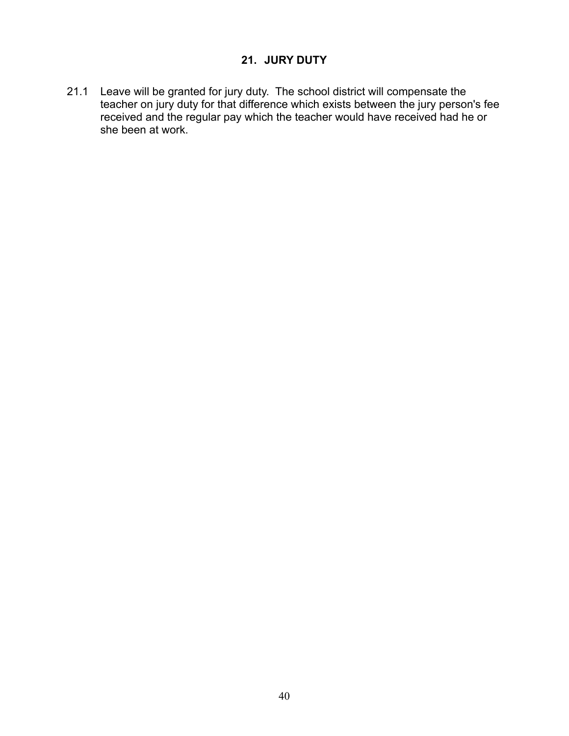## 21. JURY DUTY

21.1 Leave will be granted for jury duty. The school district will compensate the teacher on jury duty for that difference which exists between the jury person's fee received and the regular pay which the teacher would have received had he or she been at work.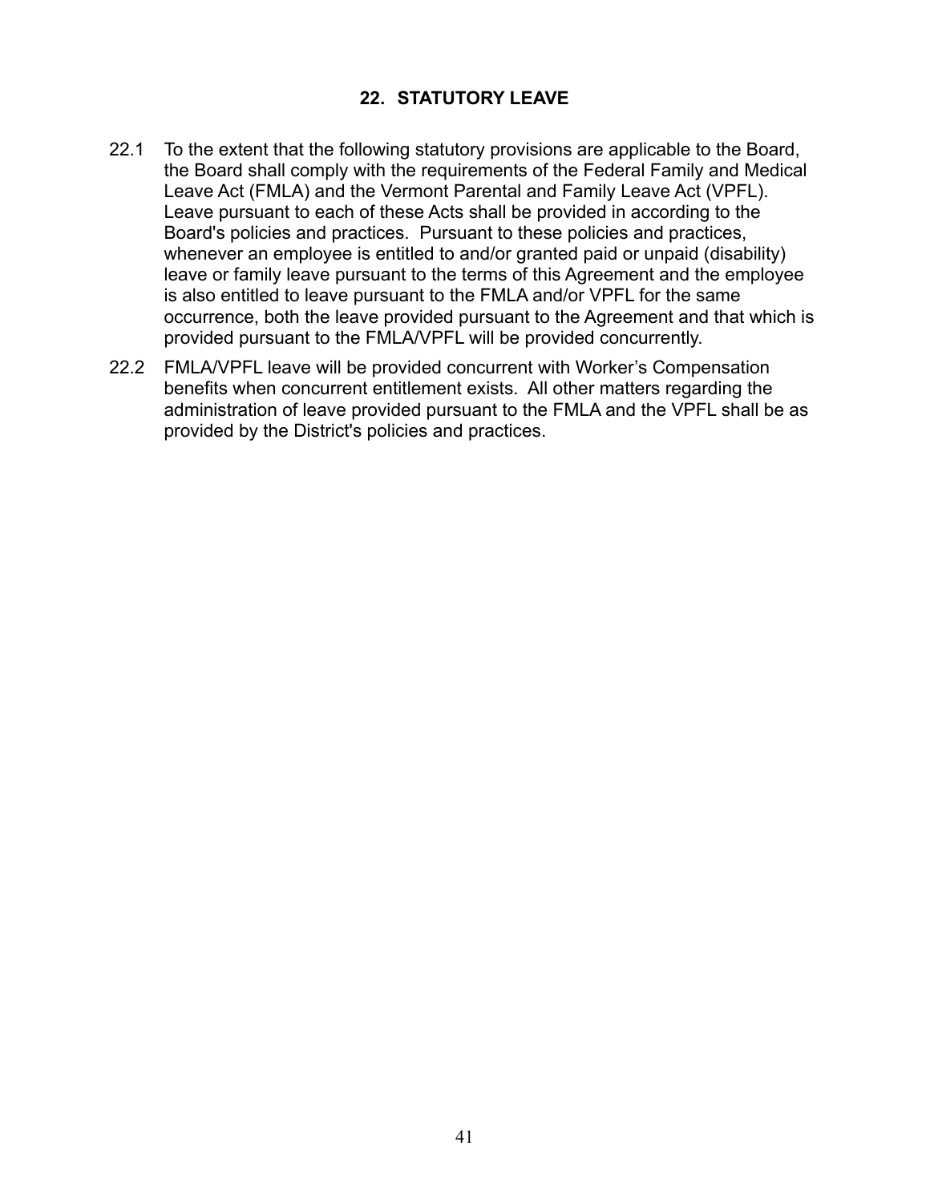## 22. STATUTORY LEAVE

22.1 To the extent that the following statutory provisions are applicable to the Board, the Board shall comply with the requirements of the Federal Family and Medical Leave Act (FMLA) and the Vermont Parental and Family Leave Act (VPFL). Leave pursuant to each of these Acts shall be provided in according to the Board's policies and practices. Pursuant to these policies and practices, whenever an employee is entitled to and/or granted paid or unpaid (disability) leave or family leave pursuant to the terms of this Agreement and the employee is also entitled to leave pursuant to the FMLA and/or VPFL for the same occurrence, both the leave provided pursuant to the Agreement and that which is provided pursuant to the FMLA/VPFL will be provided concurrently.

22.2 FMLA/VPFL leave will be provided concurrent with Worker's Compensation benefits when concurrent entitlement exists. All other matters regarding the administration of leave provided pursuant to the FMLA and the VPFL shall be as provided by the District's policies and practices.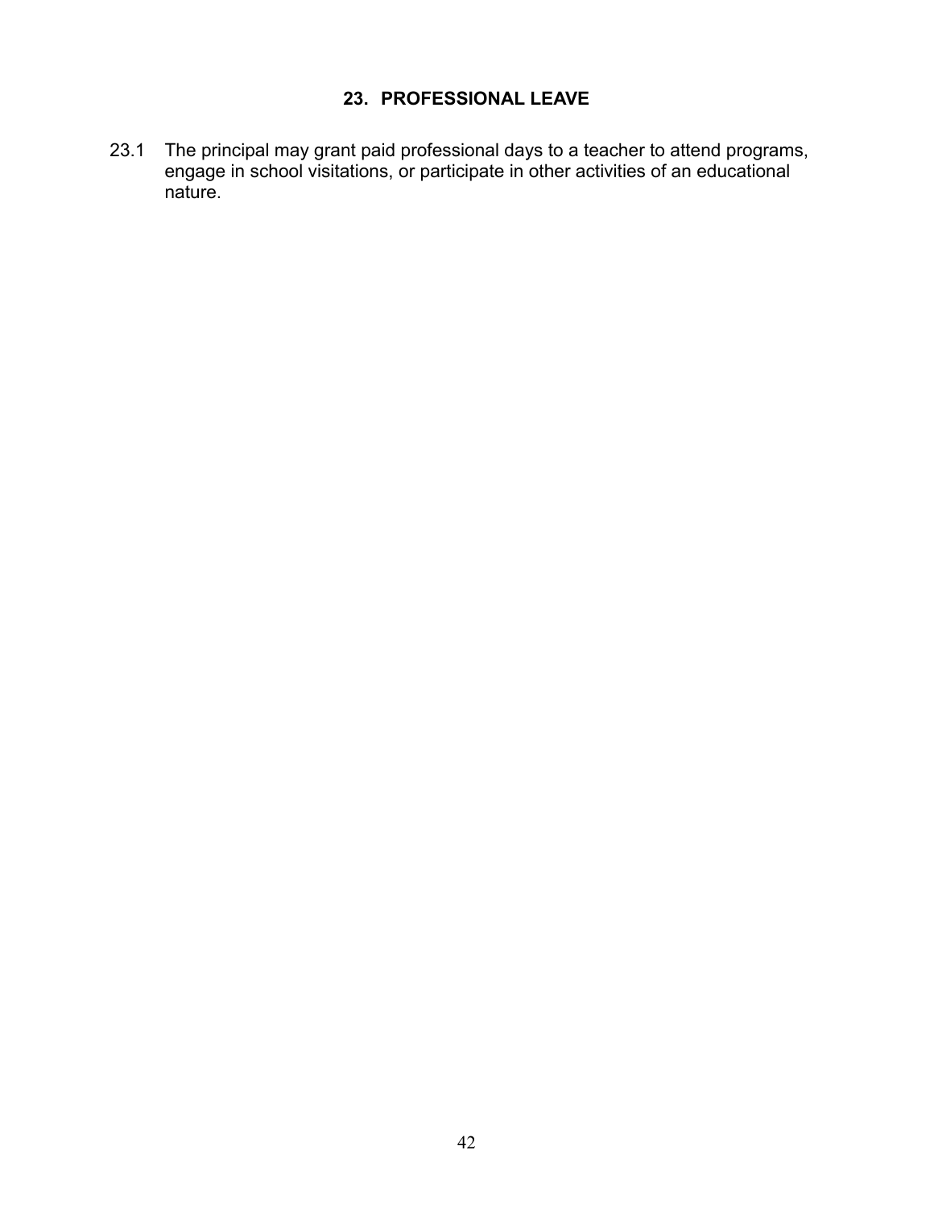## 23. PROFESSIONAL LEAVE

23.1 The principal may grant paid professional days to a teacher to attend programs, engage in school visitations, or participate in other activities of an educational nature.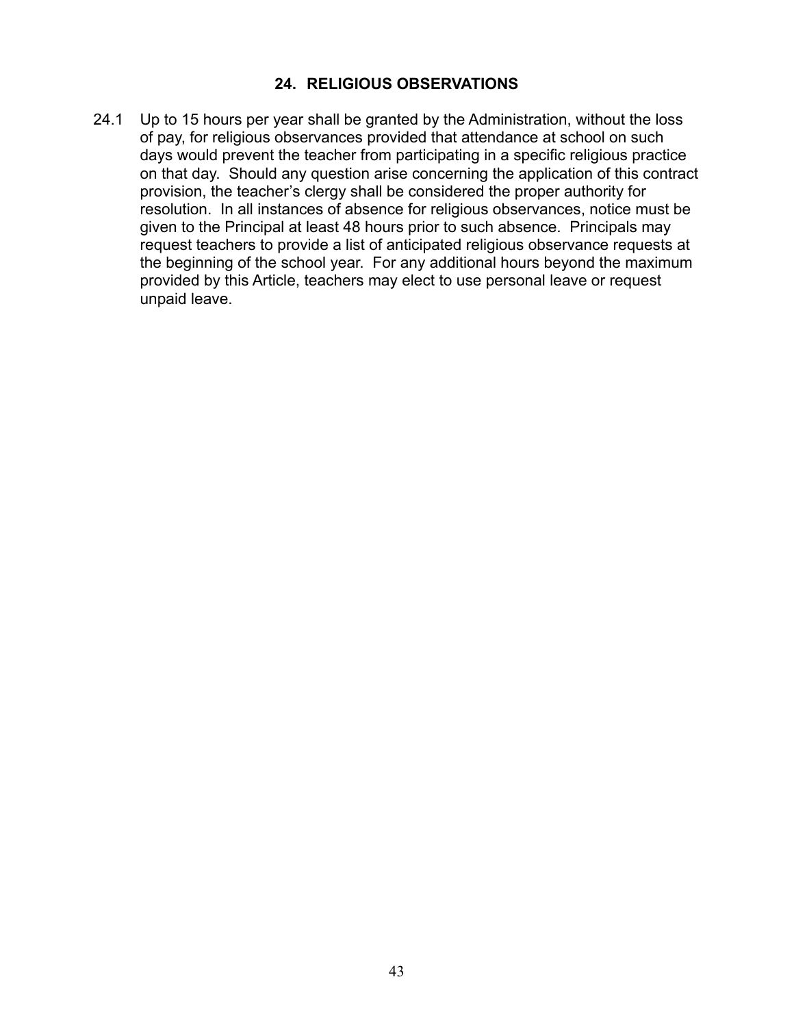## 24. RELIGIOUS OBSERVATIONS

24.1 Up to 15 hours per year shall be granted by the Administration, without the loss of pay, for religious observances provided that attendance at school on such days would prevent the teacher from participating in a specific religious practice on that day. Should any question arise concerning the application of this contract provision, the teacher's clergy shall be considered the proper authority for resolution. In all instances of absence for religious observances, notice must be given to the Principal at least 48 hours prior to such absence. Principals may request teachers to provide a list of anticipated religious observance requests at the beginning of the school year. For any additional hours beyond the maximum provided by this Article, teachers may elect to use personal leave or request unpaid leave.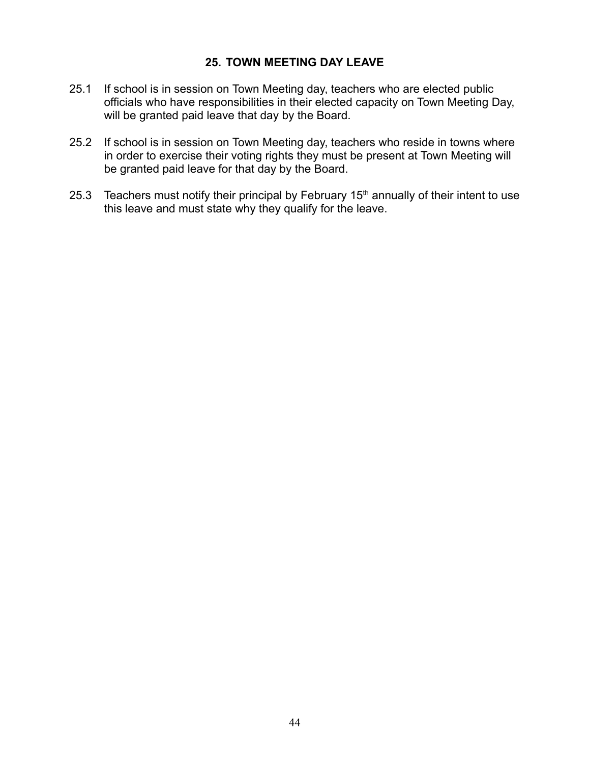## 25. TOWN MEETING DAY LEAVE

25.1 If school is in session on Town Meeting day, teachers who are elected public officials who have responsibilities in their elected capacity on Town Meeting Day, will be granted paid leave that day by the Board.

25.2 If school is in session on Town Meeting day, teachers who reside in towns where in order to exercise their voting rights they must be present at Town Meeting will be granted paid leave for that day by the Board.

25.3 Teachers must notify their principal by February 15th annually of their intent to use this leave and must state why they qualify for the leave.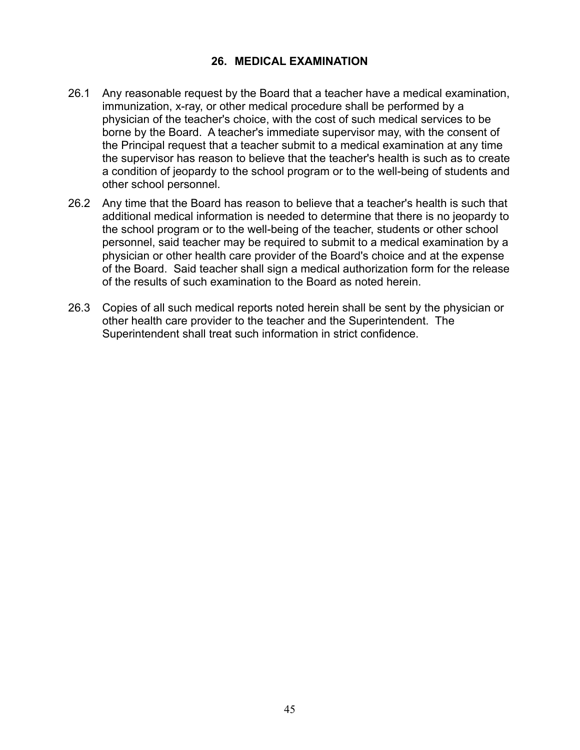## 26. MEDICAL EXAMINATION

26.1 Any reasonable request by the Board that a teacher have a medical examination, immunization, x-ray, or other medical procedure shall be performed by a physician of the teacher's choice, with the cost of such medical services to be borne by the Board. A teacher's immediate supervisor may, with the consent of the Principal request that a teacher submit to a medical examination at any time the supervisor has reason to believe that the teacher's health is such as to create a condition of jeopardy to the school program or to the well-being of students and other school personnel.

26.2 Any time that the Board has reason to believe that a teacher's health is such that additional medical information is needed to determine that there is no jeopardy to the school program or to the well-being of the teacher, students or other school personnel, said teacher may be required to submit to a medical examination by a physician or other health care provider of the Board's choice and at the expense of the Board. Said teacher shall sign a medical authorization form for the release of the results of such examination to the Board as noted herein.

26.3 Copies of all such medical reports noted herein shall be sent by the physician or other health care provider to the teacher and the Superintendent. The Superintendent shall treat such information in strict confidence.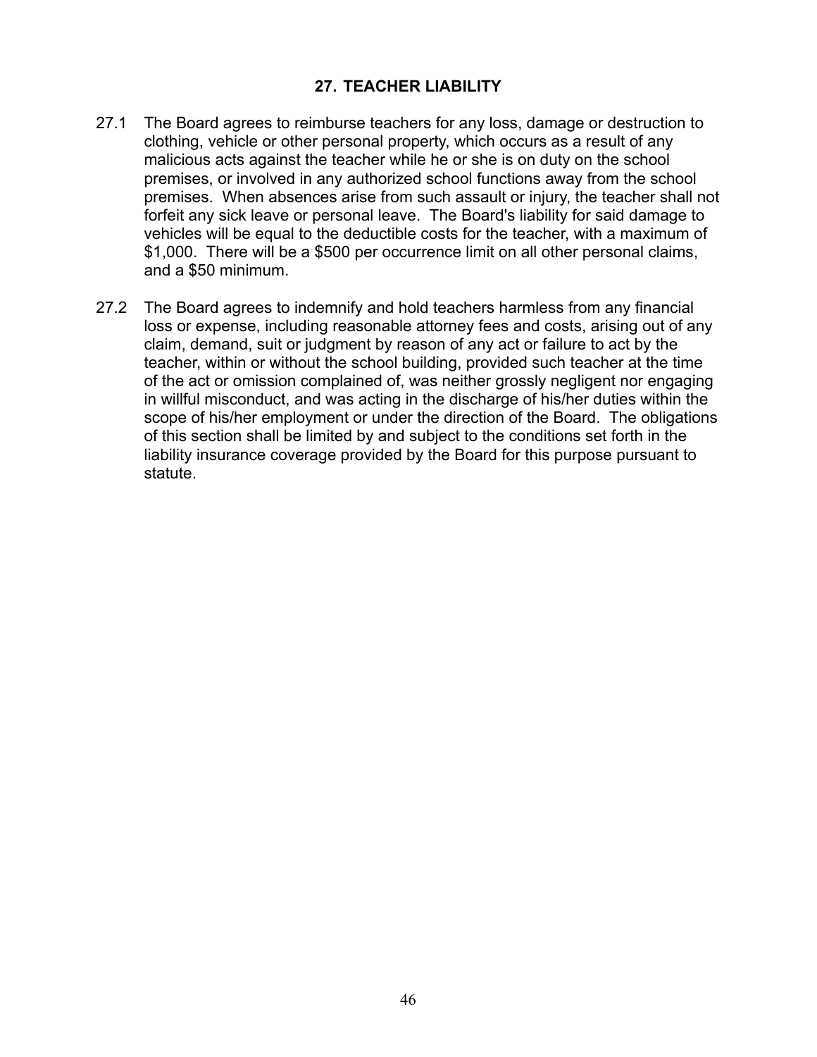## 27. TEACHER LIABILITY

27.1 The Board agrees to reimburse teachers for any loss, damage or destruction to clothing, vehicle or other personal property, which occurs as a result of any malicious acts against the teacher while he or she is on duty on the school premises, or involved in any authorized school functions away from the school premises. When absences arise from such assault or injury, the teacher shall not forfeit any sick leave or personal leave. The Board's liability for said damage to vehicles will be equal to the deductible costs for the teacher, with a maximum of $1,000. There will be a $500 per occurrence limit on all other personal claims, and a $50 minimum.

27.2 The Board agrees to indemnify and hold teachers harmless from any financial loss or expense, including reasonable attorney fees and costs, arising out of any claim, demand, suit or judgment by reason of any act or failure to act by the teacher, within or without the school building, provided such teacher at the time of the act or omission complained of, was neither grossly negligent nor engaging in willful misconduct, and was acting in the discharge of his/her duties within the scope of his/her employment or under the direction of the Board. The obligations of this section shall be limited by and subject to the conditions set forth in the liability insurance coverage provided by the Board for this purpose pursuant to statute.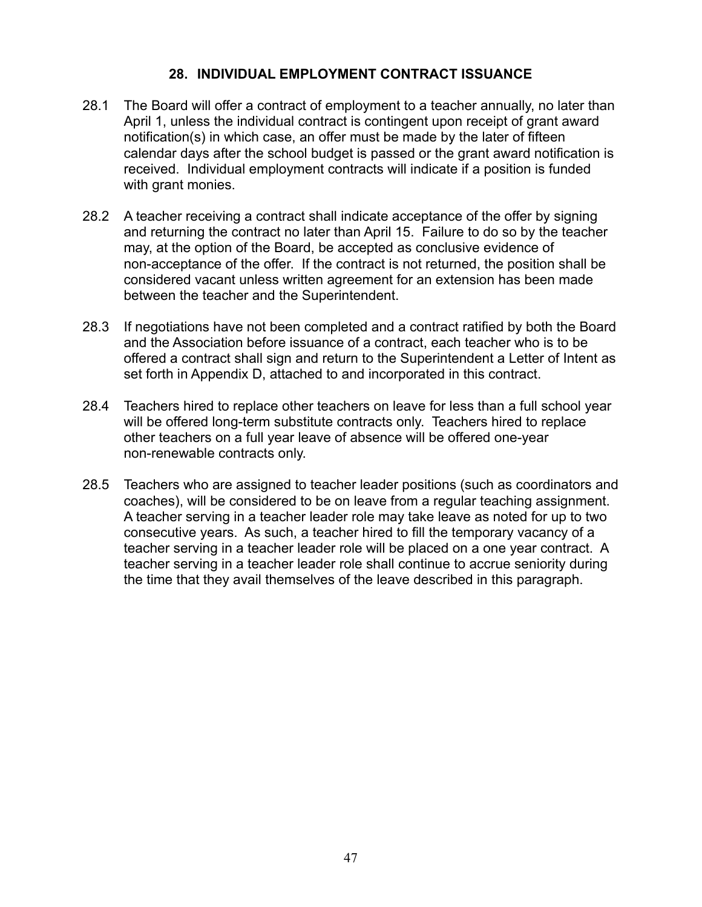## 28. INDIVIDUAL EMPLOYMENT CONTRACT ISSUANCE

28.1 The Board will offer a contract of employment to a teacher annually, no later than April 1, unless the individual contract is contingent upon receipt of grant award notification(s) in which case, an offer must be made by the later of fifteen calendar days after the school budget is passed or the grant award notification is received. Individual employment contracts will indicate if a position is funded with grant monies.

28.2 A teacher receiving a contract shall indicate acceptance of the offer by signing and returning the contract no later than April 15. Failure to do so by the teacher may, at the option of the Board, be accepted as conclusive evidence of non-acceptance of the offer. If the contract is not returned, the position shall be considered vacant unless written agreement for an extension has been made between the teacher and the Superintendent.

28.3 If negotiations have not been completed and a contract ratified by both the Board and the Association before issuance of a contract, each teacher who is to be offered a contract shall sign and return to the Superintendent a Letter of Intent as set forth in Appendix D, attached to and incorporated in this contract.

28.4 Teachers hired to replace other teachers on leave for less than a full school year will be offered long-term substitute contracts only. Teachers hired to replace other teachers on a full year leave of absence will be offered one-year non-renewable contracts only.

28.5 Teachers who are assigned to teacher leader positions (such as coordinators and coaches), will be considered to be on leave from a regular teaching assignment. A teacher serving in a teacher leader role may take leave as noted for up to two consecutive years. As such, a teacher hired to fill the temporary vacancy of a teacher serving in a teacher leader role will be placed on a one year contract. A teacher serving in a teacher leader role shall continue to accrue seniority during the time that they avail themselves of the leave described in this paragraph.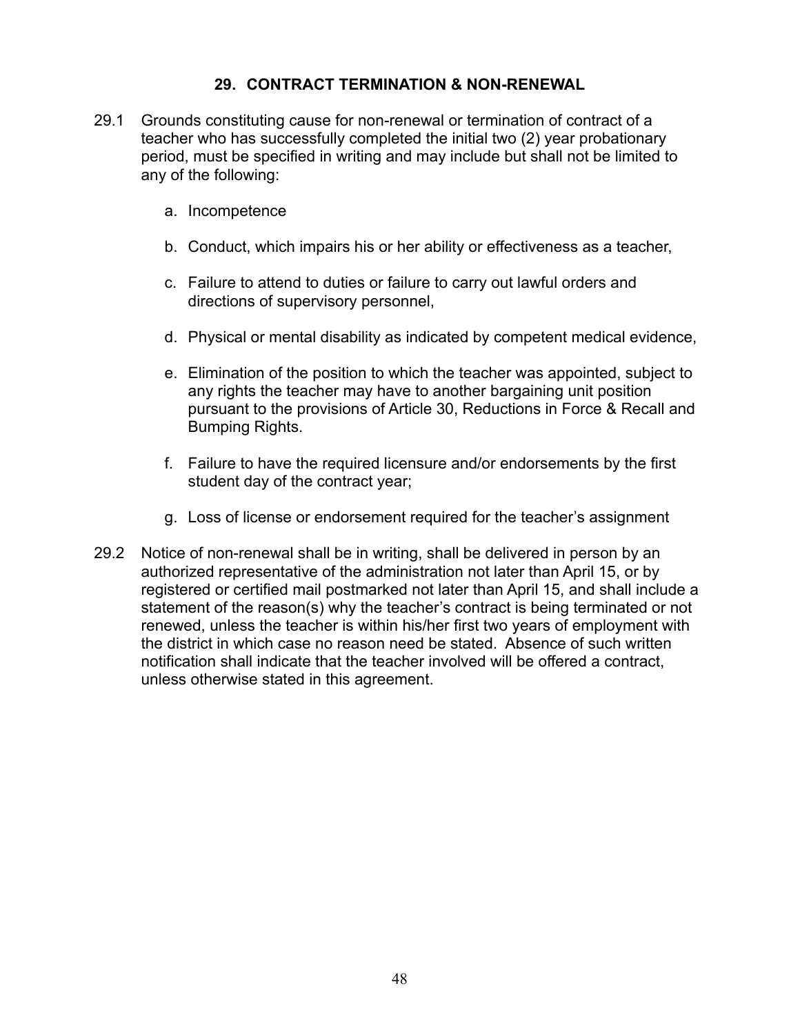## 29. CONTRACT TERMINATION & NON-RENEWAL

29.1 Grounds constituting cause for non-renewal or termination of contract of a teacher who has successfully completed the initial two (2) year probationary period, must be specified in writing and may include but shall not be limited to any of the following:

a. Incompetence

b. Conduct, which impairs his or her ability or effectiveness as a teacher,

c. Failure to attend to duties or failure to carry out lawful orders and directions of supervisory personnel,

d. Physical or mental disability as indicated by competent medical evidence,

e. Elimination of the position to which the teacher was appointed, subject to any rights the teacher may have to another bargaining unit position pursuant to the provisions of Article 30, Reductions in Force & Recall and Bumping Rights.

f. Failure to have the required licensure and/or endorsements by the first student day of the contract year;

g. Loss of license or endorsement required for the teacher's assignment

29.2 Notice of non-renewal shall be in writing, shall be delivered in person by an authorized representative of the administration not later than April 15, or by registered or certified mail postmarked not later than April 15, and shall include a statement of the reason(s) why the teacher's contract is being terminated or not renewed, unless the teacher is within his/her first two years of employment with the district in which case no reason need be stated. Absence of such written notification shall indicate that the teacher involved will be offered a contract, unless otherwise stated in this agreement.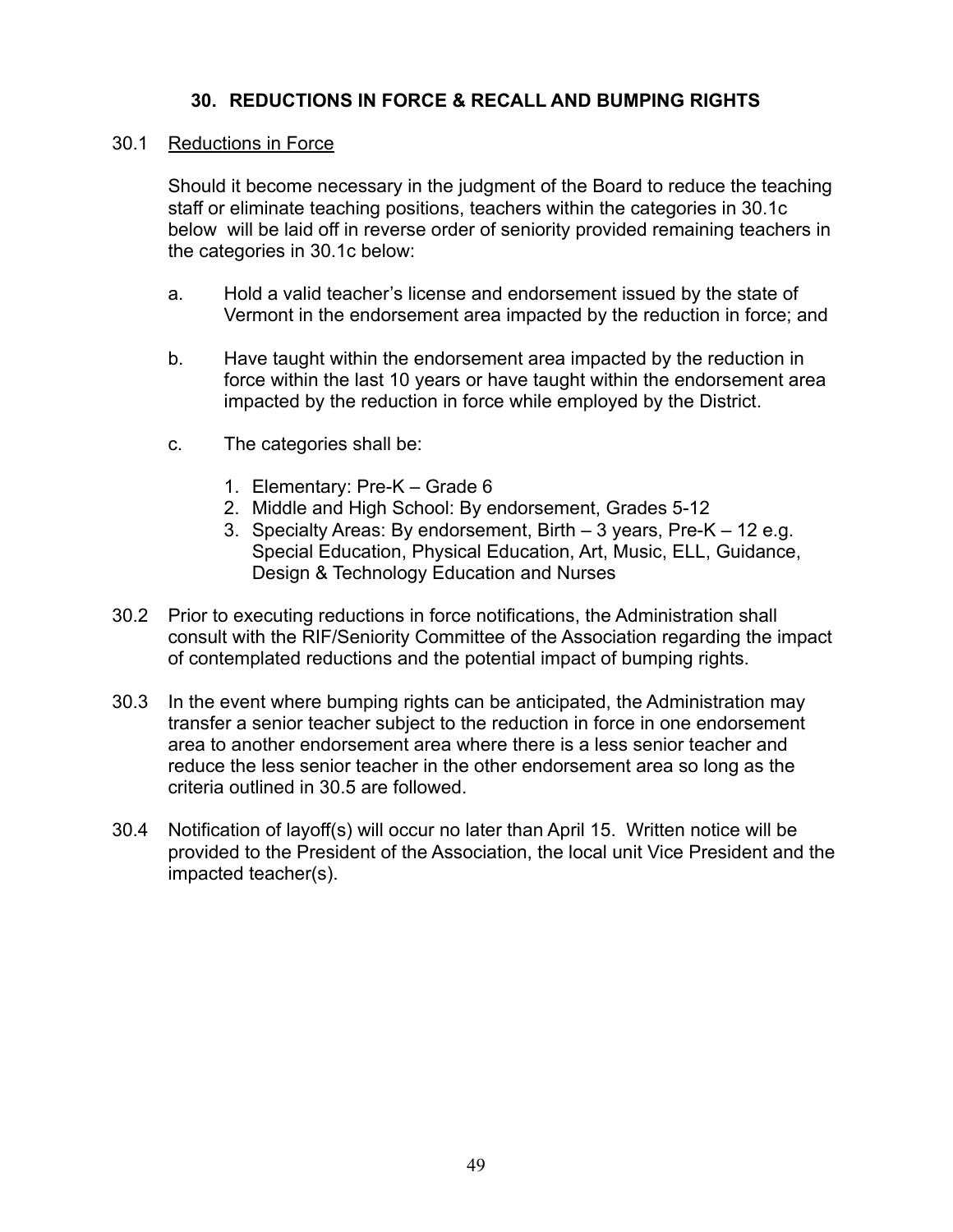## 30. REDUCTIONS IN FORCE & RECALL AND BUMPING RIGHTS

30.1 Reductions in Force

Should it become necessary in the judgment of the Board to reduce the teaching staff or eliminate teaching positions, teachers within the categories in 30.1c below will be laid off in reverse order of seniority provided remaining teachers in the categories in 30.1c below:

a. Hold a valid teacher's license and endorsement issued by the state of Vermont in the endorsement area impacted by the reduction in force; and

b. Have taught within the endorsement area impacted by the reduction in force within the last 10 years or have taught within the endorsement area impacted by the reduction in force while employed by the District.

c. The categories shall be:

   1. Elementary: Pre-K – Grade 6
   2. Middle and High School: By endorsement, Grades 5-12
   3. Specialty Areas: By endorsement, Birth – 3 years, Pre-K – 12 e.g. Special Education, Physical Education, Art, Music, ELL, Guidance, Design & Technology Education and Nurses

30.2 Prior to executing reductions in force notifications, the Administration shall consult with the RIF/Seniority Committee of the Association regarding the impact of contemplated reductions and the potential impact of bumping rights.

30.3 In the event where bumping rights can be anticipated, the Administration may transfer a senior teacher subject to the reduction in force in one endorsement area to another endorsement area where there is a less senior teacher and reduce the less senior teacher in the other endorsement area so long as the criteria outlined in 30.5 are followed.

30.4 Notification of layoff(s) will occur no later than April 15. Written notice will be provided to the President of the Association, the local unit Vice President and the impacted teacher(s).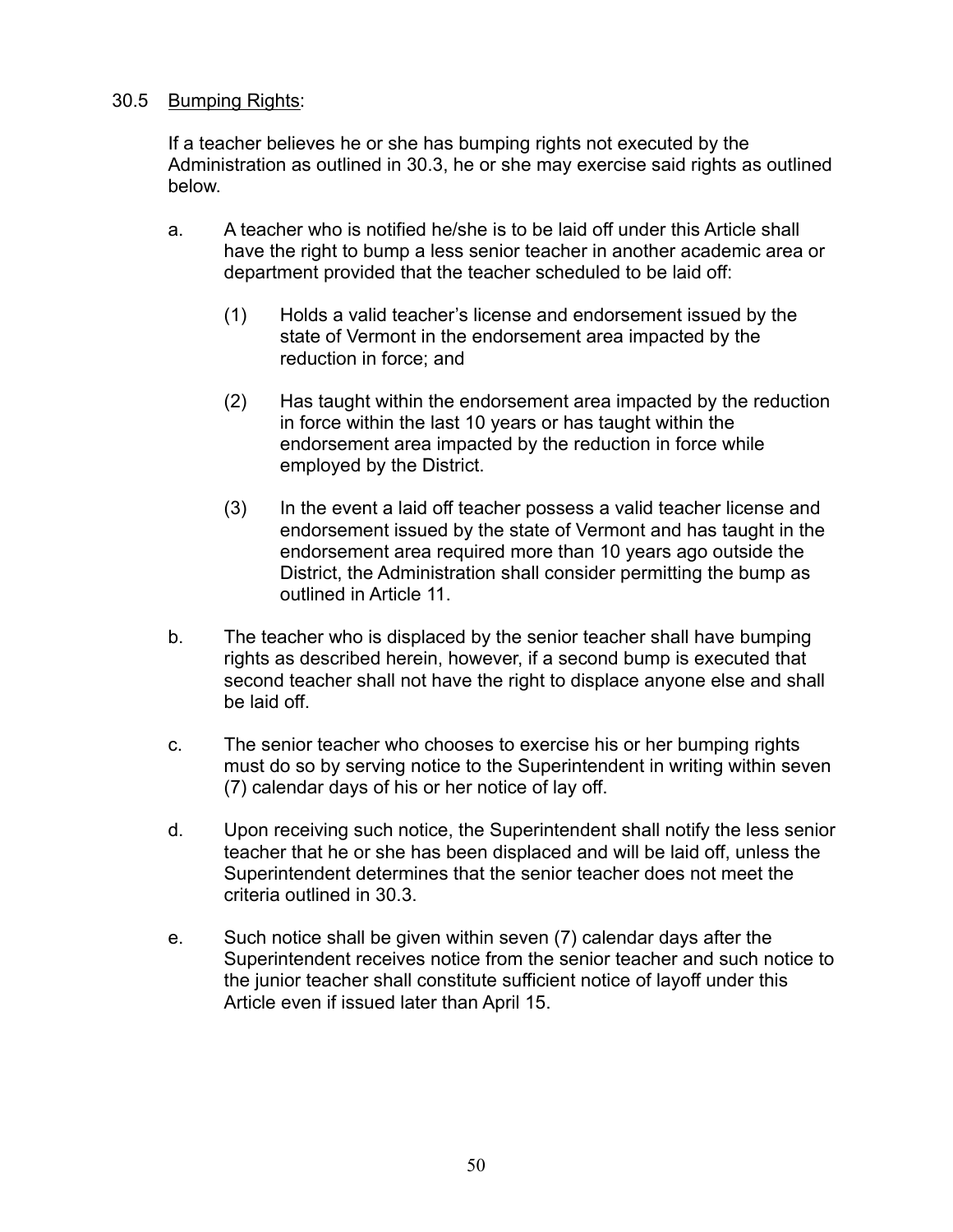30.5 Bumping Rights:

If a teacher believes he or she has bumping rights not executed by the Administration as outlined in 30.3, he or she may exercise said rights as outlined below.

a. A teacher who is notified he/she is to be laid off under this Article shall have the right to bump a less senior teacher in another academic area or department provided that the teacher scheduled to be laid off:

   (1) Holds a valid teacher's license and endorsement issued by the state of Vermont in the endorsement area impacted by the reduction in force; and

   (2) Has taught within the endorsement area impacted by the reduction in force within the last 10 years or has taught within the endorsement area impacted by the reduction in force while employed by the District.

   (3) In the event a laid off teacher possess a valid teacher license and endorsement issued by the state of Vermont and has taught in the endorsement area required more than 10 years ago outside the District, the Administration shall consider permitting the bump as outlined in Article 11.

b. The teacher who is displaced by the senior teacher shall have bumping rights as described herein, however, if a second bump is executed that second teacher shall not have the right to displace anyone else and shall be laid off.

c. The senior teacher who chooses to exercise his or her bumping rights must do so by serving notice to the Superintendent in writing within seven (7) calendar days of his or her notice of lay off.

d. Upon receiving such notice, the Superintendent shall notify the less senior teacher that he or she has been displaced and will be laid off, unless the Superintendent determines that the senior teacher does not meet the criteria outlined in 30.3.

e. Such notice shall be given within seven (7) calendar days after the Superintendent receives notice from the senior teacher and such notice to the junior teacher shall constitute sufficient notice of layoff under this Article even if issued later than April 15.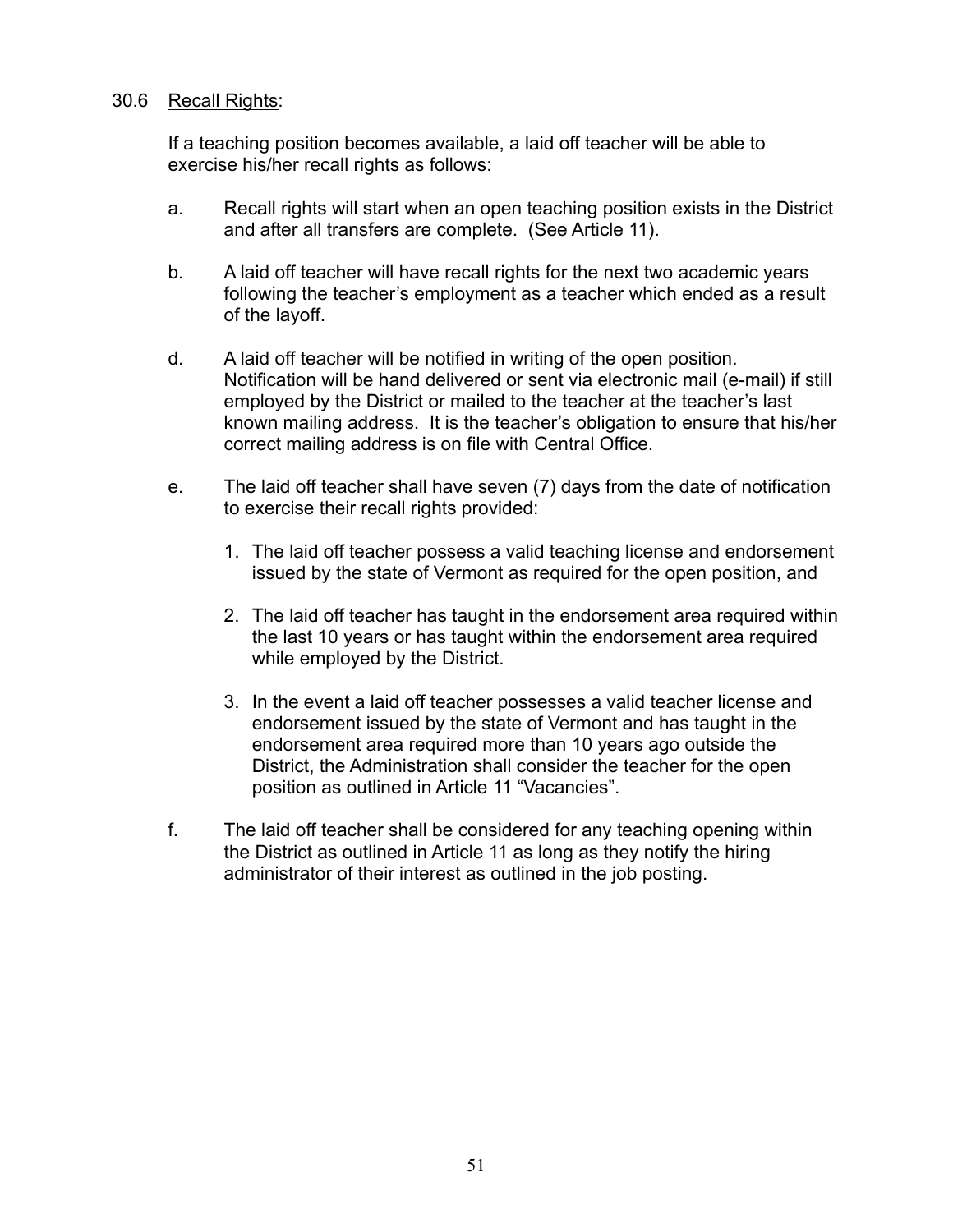30.6 Recall Rights:

If a teaching position becomes available, a laid off teacher will be able to exercise his/her recall rights as follows:

a. Recall rights will start when an open teaching position exists in the District and after all transfers are complete. (See Article 11).

b. A laid off teacher will have recall rights for the next two academic years following the teacher's employment as a teacher which ended as a result of the layoff.

d. A laid off teacher will be notified in writing of the open position. Notification will be hand delivered or sent via electronic mail (e-mail) if still employed by the District or mailed to the teacher at the teacher's last known mailing address. It is the teacher's obligation to ensure that his/her correct mailing address is on file with Central Office.

e. The laid off teacher shall have seven (7) days from the date of notification to exercise their recall rights provided:

   1. The laid off teacher possess a valid teaching license and endorsement issued by the state of Vermont as required for the open position, and

   2. The laid off teacher has taught in the endorsement area required within the last 10 years or has taught within the endorsement area required while employed by the District.

   3. In the event a laid off teacher possesses a valid teacher license and endorsement issued by the state of Vermont and has taught in the endorsement area required more than 10 years ago outside the District, the Administration shall consider the teacher for the open position as outlined in Article 11 "Vacancies".

f. The laid off teacher shall be considered for any teaching opening within the District as outlined in Article 11 as long as they notify the hiring administrator of their interest as outlined in the job posting.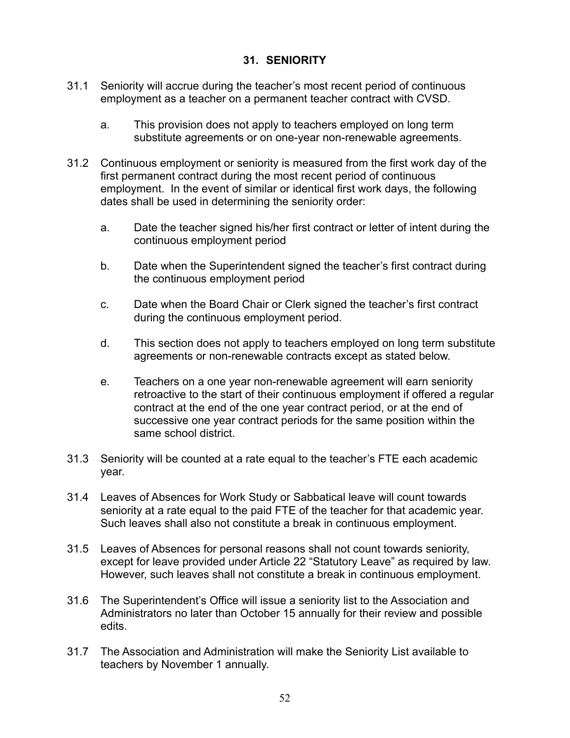## 31. SENIORITY

31.1 Seniority will accrue during the teacher's most recent period of continuous employment as a teacher on a permanent teacher contract with CVSD.

   a. This provision does not apply to teachers employed on long term substitute agreements or on one-year non-renewable agreements.

31.2 Continuous employment or seniority is measured from the first work day of the first permanent contract during the most recent period of continuous employment. In the event of similar or identical first work days, the following dates shall be used in determining the seniority order:

   a. Date the teacher signed his/her first contract or letter of intent during the continuous employment period

   b. Date when the Superintendent signed the teacher's first contract during the continuous employment period

   c. Date when the Board Chair or Clerk signed the teacher's first contract during the continuous employment period.

   d. This section does not apply to teachers employed on long term substitute agreements or non-renewable contracts except as stated below.

   e. Teachers on a one year non-renewable agreement will earn seniority retroactive to the start of their continuous employment if offered a regular contract at the end of the one year contract period, or at the end of successive one year contract periods for the same position within the same school district.

31.3 Seniority will be counted at a rate equal to the teacher's FTE each academic year.

31.4 Leaves of Absences for Work Study or Sabbatical leave will count towards seniority at a rate equal to the paid FTE of the teacher for that academic year. Such leaves shall also not constitute a break in continuous employment.

31.5 Leaves of Absences for personal reasons shall not count towards seniority, except for leave provided under Article 22 "Statutory Leave" as required by law. However, such leaves shall not constitute a break in continuous employment.

31.6 The Superintendent's Office will issue a seniority list to the Association and Administrators no later than October 15 annually for their review and possible edits.

31.7 The Association and Administration will make the Seniority List available to teachers by November 1 annually.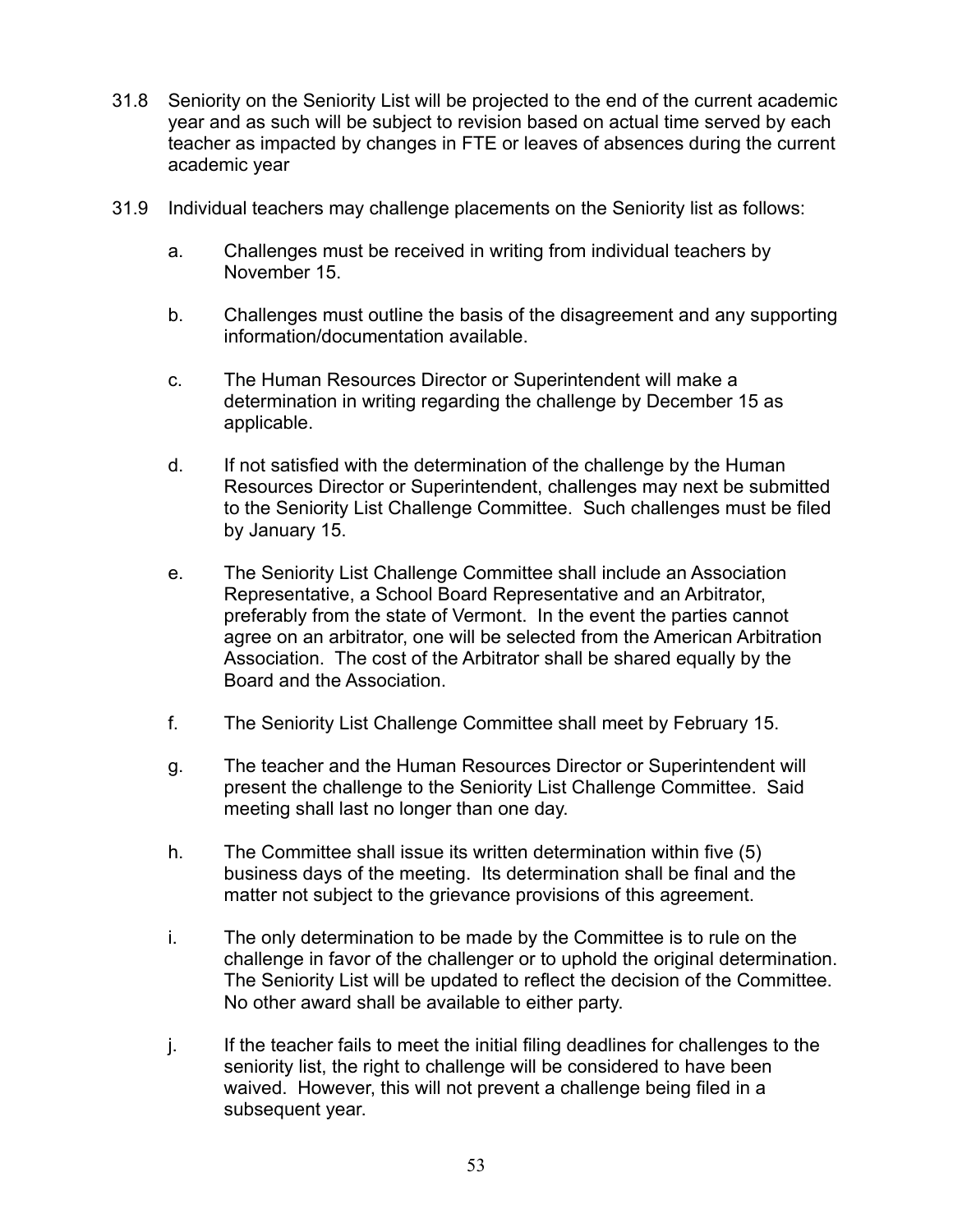31.8 Seniority on the Seniority List will be projected to the end of the current academic year and as such will be subject to revision based on actual time served by each teacher as impacted by changes in FTE or leaves of absences during the current academic year

31.9 Individual teachers may challenge placements on the Seniority list as follows:

a. Challenges must be received in writing from individual teachers by November 15.

b. Challenges must outline the basis of the disagreement and any supporting information/documentation available.

c. The Human Resources Director or Superintendent will make a determination in writing regarding the challenge by December 15 as applicable.

d. If not satisfied with the determination of the challenge by the Human Resources Director or Superintendent, challenges may next be submitted to the Seniority List Challenge Committee. Such challenges must be filed by January 15.

e. The Seniority List Challenge Committee shall include an Association Representative, a School Board Representative and an Arbitrator, preferably from the state of Vermont. In the event the parties cannot agree on an arbitrator, one will be selected from the American Arbitration Association. The cost of the Arbitrator shall be shared equally by the Board and the Association.

f. The Seniority List Challenge Committee shall meet by February 15.

g. The teacher and the Human Resources Director or Superintendent will present the challenge to the Seniority List Challenge Committee. Said meeting shall last no longer than one day.

h. The Committee shall issue its written determination within five (5) business days of the meeting. Its determination shall be final and the matter not subject to the grievance provisions of this agreement.

i. The only determination to be made by the Committee is to rule on the challenge in favor of the challenger or to uphold the original determination. The Seniority List will be updated to reflect the decision of the Committee. No other award shall be available to either party.

j. If the teacher fails to meet the initial filing deadlines for challenges to the seniority list, the right to challenge will be considered to have been waived. However, this will not prevent a challenge being filed in a subsequent year.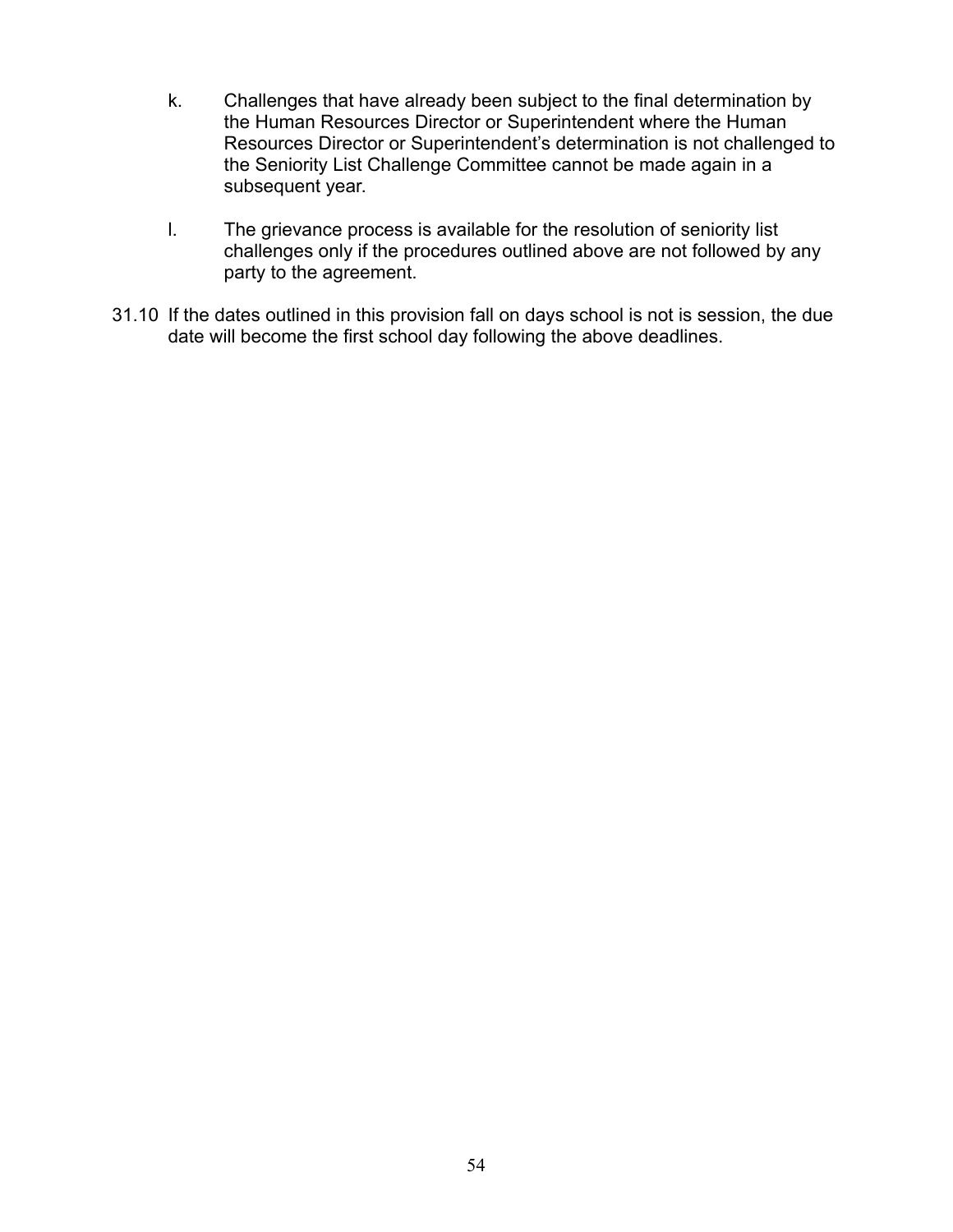k. Challenges that have already been subject to the final determination by the Human Resources Director or Superintendent where the Human Resources Director or Superintendent's determination is not challenged to the Seniority List Challenge Committee cannot be made again in a subsequent year.

l. The grievance process is available for the resolution of seniority list challenges only if the procedures outlined above are not followed by any party to the agreement.

31.10 If the dates outlined in this provision fall on days school is not is session, the due date will become the first school day following the above deadlines.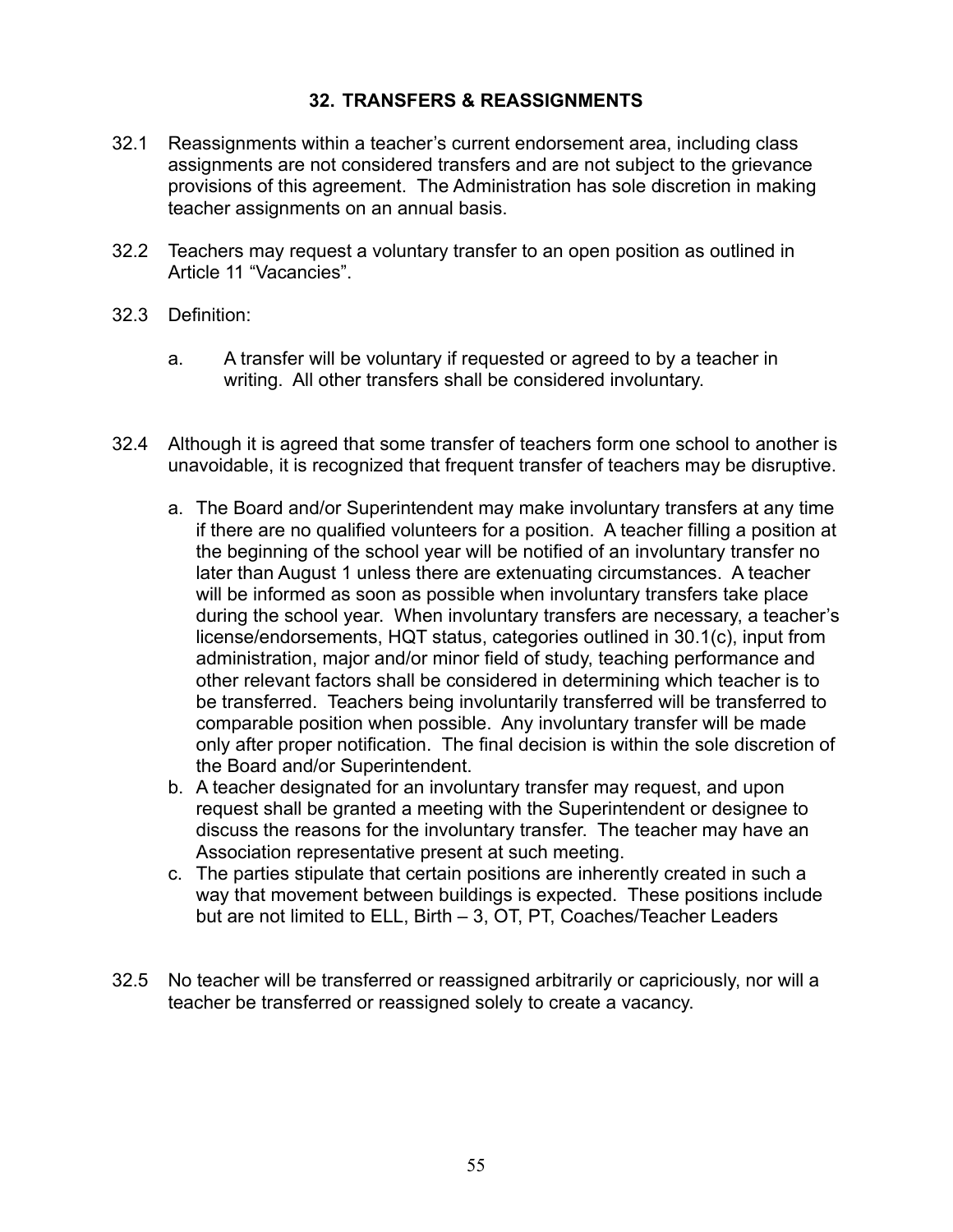## 32. TRANSFERS & REASSIGNMENTS

32.1 Reassignments within a teacher's current endorsement area, including class assignments are not considered transfers and are not subject to the grievance provisions of this agreement. The Administration has sole discretion in making teacher assignments on an annual basis.

32.2 Teachers may request a voluntary transfer to an open position as outlined in Article 11 "Vacancies".

32.3 Definition:

a. A transfer will be voluntary if requested or agreed to by a teacher in writing. All other transfers shall be considered involuntary.

32.4 Although it is agreed that some transfer of teachers form one school to another is unavoidable, it is recognized that frequent transfer of teachers may be disruptive.

a. The Board and/or Superintendent may make involuntary transfers at any time if there are no qualified volunteers for a position. A teacher filling a position at the beginning of the school year will be notified of an involuntary transfer no later than August 1 unless there are extenuating circumstances. A teacher will be informed as soon as possible when involuntary transfers take place during the school year. When involuntary transfers are necessary, a teacher's license/endorsements, HQT status, categories outlined in 30.1(c), input from administration, major and/or minor field of study, teaching performance and other relevant factors shall be considered in determining which teacher is to be transferred. Teachers being involuntarily transferred will be transferred to comparable position when possible. Any involuntary transfer will be made only after proper notification. The final decision is within the sole discretion of the Board and/or Superintendent.
b. A teacher designated for an involuntary transfer may request, and upon request shall be granted a meeting with the Superintendent or designee to discuss the reasons for the involuntary transfer. The teacher may have an Association representative present at such meeting.
c. The parties stipulate that certain positions are inherently created in such a way that movement between buildings is expected. These positions include but are not limited to ELL, Birth – 3, OT, PT, Coaches/Teacher Leaders

32.5 No teacher will be transferred or reassigned arbitrarily or capriciously, nor will a teacher be transferred or reassigned solely to create a vacancy.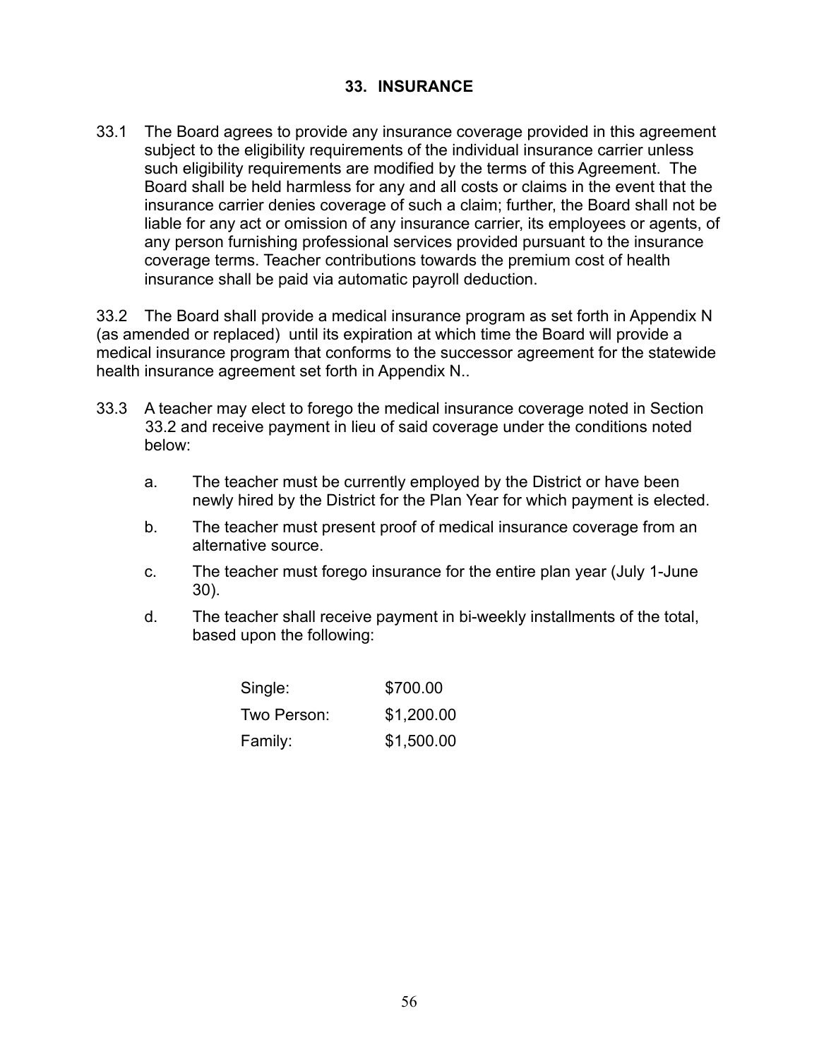## 33. INSURANCE

33.1 The Board agrees to provide any insurance coverage provided in this agreement subject to the eligibility requirements of the individual insurance carrier unless such eligibility requirements are modified by the terms of this Agreement. The Board shall be held harmless for any and all costs or claims in the event that the insurance carrier denies coverage of such a claim; further, the Board shall not be liable for any act or omission of any insurance carrier, its employees or agents, of any person furnishing professional services provided pursuant to the insurance coverage terms. Teacher contributions towards the premium cost of health insurance shall be paid via automatic payroll deduction.

33.2 The Board shall provide a medical insurance program as set forth in Appendix N (as amended or replaced) until its expiration at which time the Board will provide a medical insurance program that conforms to the successor agreement for the statewide health insurance agreement set forth in Appendix N..

33.3 A teacher may elect to forego the medical insurance coverage noted in Section 33.2 and receive payment in lieu of said coverage under the conditions noted below:

a. The teacher must be currently employed by the District or have been newly hired by the District for the Plan Year for which payment is elected.

b. The teacher must present proof of medical insurance coverage from an alternative source.

c. The teacher must forego insurance for the entire plan year (July 1-June 30).

d. The teacher shall receive payment in bi-weekly installments of the total, based upon the following:

| | |
|---|---|
| Single: | $700.00 |
| Two Person: | $1,200.00 |
| Family: | $1,500.00 |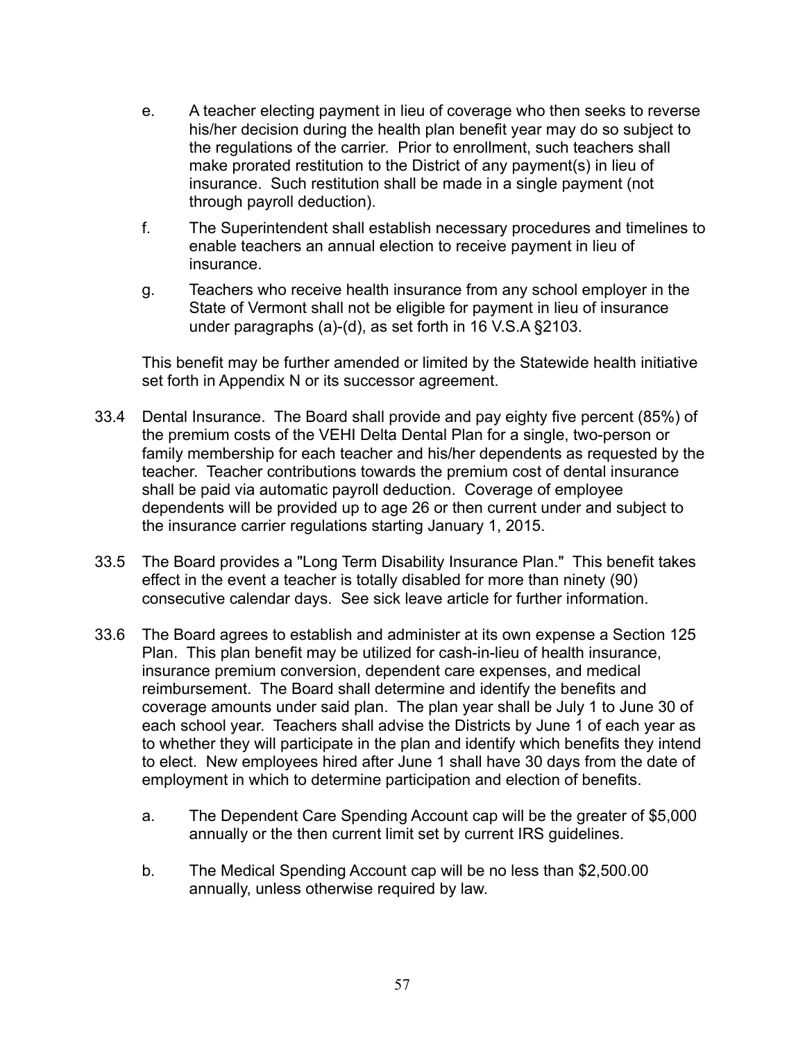e. A teacher electing payment in lieu of coverage who then seeks to reverse his/her decision during the health plan benefit year may do so subject to the regulations of the carrier. Prior to enrollment, such teachers shall make prorated restitution to the District of any payment(s) in lieu of insurance. Such restitution shall be made in a single payment (not through payroll deduction).

f. The Superintendent shall establish necessary procedures and timelines to enable teachers an annual election to receive payment in lieu of insurance.

g. Teachers who receive health insurance from any school employer in the State of Vermont shall not be eligible for payment in lieu of insurance under paragraphs (a)-(d), as set forth in 16 V.S.A §2103.

This benefit may be further amended or limited by the Statewide health initiative set forth in Appendix N or its successor agreement.

33.4 Dental Insurance. The Board shall provide and pay eighty five percent (85%) of the premium costs of the VEHI Delta Dental Plan for a single, two-person or family membership for each teacher and his/her dependents as requested by the teacher. Teacher contributions towards the premium cost of dental insurance shall be paid via automatic payroll deduction. Coverage of employee dependents will be provided up to age 26 or then current under and subject to the insurance carrier regulations starting January 1, 2015.

33.5 The Board provides a "Long Term Disability Insurance Plan." This benefit takes effect in the event a teacher is totally disabled for more than ninety (90) consecutive calendar days. See sick leave article for further information.

33.6 The Board agrees to establish and administer at its own expense a Section 125 Plan. This plan benefit may be utilized for cash-in-lieu of health insurance, insurance premium conversion, dependent care expenses, and medical reimbursement. The Board shall determine and identify the benefits and coverage amounts under said plan. The plan year shall be July 1 to June 30 of each school year. Teachers shall advise the Districts by June 1 of each year as to whether they will participate in the plan and identify which benefits they intend to elect. New employees hired after June 1 shall have 30 days from the date of employment in which to determine participation and election of benefits.

a. The Dependent Care Spending Account cap will be the greater of $5,000 annually or the then current limit set by current IRS guidelines.

b. The Medical Spending Account cap will be no less than $2,500.00 annually, unless otherwise required by law.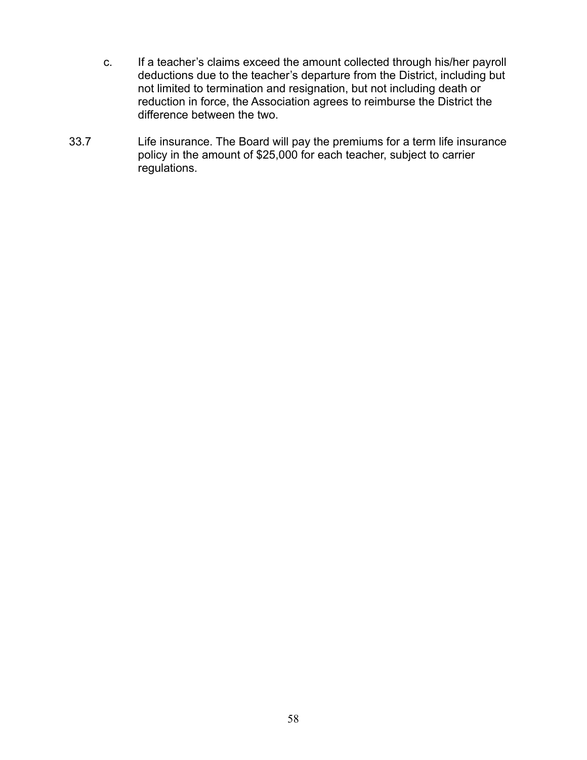c. If a teacher's claims exceed the amount collected through his/her payroll deductions due to the teacher's departure from the District, including but not limited to termination and resignation, but not including death or reduction in force, the Association agrees to reimburse the District the difference between the two.

33.7 Life insurance. The Board will pay the premiums for a term life insurance policy in the amount of $25,000 for each teacher, subject to carrier regulations.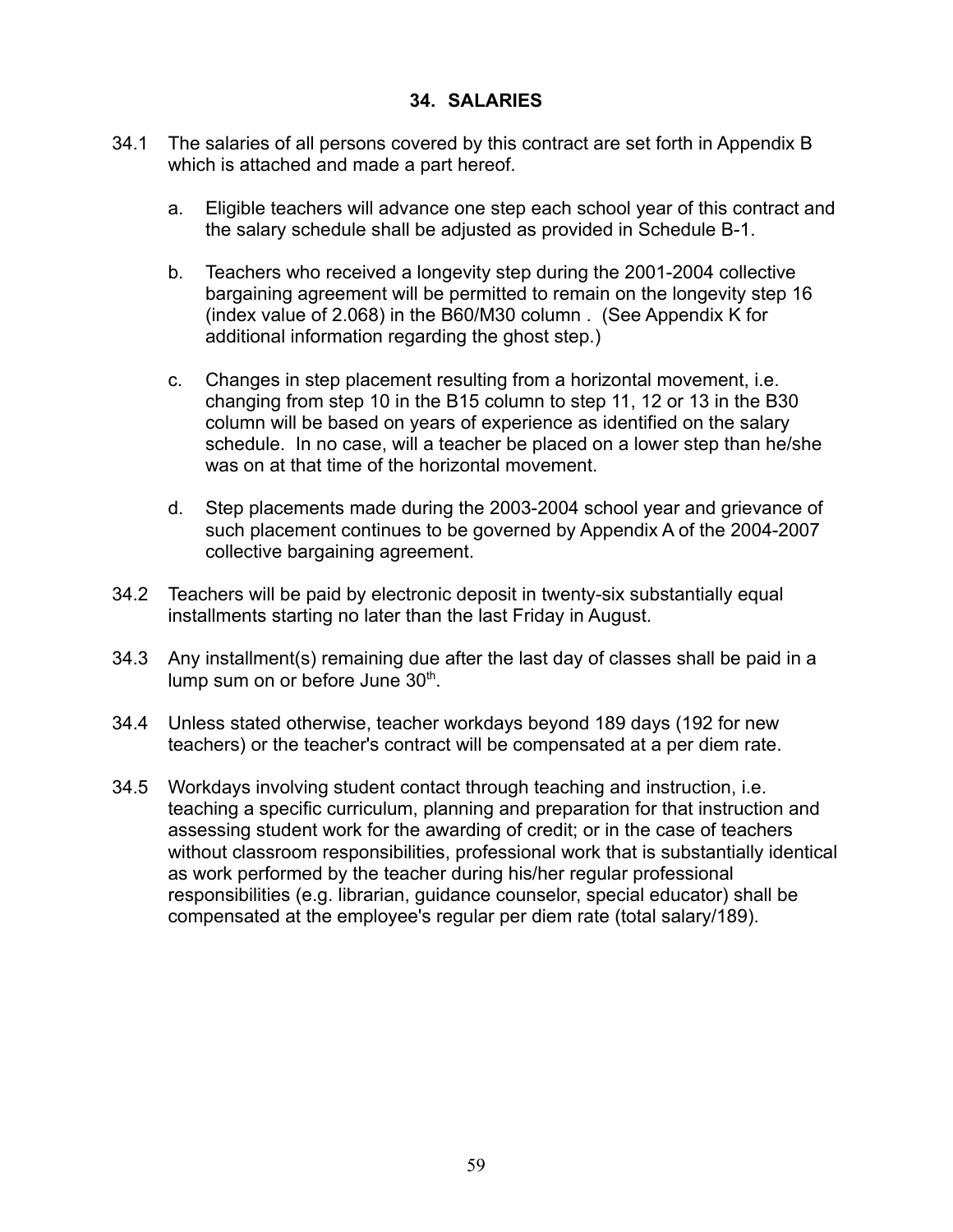## 34. SALARIES

34.1 The salaries of all persons covered by this contract are set forth in Appendix B which is attached and made a part hereof.

a. Eligible teachers will advance one step each school year of this contract and the salary schedule shall be adjusted as provided in Schedule B-1.

b. Teachers who received a longevity step during the 2001-2004 collective bargaining agreement will be permitted to remain on the longevity step 16 (index value of 2.068) in the B60/M30 column . (See Appendix K for additional information regarding the ghost step.)

c. Changes in step placement resulting from a horizontal movement, i.e. changing from step 10 in the B15 column to step 11, 12 or 13 in the B30 column will be based on years of experience as identified on the salary schedule. In no case, will a teacher be placed on a lower step than he/she was on at that time of the horizontal movement.

d. Step placements made during the 2003-2004 school year and grievance of such placement continues to be governed by Appendix A of the 2004-2007 collective bargaining agreement.

34.2 Teachers will be paid by electronic deposit in twenty-six substantially equal installments starting no later than the last Friday in August.

34.3 Any installment(s) remaining due after the last day of classes shall be paid in a lump sum on or before June 30th.

34.4 Unless stated otherwise, teacher workdays beyond 189 days (192 for new teachers) or the teacher's contract will be compensated at a per diem rate.

34.5 Workdays involving student contact through teaching and instruction, i.e. teaching a specific curriculum, planning and preparation for that instruction and assessing student work for the awarding of credit; or in the case of teachers without classroom responsibilities, professional work that is substantially identical as work performed by the teacher during his/her regular professional responsibilities (e.g. librarian, guidance counselor, special educator) shall be compensated at the employee's regular per diem rate (total salary/189).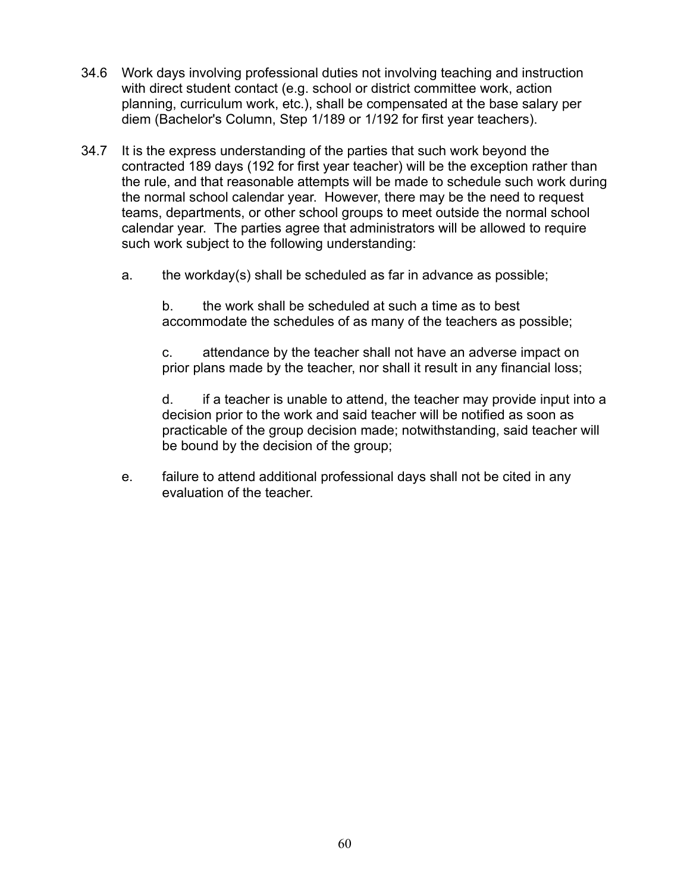34.6 Work days involving professional duties not involving teaching and instruction with direct student contact (e.g. school or district committee work, action planning, curriculum work, etc.), shall be compensated at the base salary per diem (Bachelor's Column, Step 1/189 or 1/192 for first year teachers).

34.7 It is the express understanding of the parties that such work beyond the contracted 189 days (192 for first year teacher) will be the exception rather than the rule, and that reasonable attempts will be made to schedule such work during the normal school calendar year. However, there may be the need to request teams, departments, or other school groups to meet outside the normal school calendar year. The parties agree that administrators will be allowed to require such work subject to the following understanding:

   a. the workday(s) shall be scheduled as far in advance as possible;

   b. the work shall be scheduled at such a time as to best accommodate the schedules of as many of the teachers as possible;

   c. attendance by the teacher shall not have an adverse impact on prior plans made by the teacher, nor shall it result in any financial loss;

   d. if a teacher is unable to attend, the teacher may provide input into a decision prior to the work and said teacher will be notified as soon as practicable of the group decision made; notwithstanding, said teacher will be bound by the decision of the group;

   e. failure to attend additional professional days shall not be cited in any evaluation of the teacher.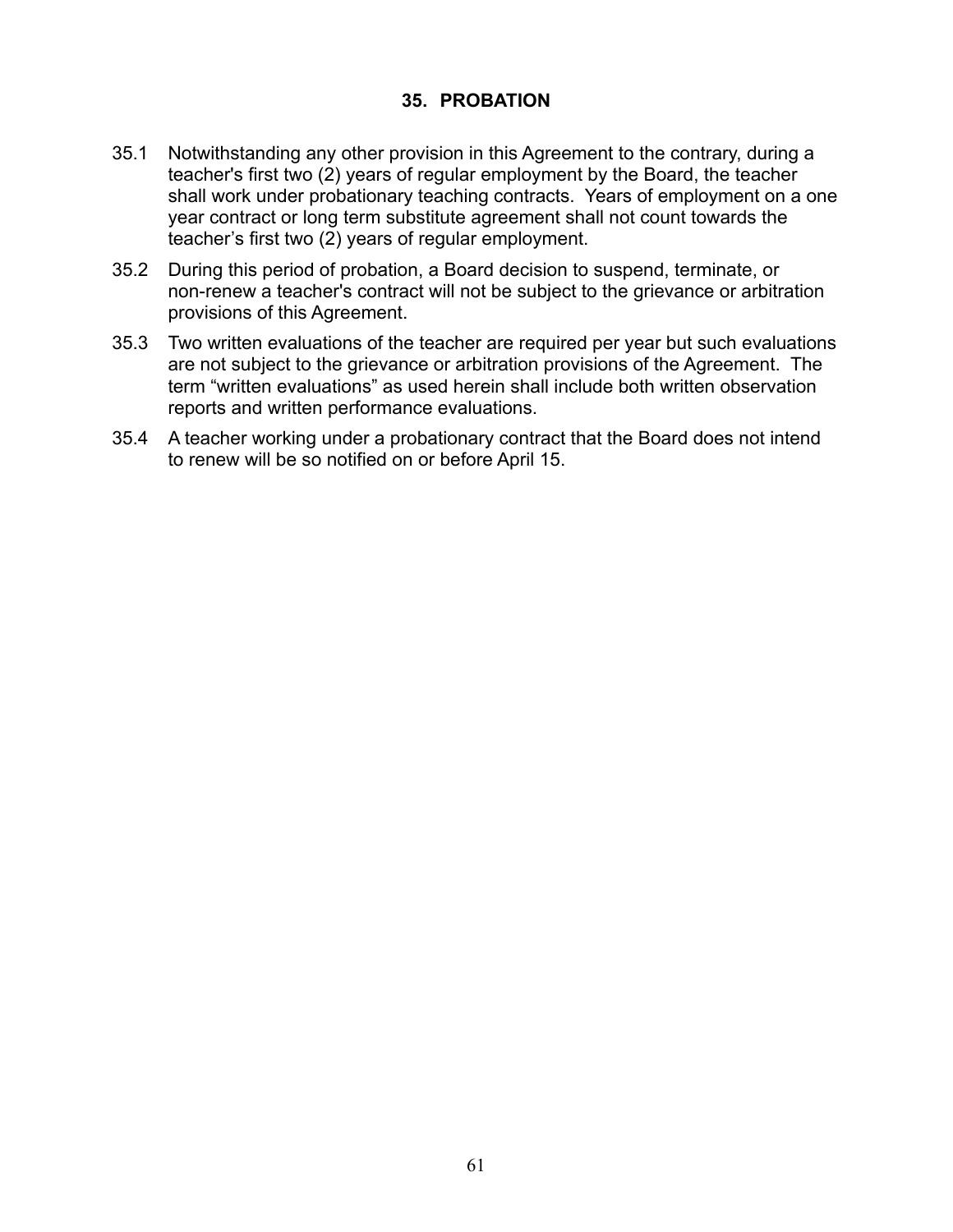## 35. PROBATION

35.1 Notwithstanding any other provision in this Agreement to the contrary, during a teacher's first two (2) years of regular employment by the Board, the teacher shall work under probationary teaching contracts. Years of employment on a one year contract or long term substitute agreement shall not count towards the teacher's first two (2) years of regular employment.

35.2 During this period of probation, a Board decision to suspend, terminate, or non-renew a teacher's contract will not be subject to the grievance or arbitration provisions of this Agreement.

35.3 Two written evaluations of the teacher are required per year but such evaluations are not subject to the grievance or arbitration provisions of the Agreement. The term "written evaluations" as used herein shall include both written observation reports and written performance evaluations.

35.4 A teacher working under a probationary contract that the Board does not intend to renew will be so notified on or before April 15.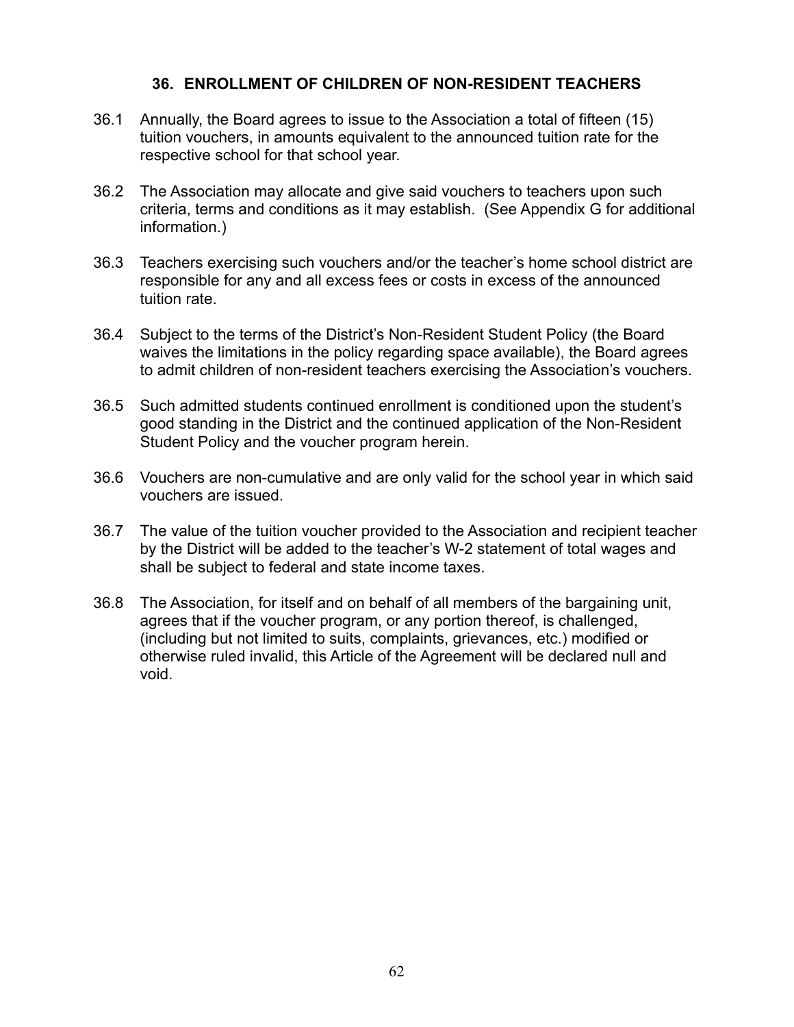## 36. ENROLLMENT OF CHILDREN OF NON-RESIDENT TEACHERS

36.1 Annually, the Board agrees to issue to the Association a total of fifteen (15) tuition vouchers, in amounts equivalent to the announced tuition rate for the respective school for that school year.

36.2 The Association may allocate and give said vouchers to teachers upon such criteria, terms and conditions as it may establish. (See Appendix G for additional information.)

36.3 Teachers exercising such vouchers and/or the teacher's home school district are responsible for any and all excess fees or costs in excess of the announced tuition rate.

36.4 Subject to the terms of the District's Non-Resident Student Policy (the Board waives the limitations in the policy regarding space available), the Board agrees to admit children of non-resident teachers exercising the Association's vouchers.

36.5 Such admitted students continued enrollment is conditioned upon the student's good standing in the District and the continued application of the Non-Resident Student Policy and the voucher program herein.

36.6 Vouchers are non-cumulative and are only valid for the school year in which said vouchers are issued.

36.7 The value of the tuition voucher provided to the Association and recipient teacher by the District will be added to the teacher's W-2 statement of total wages and shall be subject to federal and state income taxes.

36.8 The Association, for itself and on behalf of all members of the bargaining unit, agrees that if the voucher program, or any portion thereof, is challenged, (including but not limited to suits, complaints, grievances, etc.) modified or otherwise ruled invalid, this Article of the Agreement will be declared null and void.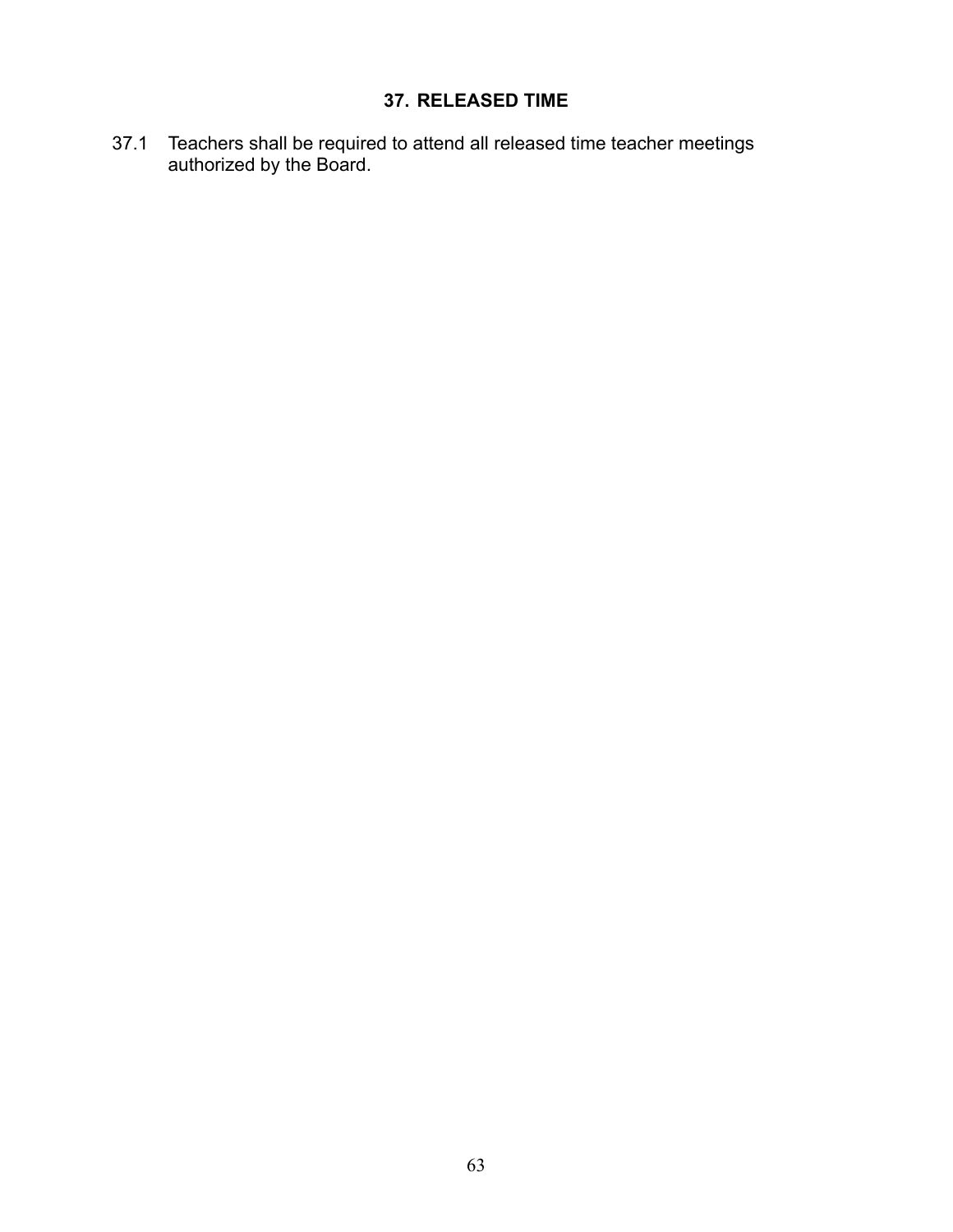## 37. RELEASED TIME

37.1 Teachers shall be required to attend all released time teacher meetings authorized by the Board.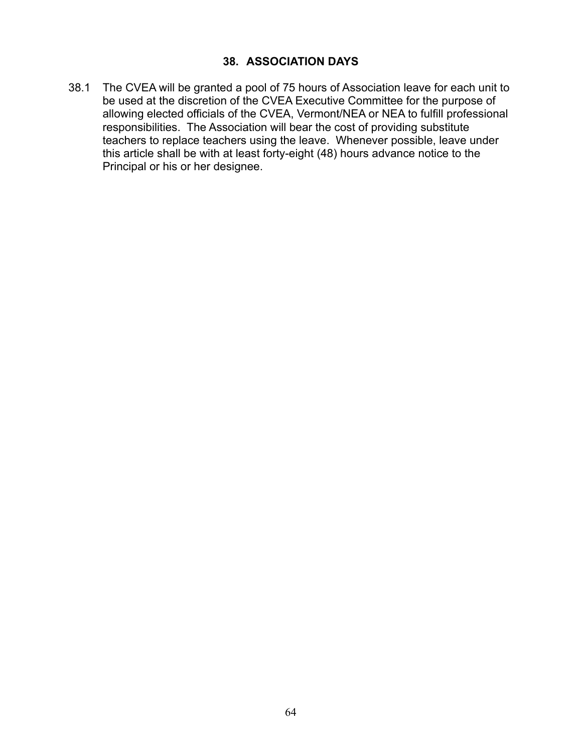## 38. ASSOCIATION DAYS

38.1 The CVEA will be granted a pool of 75 hours of Association leave for each unit to be used at the discretion of the CVEA Executive Committee for the purpose of allowing elected officials of the CVEA, Vermont/NEA or NEA to fulfill professional responsibilities. The Association will bear the cost of providing substitute teachers to replace teachers using the leave. Whenever possible, leave under this article shall be with at least forty-eight (48) hours advance notice to the Principal or his or her designee.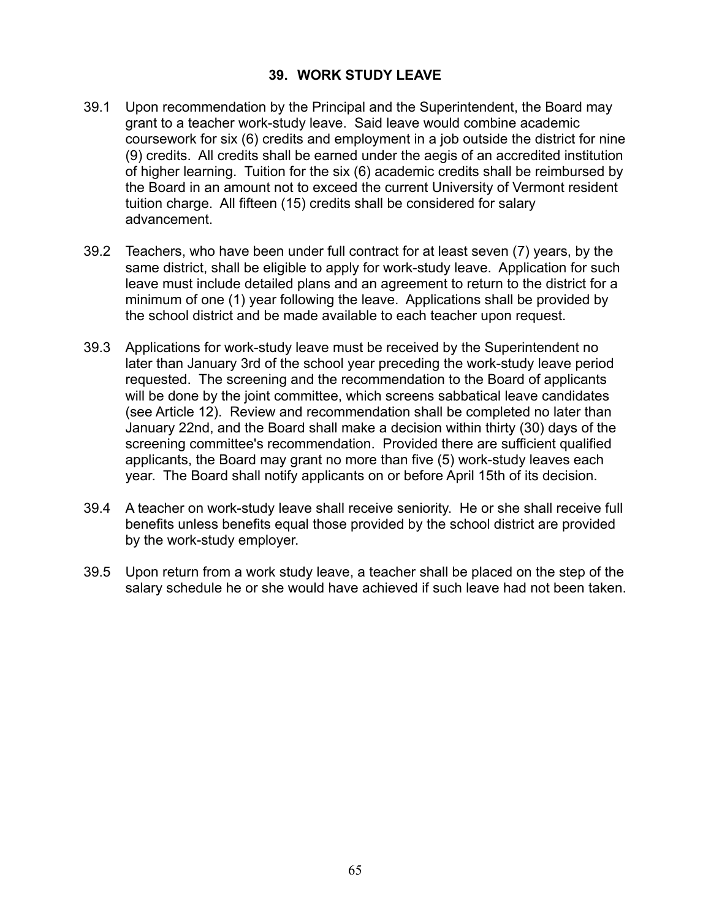## 39. WORK STUDY LEAVE

39.1 Upon recommendation by the Principal and the Superintendent, the Board may grant to a teacher work-study leave. Said leave would combine academic coursework for six (6) credits and employment in a job outside the district for nine (9) credits. All credits shall be earned under the aegis of an accredited institution of higher learning. Tuition for the six (6) academic credits shall be reimbursed by the Board in an amount not to exceed the current University of Vermont resident tuition charge. All fifteen (15) credits shall be considered for salary advancement.

39.2 Teachers, who have been under full contract for at least seven (7) years, by the same district, shall be eligible to apply for work-study leave. Application for such leave must include detailed plans and an agreement to return to the district for a minimum of one (1) year following the leave. Applications shall be provided by the school district and be made available to each teacher upon request.

39.3 Applications for work-study leave must be received by the Superintendent no later than January 3rd of the school year preceding the work-study leave period requested. The screening and the recommendation to the Board of applicants will be done by the joint committee, which screens sabbatical leave candidates (see Article 12). Review and recommendation shall be completed no later than January 22nd, and the Board shall make a decision within thirty (30) days of the screening committee's recommendation. Provided there are sufficient qualified applicants, the Board may grant no more than five (5) work-study leaves each year. The Board shall notify applicants on or before April 15th of its decision.

39.4 A teacher on work-study leave shall receive seniority. He or she shall receive full benefits unless benefits equal those provided by the school district are provided by the work-study employer.

39.5 Upon return from a work study leave, a teacher shall be placed on the step of the salary schedule he or she would have achieved if such leave had not been taken.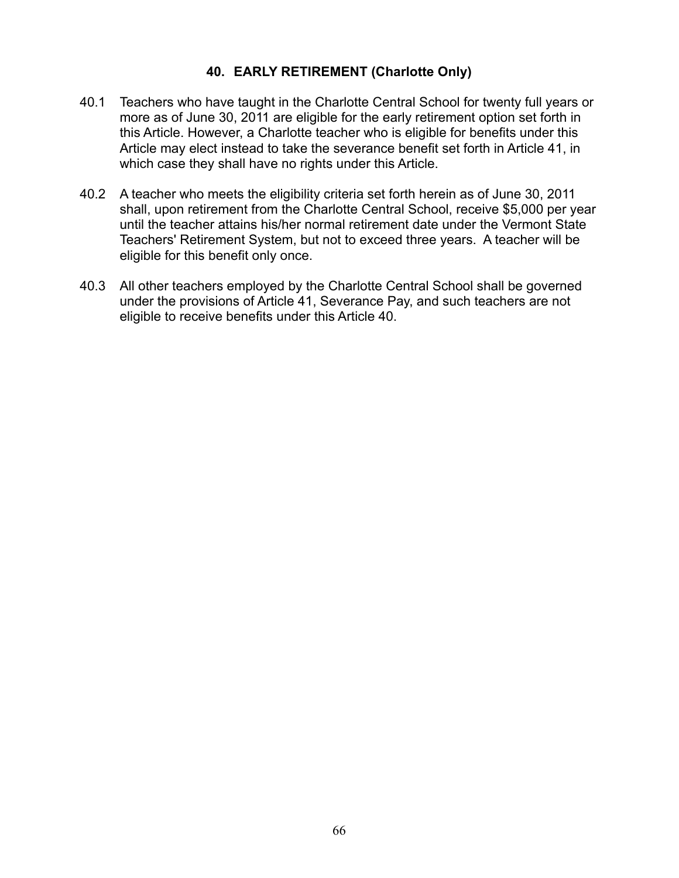## 40. EARLY RETIREMENT (Charlotte Only)

40.1 Teachers who have taught in the Charlotte Central School for twenty full years or more as of June 30, 2011 are eligible for the early retirement option set forth in this Article. However, a Charlotte teacher who is eligible for benefits under this Article may elect instead to take the severance benefit set forth in Article 41, in which case they shall have no rights under this Article.

40.2 A teacher who meets the eligibility criteria set forth herein as of June 30, 2011 shall, upon retirement from the Charlotte Central School, receive $5,000 per year until the teacher attains his/her normal retirement date under the Vermont State Teachers' Retirement System, but not to exceed three years. A teacher will be eligible for this benefit only once.

40.3 All other teachers employed by the Charlotte Central School shall be governed under the provisions of Article 41, Severance Pay, and such teachers are not eligible to receive benefits under this Article 40.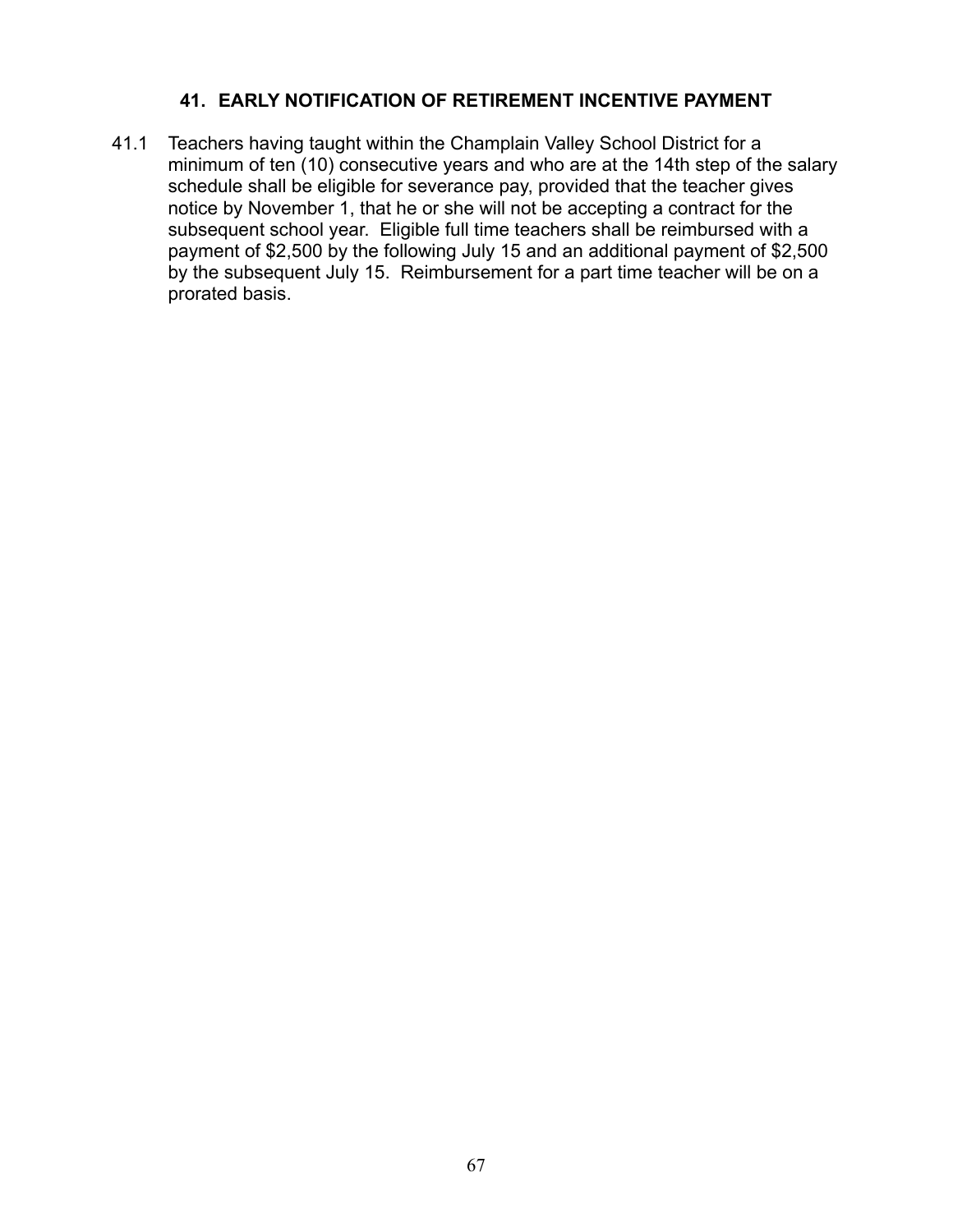## 41. EARLY NOTIFICATION OF RETIREMENT INCENTIVE PAYMENT

41.1 Teachers having taught within the Champlain Valley School District for a minimum of ten (10) consecutive years and who are at the 14th step of the salary schedule shall be eligible for severance pay, provided that the teacher gives notice by November 1, that he or she will not be accepting a contract for the subsequent school year. Eligible full time teachers shall be reimbursed with a payment of $2,500 by the following July 15 and an additional payment of $2,500 by the subsequent July 15. Reimbursement for a part time teacher will be on a prorated basis.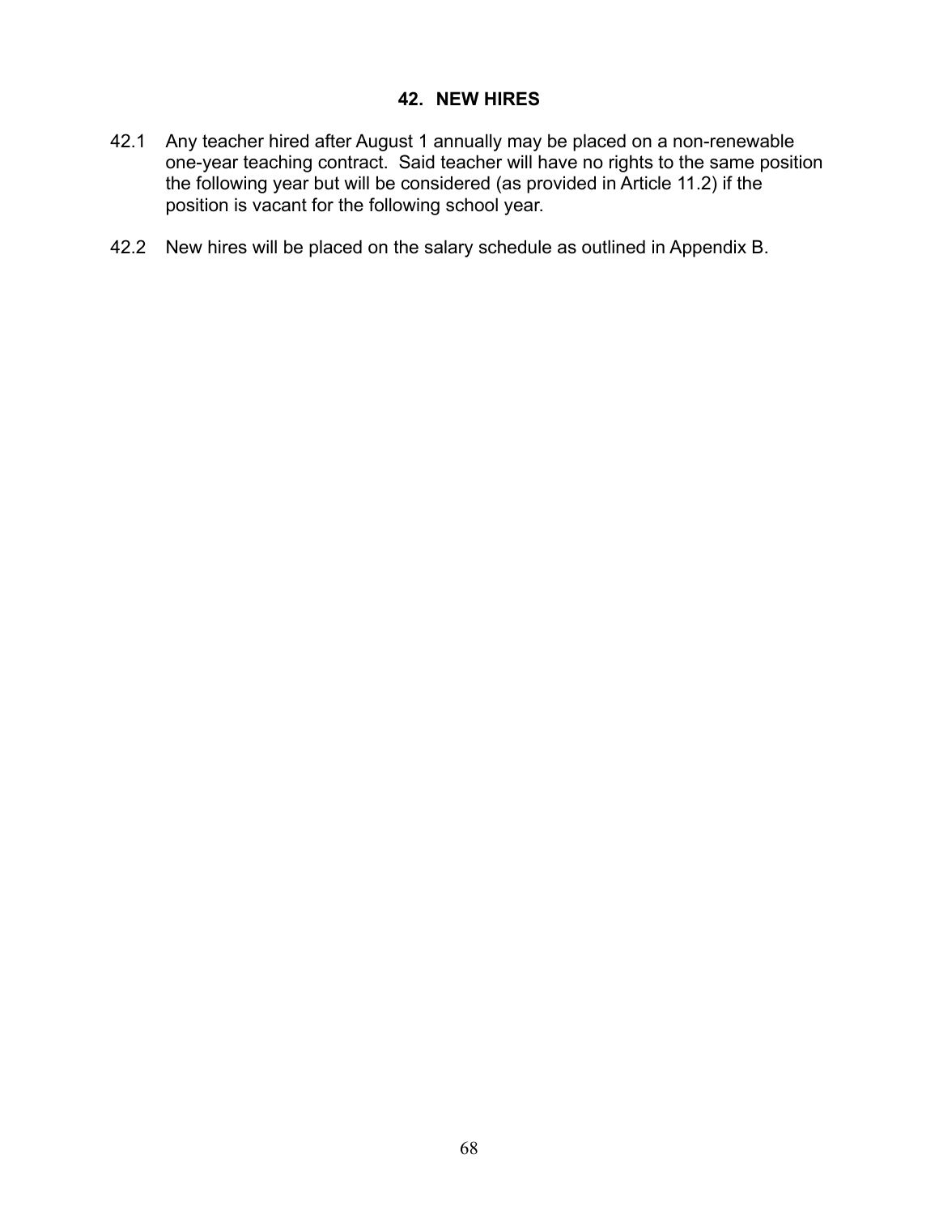## 42. NEW HIRES

42.1 Any teacher hired after August 1 annually may be placed on a non-renewable one-year teaching contract. Said teacher will have no rights to the same position the following year but will be considered (as provided in Article 11.2) if the position is vacant for the following school year.

42.2 New hires will be placed on the salary schedule as outlined in Appendix B.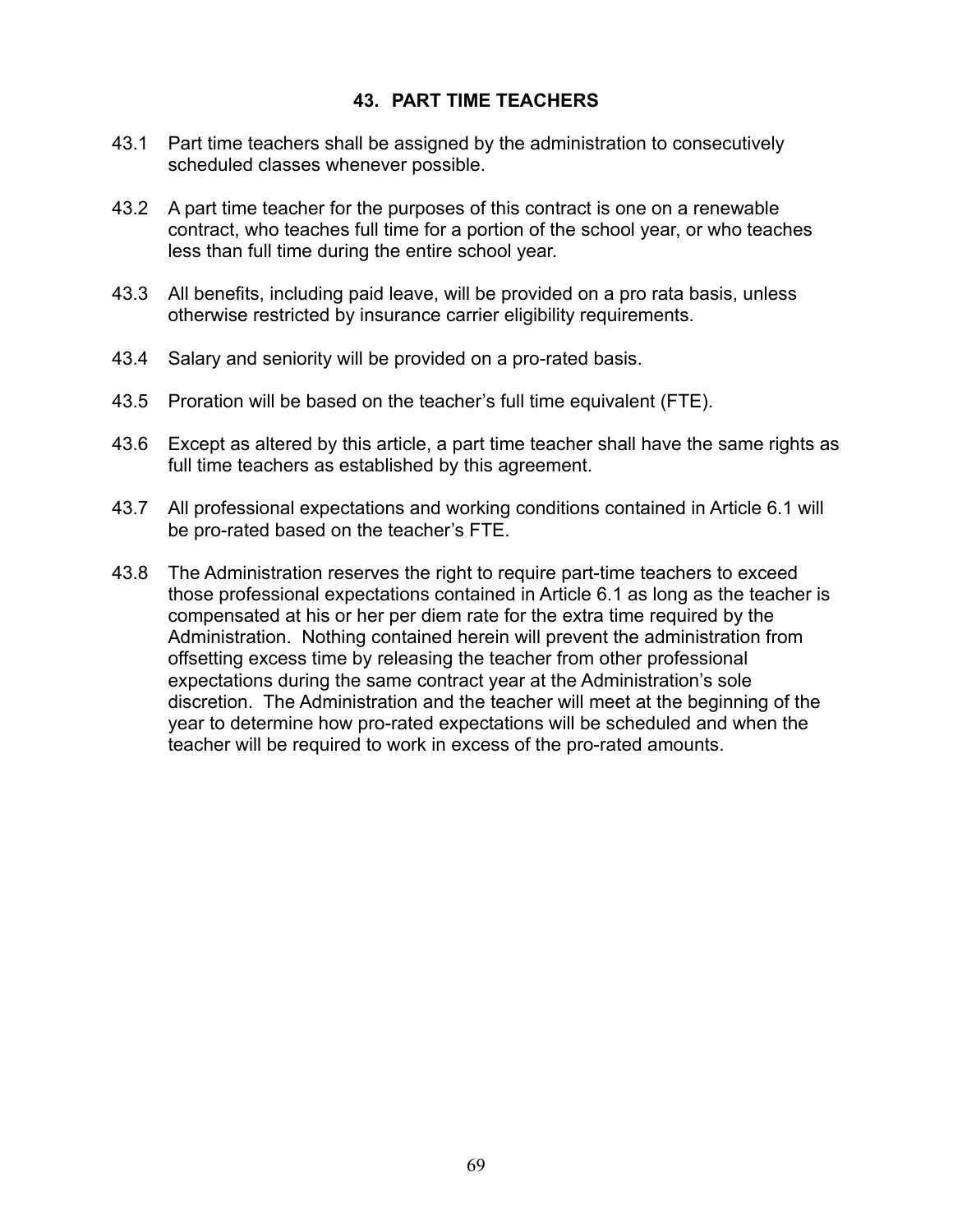## 43. PART TIME TEACHERS

43.1 Part time teachers shall be assigned by the administration to consecutively scheduled classes whenever possible.

43.2 A part time teacher for the purposes of this contract is one on a renewable contract, who teaches full time for a portion of the school year, or who teaches less than full time during the entire school year.

43.3 All benefits, including paid leave, will be provided on a pro rata basis, unless otherwise restricted by insurance carrier eligibility requirements.

43.4 Salary and seniority will be provided on a pro-rated basis.

43.5 Proration will be based on the teacher's full time equivalent (FTE).

43.6 Except as altered by this article, a part time teacher shall have the same rights as full time teachers as established by this agreement.

43.7 All professional expectations and working conditions contained in Article 6.1 will be pro-rated based on the teacher's FTE.

43.8 The Administration reserves the right to require part-time teachers to exceed those professional expectations contained in Article 6.1 as long as the teacher is compensated at his or her per diem rate for the extra time required by the Administration. Nothing contained herein will prevent the administration from offsetting excess time by releasing the teacher from other professional expectations during the same contract year at the Administration's sole discretion. The Administration and the teacher will meet at the beginning of the year to determine how pro-rated expectations will be scheduled and when the teacher will be required to work in excess of the pro-rated amounts.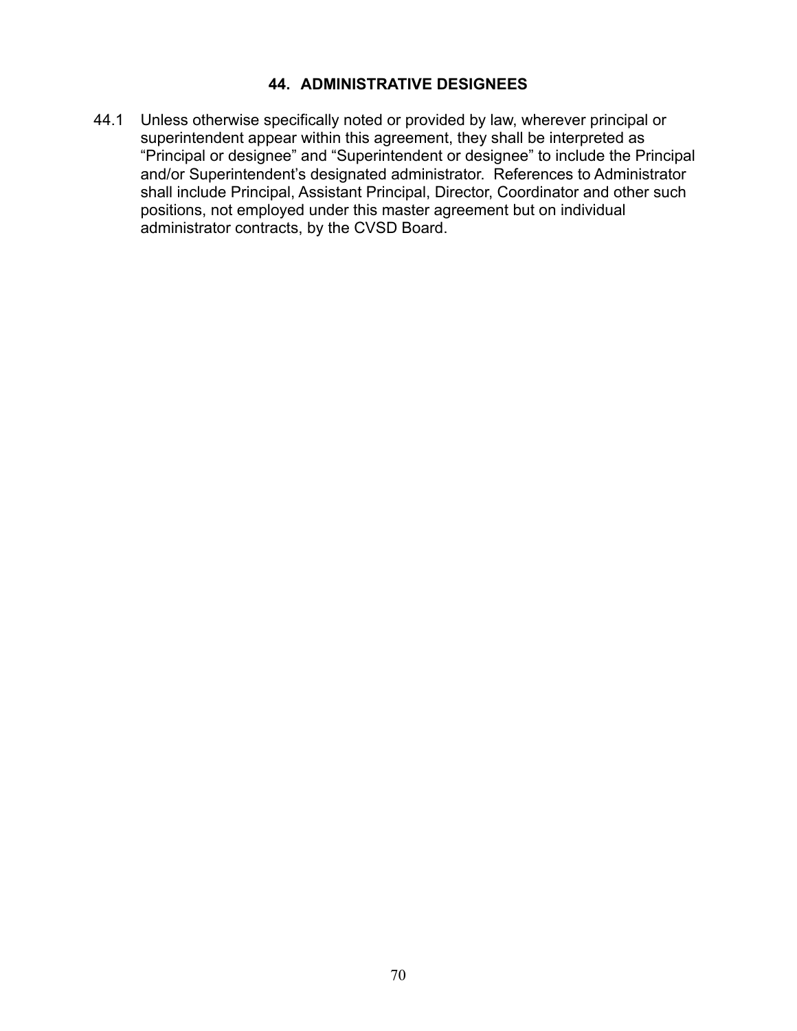## 44. ADMINISTRATIVE DESIGNEES

44.1 Unless otherwise specifically noted or provided by law, wherever principal or superintendent appear within this agreement, they shall be interpreted as "Principal or designee" and "Superintendent or designee" to include the Principal and/or Superintendent's designated administrator. References to Administrator shall include Principal, Assistant Principal, Director, Coordinator and other such positions, not employed under this master agreement but on individual administrator contracts, by the CVSD Board.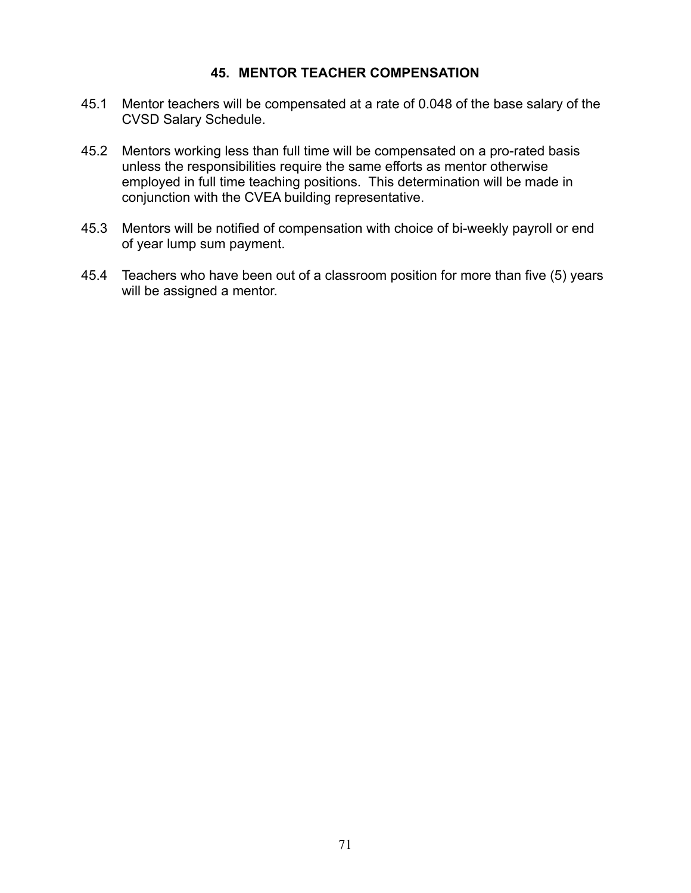## 45. MENTOR TEACHER COMPENSATION

45.1 Mentor teachers will be compensated at a rate of 0.048 of the base salary of the CVSD Salary Schedule.

45.2 Mentors working less than full time will be compensated on a pro-rated basis unless the responsibilities require the same efforts as mentor otherwise employed in full time teaching positions. This determination will be made in conjunction with the CVEA building representative.

45.3 Mentors will be notified of compensation with choice of bi-weekly payroll or end of year lump sum payment.

45.4 Teachers who have been out of a classroom position for more than five (5) years will be assigned a mentor.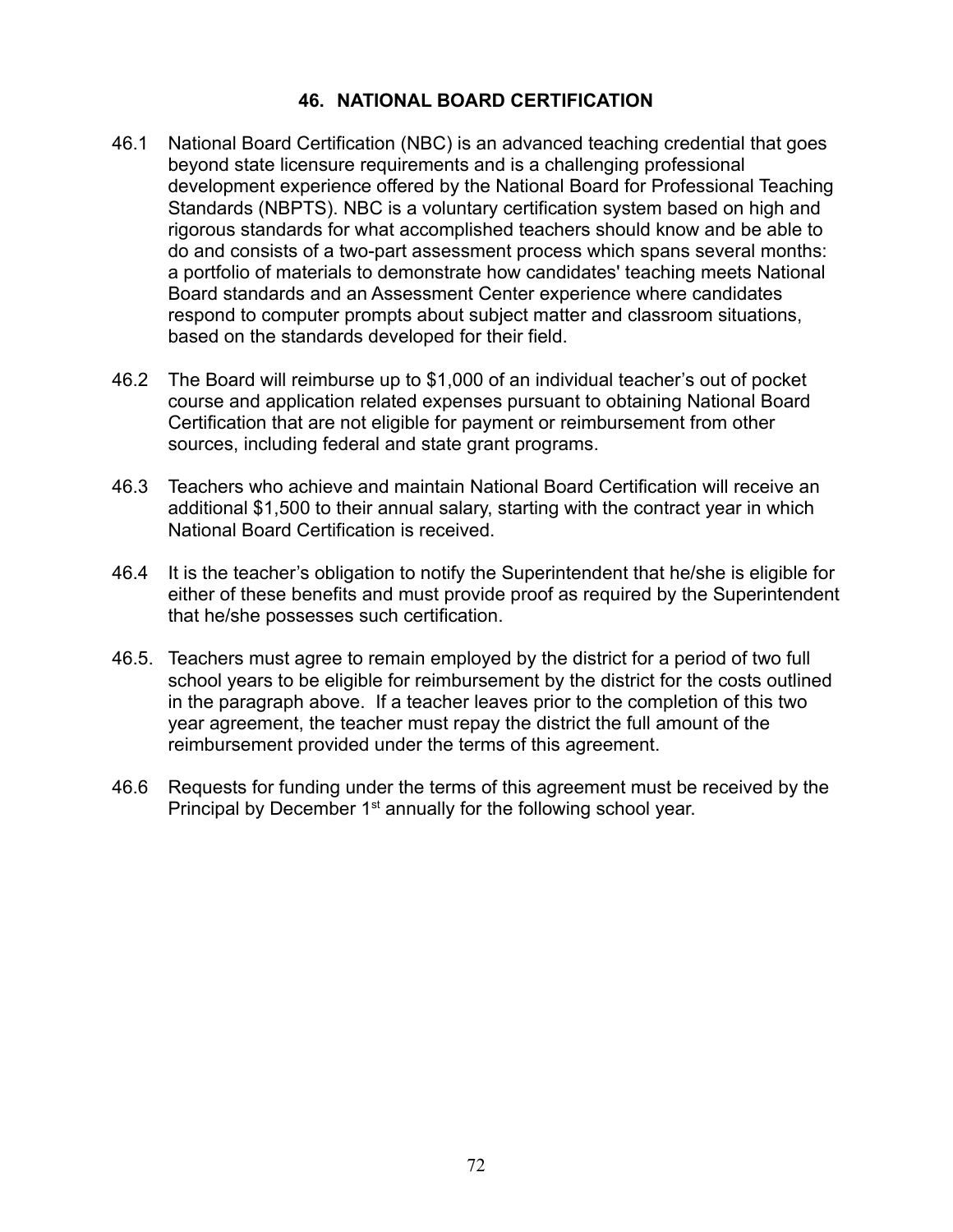## 46. NATIONAL BOARD CERTIFICATION

46.1 National Board Certification (NBC) is an advanced teaching credential that goes beyond state licensure requirements and is a challenging professional development experience offered by the National Board for Professional Teaching Standards (NBPTS). NBC is a voluntary certification system based on high and rigorous standards for what accomplished teachers should know and be able to do and consists of a two-part assessment process which spans several months: a portfolio of materials to demonstrate how candidates' teaching meets National Board standards and an Assessment Center experience where candidates respond to computer prompts about subject matter and classroom situations, based on the standards developed for their field.

46.2 The Board will reimburse up to $1,000 of an individual teacher's out of pocket course and application related expenses pursuant to obtaining National Board Certification that are not eligible for payment or reimbursement from other sources, including federal and state grant programs.

46.3 Teachers who achieve and maintain National Board Certification will receive an additional $1,500 to their annual salary, starting with the contract year in which National Board Certification is received.

46.4 It is the teacher's obligation to notify the Superintendent that he/she is eligible for either of these benefits and must provide proof as required by the Superintendent that he/she possesses such certification.

46.5. Teachers must agree to remain employed by the district for a period of two full school years to be eligible for reimbursement by the district for the costs outlined in the paragraph above. If a teacher leaves prior to the completion of this two year agreement, the teacher must repay the district the full amount of the reimbursement provided under the terms of this agreement.

46.6 Requests for funding under the terms of this agreement must be received by the Principal by December 1st annually for the following school year.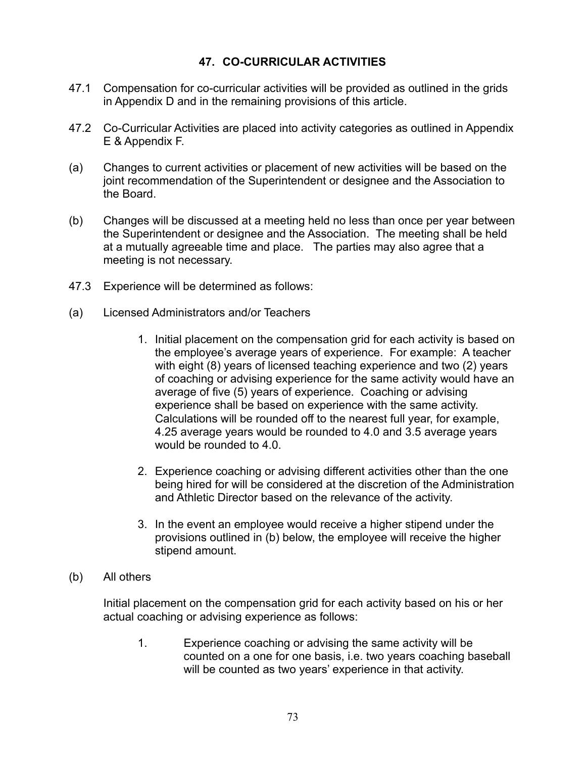## 47. CO-CURRICULAR ACTIVITIES

47.1 Compensation for co-curricular activities will be provided as outlined in the grids in Appendix D and in the remaining provisions of this article.

47.2 Co-Curricular Activities are placed into activity categories as outlined in Appendix E & Appendix F.

(a) Changes to current activities or placement of new activities will be based on the joint recommendation of the Superintendent or designee and the Association to the Board.

(b) Changes will be discussed at a meeting held no less than once per year between the Superintendent or designee and the Association. The meeting shall be held at a mutually agreeable time and place. The parties may also agree that a meeting is not necessary.

47.3 Experience will be determined as follows:

(a) Licensed Administrators and/or Teachers

1. Initial placement on the compensation grid for each activity is based on the employee's average years of experience. For example: A teacher with eight (8) years of licensed teaching experience and two (2) years of coaching or advising experience for the same activity would have an average of five (5) years of experience. Coaching or advising experience shall be based on experience with the same activity. Calculations will be rounded off to the nearest full year, for example, 4.25 average years would be rounded to 4.0 and 3.5 average years would be rounded to 4.0.
2. Experience coaching or advising different activities other than the one being hired for will be considered at the discretion of the Administration and Athletic Director based on the relevance of the activity.
3. In the event an employee would receive a higher stipend under the provisions outlined in (b) below, the employee will receive the higher stipend amount.

(b) All others

Initial placement on the compensation grid for each activity based on his or her actual coaching or advising experience as follows:

1. Experience coaching or advising the same activity will be counted on a one for one basis, i.e. two years coaching baseball will be counted as two years' experience in that activity.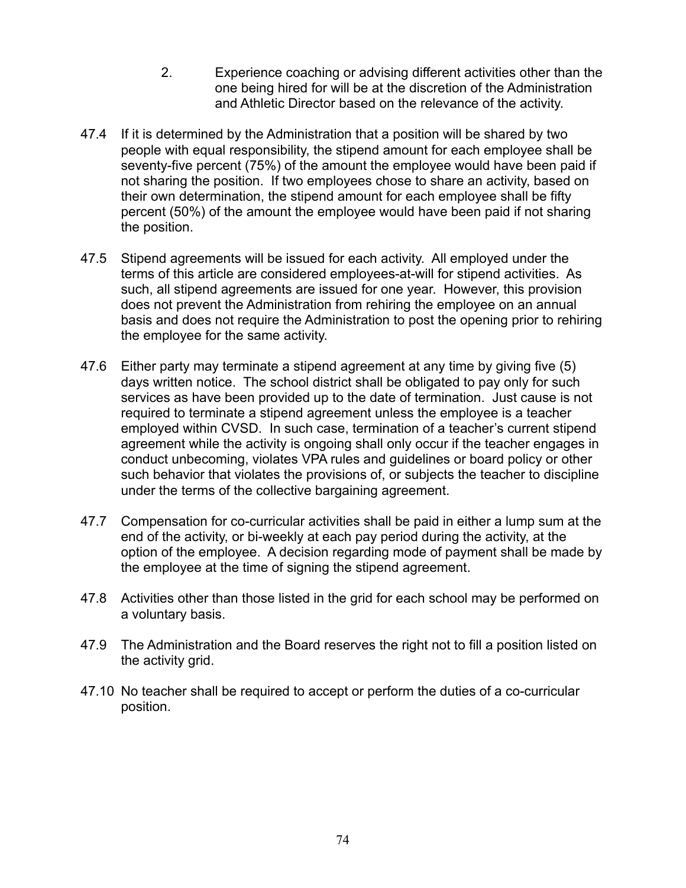2. Experience coaching or advising different activities other than the one being hired for will be at the discretion of the Administration and Athletic Director based on the relevance of the activity.

47.4 If it is determined by the Administration that a position will be shared by two people with equal responsibility, the stipend amount for each employee shall be seventy-five percent (75%) of the amount the employee would have been paid if not sharing the position. If two employees chose to share an activity, based on their own determination, the stipend amount for each employee shall be fifty percent (50%) of the amount the employee would have been paid if not sharing the position.

47.5 Stipend agreements will be issued for each activity. All employed under the terms of this article are considered employees-at-will for stipend activities. As such, all stipend agreements are issued for one year. However, this provision does not prevent the Administration from rehiring the employee on an annual basis and does not require the Administration to post the opening prior to rehiring the employee for the same activity.

47.6 Either party may terminate a stipend agreement at any time by giving five (5) days written notice. The school district shall be obligated to pay only for such services as have been provided up to the date of termination. Just cause is not required to terminate a stipend agreement unless the employee is a teacher employed within CVSD. In such case, termination of a teacher's current stipend agreement while the activity is ongoing shall only occur if the teacher engages in conduct unbecoming, violates VPA rules and guidelines or board policy or other such behavior that violates the provisions of, or subjects the teacher to discipline under the terms of the collective bargaining agreement.

47.7 Compensation for co-curricular activities shall be paid in either a lump sum at the end of the activity, or bi-weekly at each pay period during the activity, at the option of the employee. A decision regarding mode of payment shall be made by the employee at the time of signing the stipend agreement.

47.8 Activities other than those listed in the grid for each school may be performed on a voluntary basis.

47.9 The Administration and the Board reserves the right not to fill a position listed on the activity grid.

47.10 No teacher shall be required to accept or perform the duties of a co-curricular position.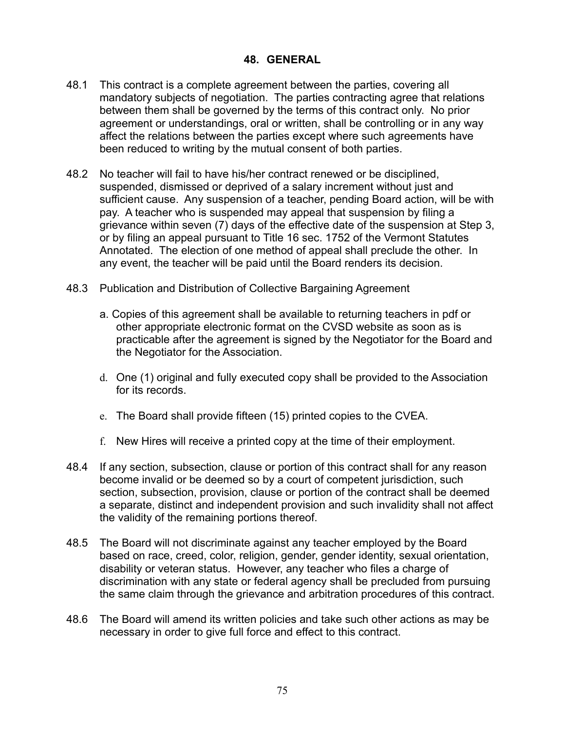## 48. GENERAL

48.1 This contract is a complete agreement between the parties, covering all mandatory subjects of negotiation. The parties contracting agree that relations between them shall be governed by the terms of this contract only. No prior agreement or understandings, oral or written, shall be controlling or in any way affect the relations between the parties except where such agreements have been reduced to writing by the mutual consent of both parties.

48.2 No teacher will fail to have his/her contract renewed or be disciplined, suspended, dismissed or deprived of a salary increment without just and sufficient cause. Any suspension of a teacher, pending Board action, will be with pay. A teacher who is suspended may appeal that suspension by filing a grievance within seven (7) days of the effective date of the suspension at Step 3, or by filing an appeal pursuant to Title 16 sec. 1752 of the Vermont Statutes Annotated. The election of one method of appeal shall preclude the other. In any event, the teacher will be paid until the Board renders its decision.

48.3 Publication and Distribution of Collective Bargaining Agreement

a. Copies of this agreement shall be available to returning teachers in pdf or other appropriate electronic format on the CVSD website as soon as is practicable after the agreement is signed by the Negotiator for the Board and the Negotiator for the Association.

d. One (1) original and fully executed copy shall be provided to the Association for its records.

e. The Board shall provide fifteen (15) printed copies to the CVEA.

f. New Hires will receive a printed copy at the time of their employment.

48.4 If any section, subsection, clause or portion of this contract shall for any reason become invalid or be deemed so by a court of competent jurisdiction, such section, subsection, provision, clause or portion of the contract shall be deemed a separate, distinct and independent provision and such invalidity shall not affect the validity of the remaining portions thereof.

48.5 The Board will not discriminate against any teacher employed by the Board based on race, creed, color, religion, gender, gender identity, sexual orientation, disability or veteran status. However, any teacher who files a charge of discrimination with any state or federal agency shall be precluded from pursuing the same claim through the grievance and arbitration procedures of this contract.

48.6 The Board will amend its written policies and take such other actions as may be necessary in order to give full force and effect to this contract.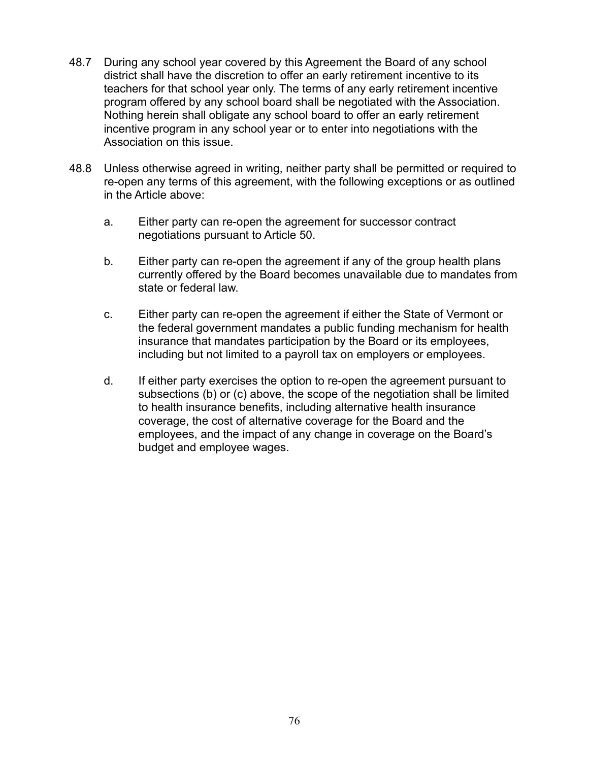48.7 During any school year covered by this Agreement the Board of any school district shall have the discretion to offer an early retirement incentive to its teachers for that school year only. The terms of any early retirement incentive program offered by any school board shall be negotiated with the Association. Nothing herein shall obligate any school board to offer an early retirement incentive program in any school year or to enter into negotiations with the Association on this issue.

48.8 Unless otherwise agreed in writing, neither party shall be permitted or required to re-open any terms of this agreement, with the following exceptions or as outlined in the Article above:

   a. Either party can re-open the agreement for successor contract negotiations pursuant to Article 50.

   b. Either party can re-open the agreement if any of the group health plans currently offered by the Board becomes unavailable due to mandates from state or federal law.

   c. Either party can re-open the agreement if either the State of Vermont or the federal government mandates a public funding mechanism for health insurance that mandates participation by the Board or its employees, including but not limited to a payroll tax on employers or employees.

   d. If either party exercises the option to re-open the agreement pursuant to subsections (b) or (c) above, the scope of the negotiation shall be limited to health insurance benefits, including alternative health insurance coverage, the cost of alternative coverage for the Board and the employees, and the impact of any change in coverage on the Board's budget and employee wages.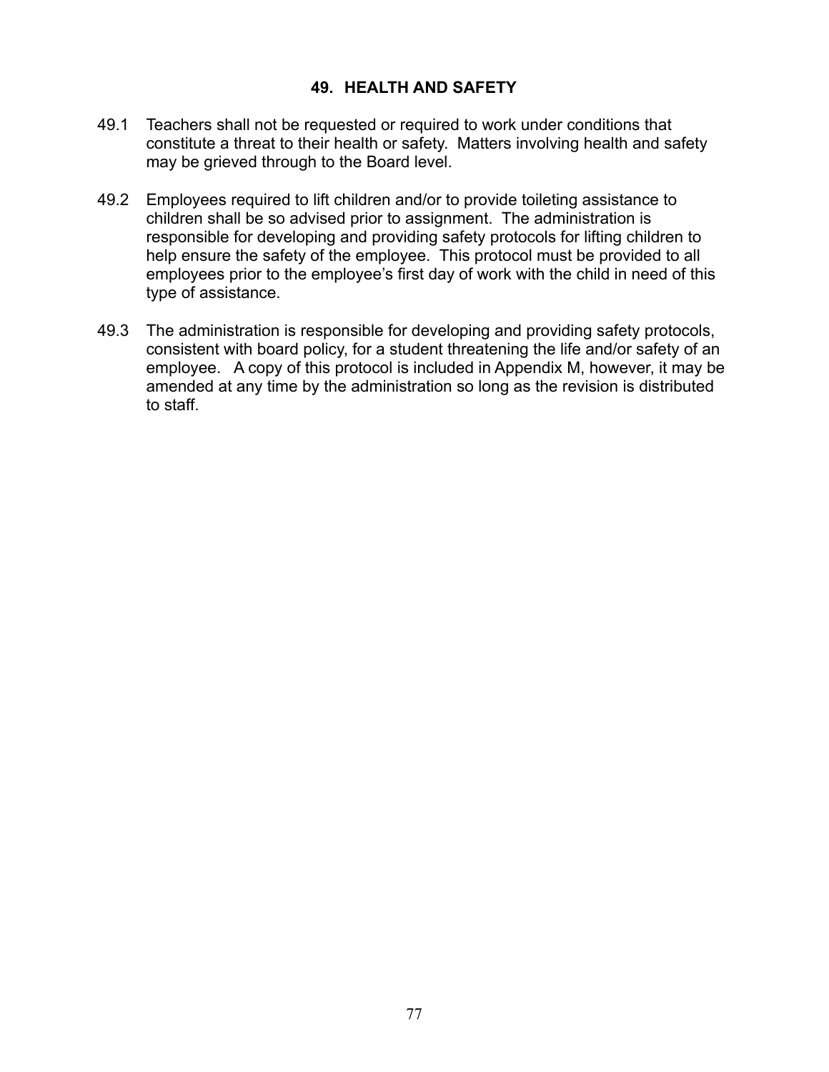## 49. HEALTH AND SAFETY

49.1 Teachers shall not be requested or required to work under conditions that constitute a threat to their health or safety. Matters involving health and safety may be grieved through to the Board level.

49.2 Employees required to lift children and/or to provide toileting assistance to children shall be so advised prior to assignment. The administration is responsible for developing and providing safety protocols for lifting children to help ensure the safety of the employee. This protocol must be provided to all employees prior to the employee's first day of work with the child in need of this type of assistance.

49.3 The administration is responsible for developing and providing safety protocols, consistent with board policy, for a student threatening the life and/or safety of an employee. A copy of this protocol is included in Appendix M, however, it may be amended at any time by the administration so long as the revision is distributed to staff.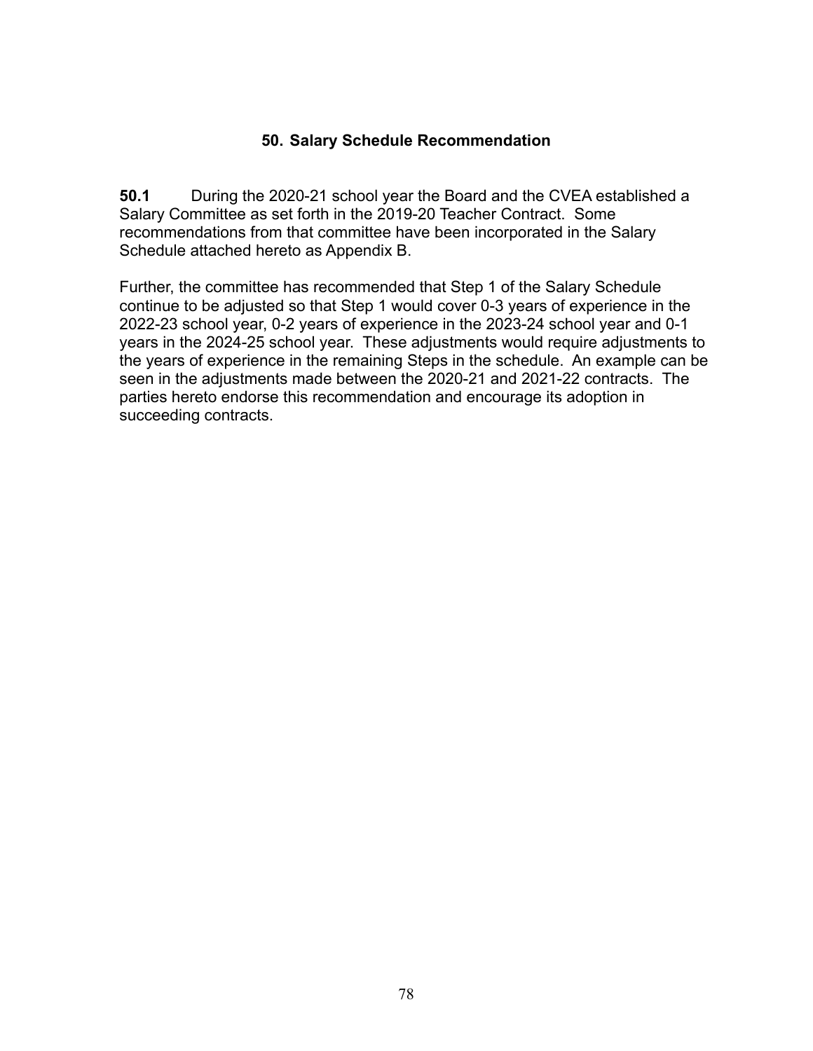## 50. Salary Schedule Recommendation

**50.1** During the 2020-21 school year the Board and the CVEA established a Salary Committee as set forth in the 2019-20 Teacher Contract. Some recommendations from that committee have been incorporated in the Salary Schedule attached hereto as Appendix B.

Further, the committee has recommended that Step 1 of the Salary Schedule continue to be adjusted so that Step 1 would cover 0-3 years of experience in the 2022-23 school year, 0-2 years of experience in the 2023-24 school year and 0-1 years in the 2024-25 school year. These adjustments would require adjustments to the years of experience in the remaining Steps in the schedule. An example can be seen in the adjustments made between the 2020-21 and 2021-22 contracts. The parties hereto endorse this recommendation and encourage its adoption in succeeding contracts.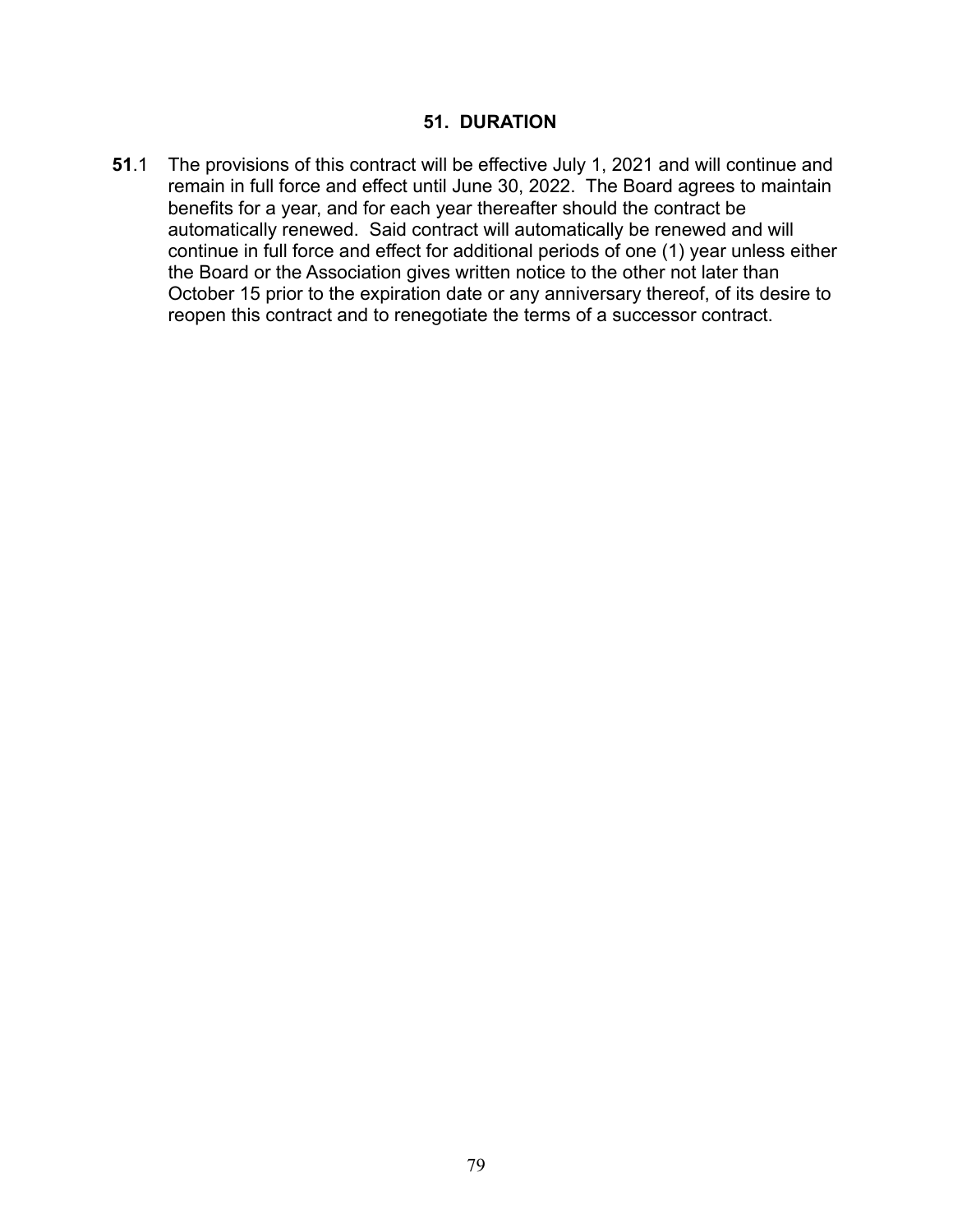## 51. DURATION

**51**.1 The provisions of this contract will be effective July 1, 2021 and will continue and remain in full force and effect until June 30, 2022. The Board agrees to maintain benefits for a year, and for each year thereafter should the contract be automatically renewed. Said contract will automatically be renewed and will continue in full force and effect for additional periods of one (1) year unless either the Board or the Association gives written notice to the other not later than October 15 prior to the expiration date or any anniversary thereof, of its desire to reopen this contract and to renegotiate the terms of a successor contract.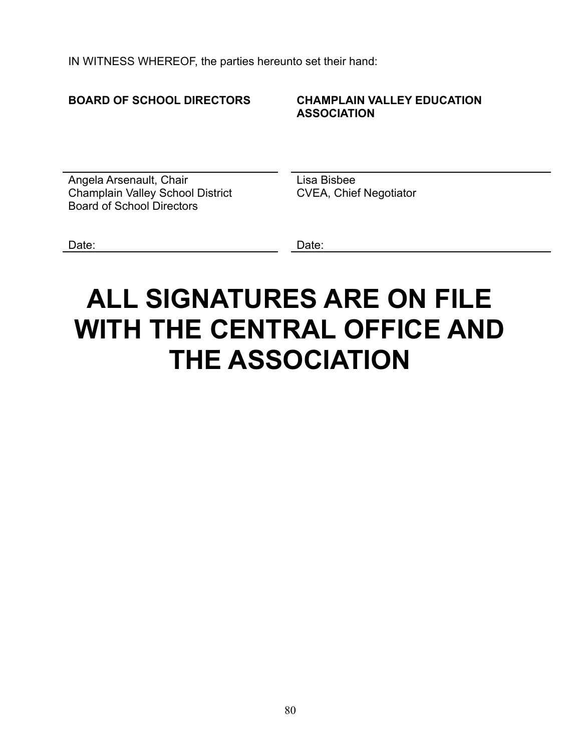IN WITNESS WHEREOF, the parties hereunto set their hand:

| **BOARD OF SCHOOL DIRECTORS** | **CHAMPLAIN VALLEY EDUCATION ASSOCIATION** |
| --- | --- |
| Angela Arsenault, Chair<br>Champlain Valley School District<br>Board of School Directors | Lisa Bisbee<br>CVEA, Chief Negotiator |
| Date: | Date: |

# ALL SIGNATURES ARE ON FILE WITH THE CENTRAL OFFICE AND THE ASSOCIATION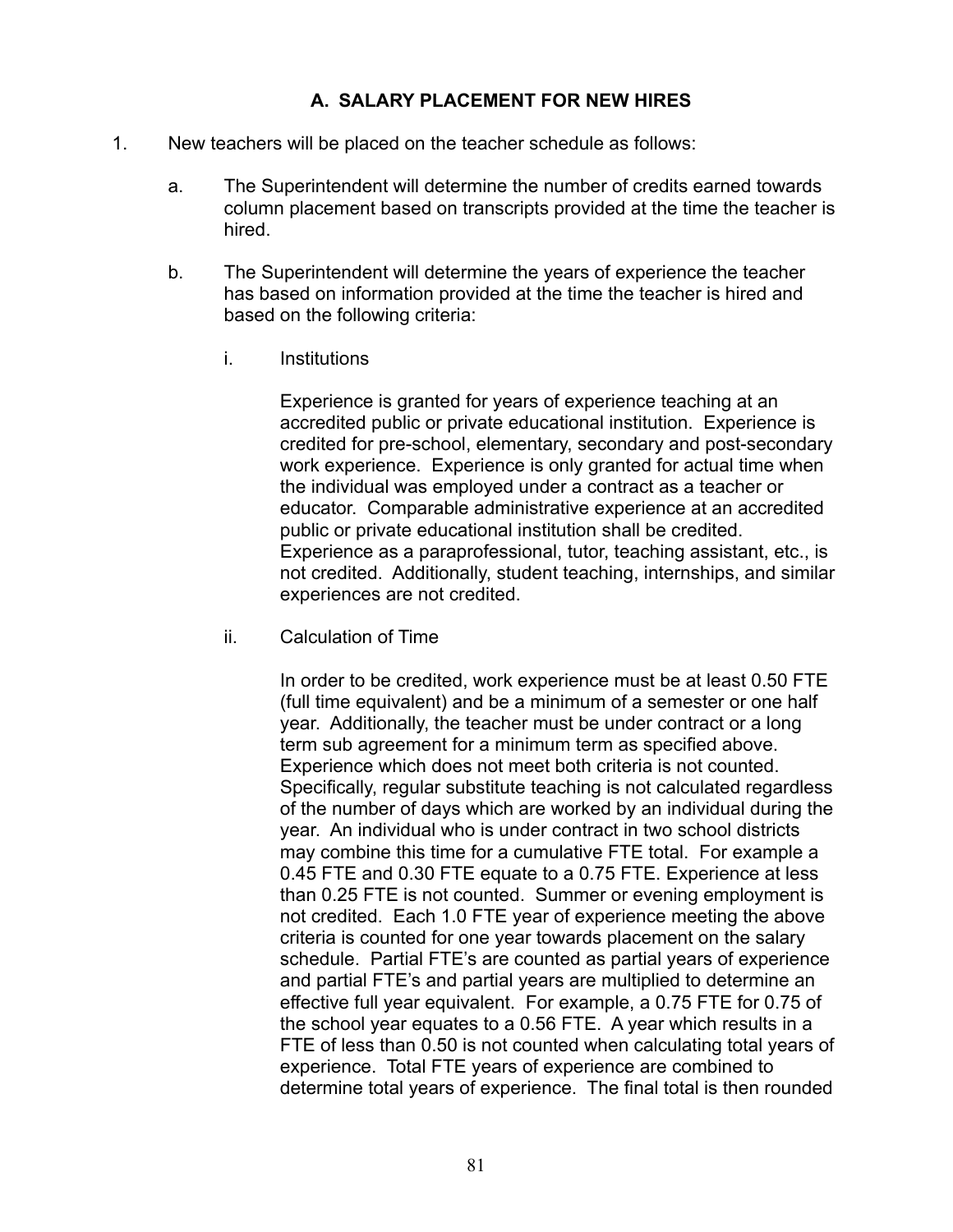## A. SALARY PLACEMENT FOR NEW HIRES

1. New teachers will be placed on the teacher schedule as follows:

   a. The Superintendent will determine the number of credits earned towards column placement based on transcripts provided at the time the teacher is hired.

   b. The Superintendent will determine the years of experience the teacher has based on information provided at the time the teacher is hired and based on the following criteria:

      i. Institutions

         Experience is granted for years of experience teaching at an accredited public or private educational institution. Experience is credited for pre-school, elementary, secondary and post-secondary work experience. Experience is only granted for actual time when the individual was employed under a contract as a teacher or educator. Comparable administrative experience at an accredited public or private educational institution shall be credited. Experience as a paraprofessional, tutor, teaching assistant, etc., is not credited. Additionally, student teaching, internships, and similar experiences are not credited.

      ii. Calculation of Time

         In order to be credited, work experience must be at least 0.50 FTE (full time equivalent) and be a minimum of a semester or one half year. Additionally, the teacher must be under contract or a long term sub agreement for a minimum term as specified above. Experience which does not meet both criteria is not counted. Specifically, regular substitute teaching is not calculated regardless of the number of days which are worked by an individual during the year. An individual who is under contract in two school districts may combine this time for a cumulative FTE total. For example a 0.45 FTE and 0.30 FTE equate to a 0.75 FTE. Experience at less than 0.25 FTE is not counted. Summer or evening employment is not credited. Each 1.0 FTE year of experience meeting the above criteria is counted for one year towards placement on the salary schedule. Partial FTE's are counted as partial years of experience and partial FTE's and partial years are multiplied to determine an effective full year equivalent. For example, a 0.75 FTE for 0.75 of the school year equates to a 0.56 FTE. A year which results in a FTE of less than 0.50 is not counted when calculating total years of experience. Total FTE years of experience are combined to determine total years of experience. The final total is then rounded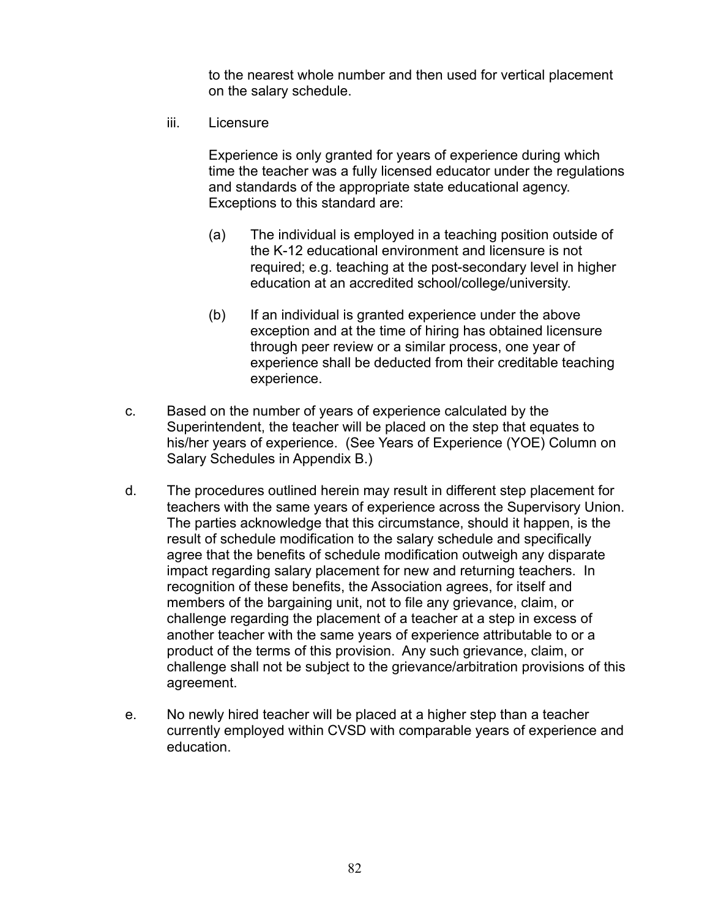to the nearest whole number and then used for vertical placement on the salary schedule.

iii. Licensure

Experience is only granted for years of experience during which time the teacher was a fully licensed educator under the regulations and standards of the appropriate state educational agency. Exceptions to this standard are:

(a) The individual is employed in a teaching position outside of the K-12 educational environment and licensure is not required; e.g. teaching at the post-secondary level in higher education at an accredited school/college/university.

(b) If an individual is granted experience under the above exception and at the time of hiring has obtained licensure through peer review or a similar process, one year of experience shall be deducted from their creditable teaching experience.

c. Based on the number of years of experience calculated by the Superintendent, the teacher will be placed on the step that equates to his/her years of experience. (See Years of Experience (YOE) Column on Salary Schedules in Appendix B.)

d. The procedures outlined herein may result in different step placement for teachers with the same years of experience across the Supervisory Union. The parties acknowledge that this circumstance, should it happen, is the result of schedule modification to the salary schedule and specifically agree that the benefits of schedule modification outweigh any disparate impact regarding salary placement for new and returning teachers. In recognition of these benefits, the Association agrees, for itself and members of the bargaining unit, not to file any grievance, claim, or challenge regarding the placement of a teacher at a step in excess of another teacher with the same years of experience attributable to or a product of the terms of this provision. Any such grievance, claim, or challenge shall not be subject to the grievance/arbitration provisions of this agreement.

e. No newly hired teacher will be placed at a higher step than a teacher currently employed within CVSD with comparable years of experience and education.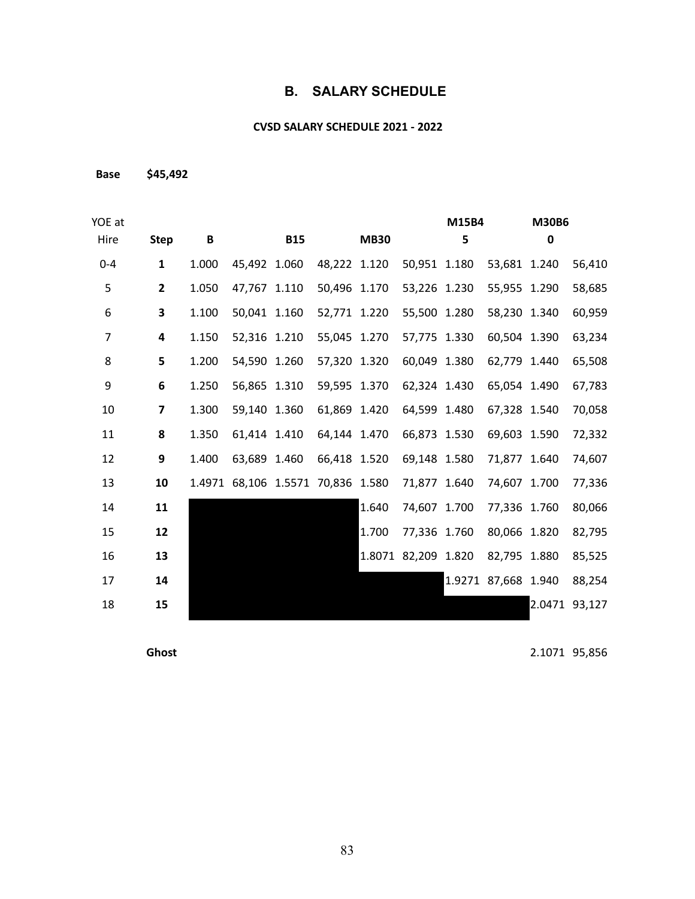## B. SALARY SCHEDULE

**CVSD SALARY SCHEDULE 2021 - 2022**

**Base** **$45,492**

| YOE at Hire | Step | B | | B15 | | MB30 | | M15B45 | | M30B60 | |
|---|---|---|---|---|---|---|---|---|---|---|---|
| 0-4 | **1** | 1.000 | 45,492 | 1.060 | 48,222 | 1.120 | 50,951 | 1.180 | 53,681 | 1.240 | 56,410 |
| 5 | **2** | 1.050 | 47,767 | 1.110 | 50,496 | 1.170 | 53,226 | 1.230 | 55,955 | 1.290 | 58,685 |
| 6 | **3** | 1.100 | 50,041 | 1.160 | 52,771 | 1.220 | 55,500 | 1.280 | 58,230 | 1.340 | 60,959 |
| 7 | **4** | 1.150 | 52,316 | 1.210 | 55,045 | 1.270 | 57,775 | 1.330 | 60,504 | 1.390 | 63,234 |
| 8 | **5** | 1.200 | 54,590 | 1.260 | 57,320 | 1.320 | 60,049 | 1.380 | 62,779 | 1.440 | 65,508 |
| 9 | **6** | 1.250 | 56,865 | 1.310 | 59,595 | 1.370 | 62,324 | 1.430 | 65,054 | 1.490 | 67,783 |
| 10 | **7** | 1.300 | 59,140 | 1.360 | 61,869 | 1.420 | 64,599 | 1.480 | 67,328 | 1.540 | 70,058 |
| 11 | **8** | 1.350 | 61,414 | 1.410 | 64,144 | 1.470 | 66,873 | 1.530 | 69,603 | 1.590 | 72,332 |
| 12 | **9** | 1.400 | 63,689 | 1.460 | 66,418 | 1.520 | 69,148 | 1.580 | 71,877 | 1.640 | 74,607 |
| 13 | **10** | 1.4971 | 68,106 | 1.5571 | 70,836 | 1.580 | 71,877 | 1.640 | 74,607 | 1.700 | 77,336 |
| 14 | **11** | | | | | 1.640 | 74,607 | 1.700 | 77,336 | 1.760 | 80,066 |
| 15 | **12** | | | | | 1.700 | 77,336 | 1.760 | 80,066 | 1.820 | 82,795 |
| 16 | **13** | | | | | 1.8071 | 82,209 | 1.820 | 82,795 | 1.880 | 85,525 |
| 17 | **14** | | | | | | | 1.9271 | 87,668 | 1.940 | 88,254 |
| 18 | **15** | | | | | | | | | 2.0471 | 93,127 |
| | **Ghost** | | | | | | | | | 2.1071 | 95,856 |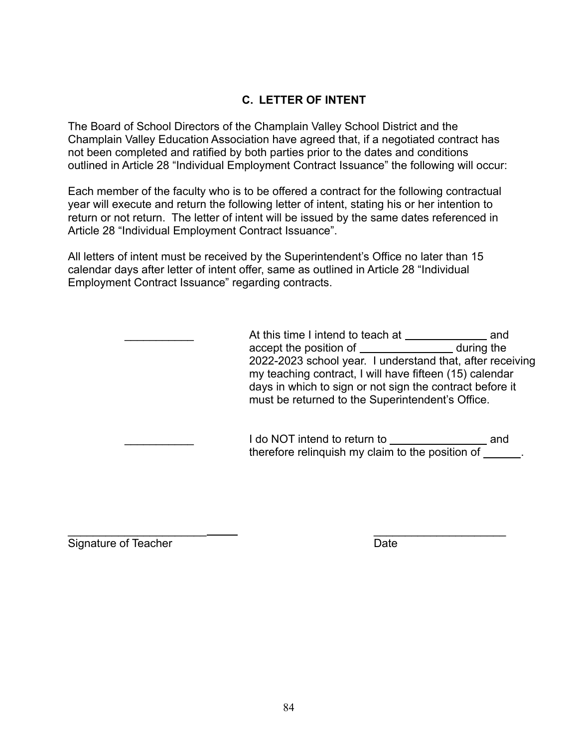## C. LETTER OF INTENT

The Board of School Directors of the Champlain Valley School District and the Champlain Valley Education Association have agreed that, if a negotiated contract has not been completed and ratified by both parties prior to the dates and conditions outlined in Article 28 "Individual Employment Contract Issuance" the following will occur:

Each member of the faculty who is to be offered a contract for the following contractual year will execute and return the following letter of intent, stating his or her intention to return or not return. The letter of intent will be issued by the same dates referenced in Article 28 "Individual Employment Contract Issuance".

All letters of intent must be received by the Superintendent's Office no later than 15 calendar days after letter of intent offer, same as outlined in Article 28 "Individual Employment Contract Issuance" regarding contracts.

___________ At this time I intend to teach at _____________ and accept the position of _______________ during the 2022-2023 school year. I understand that, after receiving my teaching contract, I will have fifteen (15) calendar days in which to sign or not sign the contract before it must be returned to the Superintendent's Office.

___________ I do NOT intend to return to _______________ and therefore relinquish my claim to the position of ______.

___________________________ _____________________

Signature of Teacher Date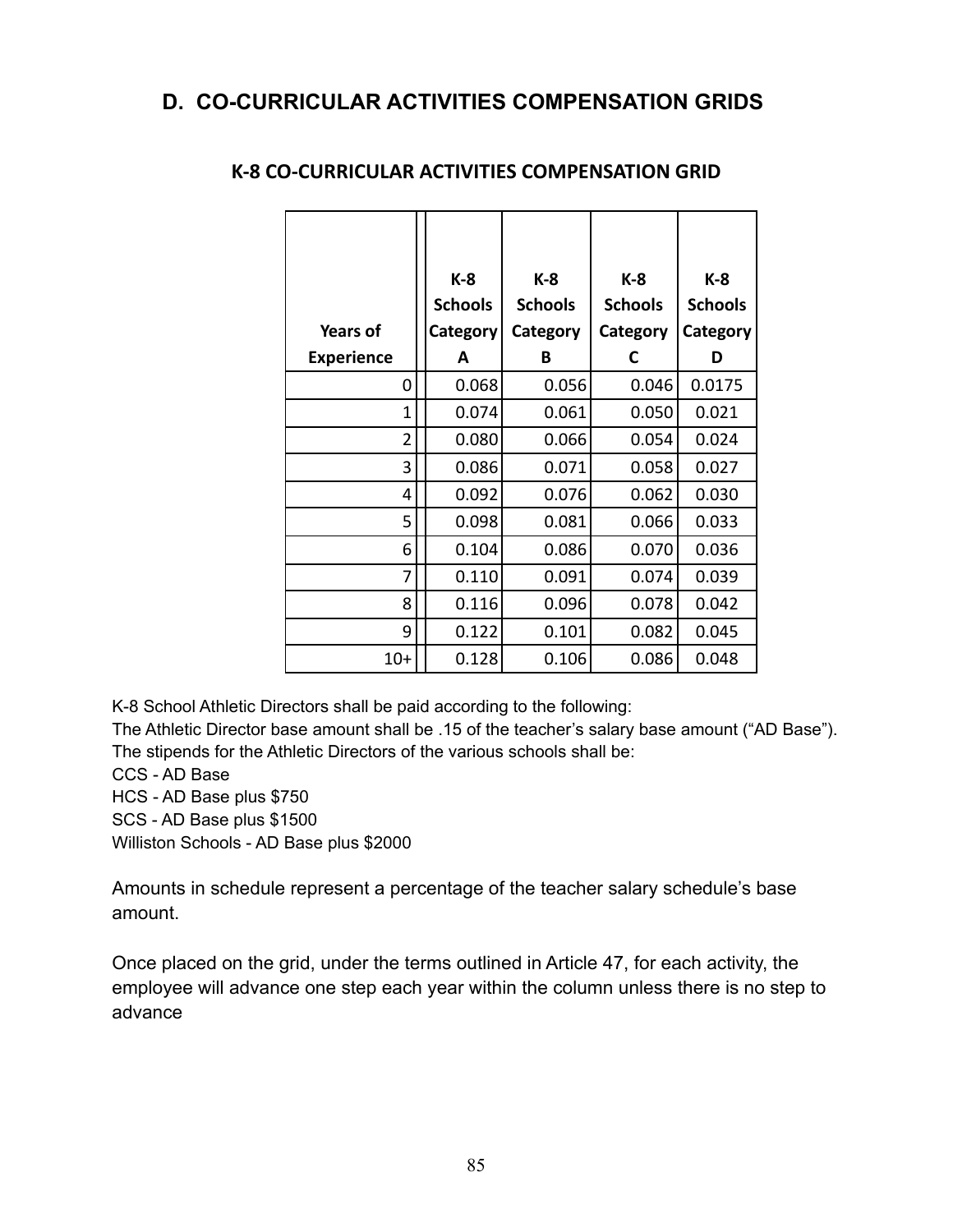## D. CO-CURRICULAR ACTIVITIES COMPENSATION GRIDS

### K-8 CO-CURRICULAR ACTIVITIES COMPENSATION GRID

| Years of Experience | K-8 Schools Category A | K-8 Schools Category B | K-8 Schools Category C | K-8 Schools Category D |
|---|---|---|---|---|
| 0 | 0.068 | 0.056 | 0.046 | 0.0175 |
| 1 | 0.074 | 0.061 | 0.050 | 0.021 |
| 2 | 0.080 | 0.066 | 0.054 | 0.024 |
| 3 | 0.086 | 0.071 | 0.058 | 0.027 |
| 4 | 0.092 | 0.076 | 0.062 | 0.030 |
| 5 | 0.098 | 0.081 | 0.066 | 0.033 |
| 6 | 0.104 | 0.086 | 0.070 | 0.036 |
| 7 | 0.110 | 0.091 | 0.074 | 0.039 |
| 8 | 0.116 | 0.096 | 0.078 | 0.042 |
| 9 | 0.122 | 0.101 | 0.082 | 0.045 |
| 10+ | 0.128 | 0.106 | 0.086 | 0.048 |

K-8 School Athletic Directors shall be paid according to the following:
The Athletic Director base amount shall be .15 of the teacher's salary base amount ("AD Base").
The stipends for the Athletic Directors of the various schools shall be:
CCS - AD Base
HCS - AD Base plus $750
SCS - AD Base plus $1500
Williston Schools - AD Base plus $2000

Amounts in schedule represent a percentage of the teacher salary schedule's base amount.

Once placed on the grid, under the terms outlined in Article 47, for each activity, the employee will advance one step each year within the column unless there is no step to advance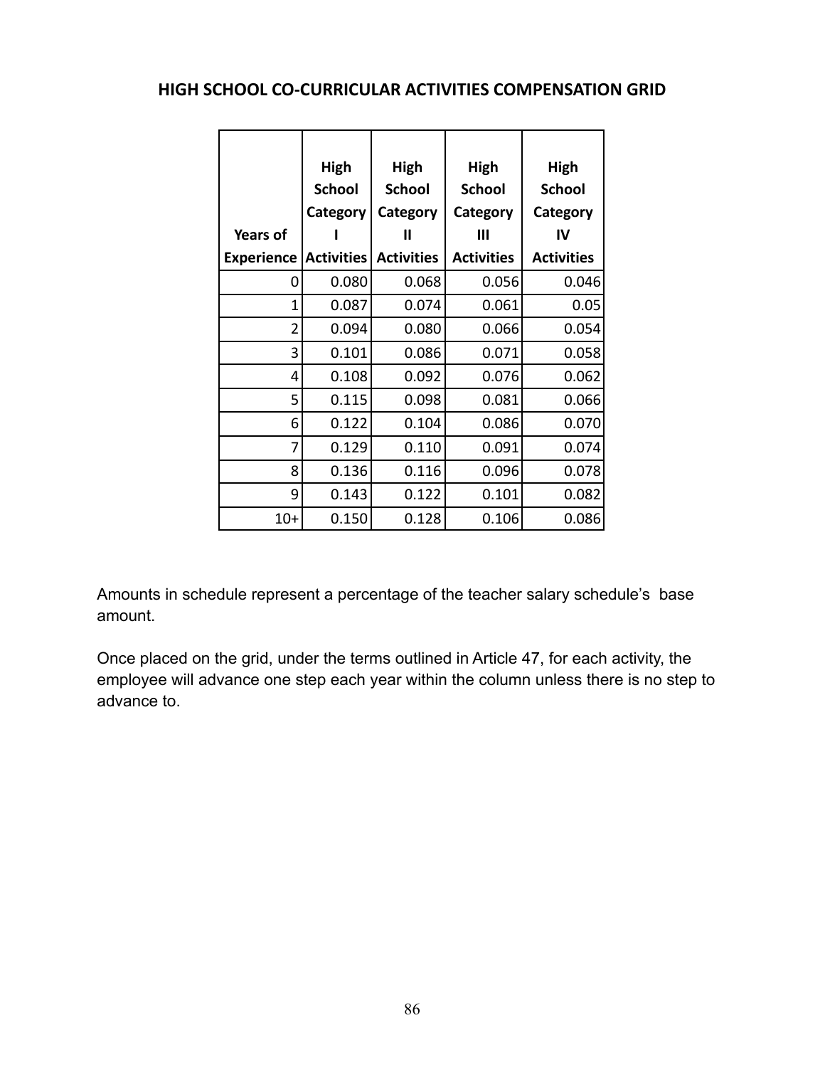## HIGH SCHOOL CO-CURRICULAR ACTIVITIES COMPENSATION GRID

| Years of Experience | High School Category I Activities | High School Category II Activities | High School Category III Activities | High School Category IV Activities |
|---|---|---|---|---|
| 0 | 0.080 | 0.068 | 0.056 | 0.046 |
| 1 | 0.087 | 0.074 | 0.061 | 0.05 |
| 2 | 0.094 | 0.080 | 0.066 | 0.054 |
| 3 | 0.101 | 0.086 | 0.071 | 0.058 |
| 4 | 0.108 | 0.092 | 0.076 | 0.062 |
| 5 | 0.115 | 0.098 | 0.081 | 0.066 |
| 6 | 0.122 | 0.104 | 0.086 | 0.070 |
| 7 | 0.129 | 0.110 | 0.091 | 0.074 |
| 8 | 0.136 | 0.116 | 0.096 | 0.078 |
| 9 | 0.143 | 0.122 | 0.101 | 0.082 |
| 10+ | 0.150 | 0.128 | 0.106 | 0.086 |

Amounts in schedule represent a percentage of the teacher salary schedule's base amount.

Once placed on the grid, under the terms outlined in Article 47, for each activity, the employee will advance one step each year within the column unless there is no step to advance to.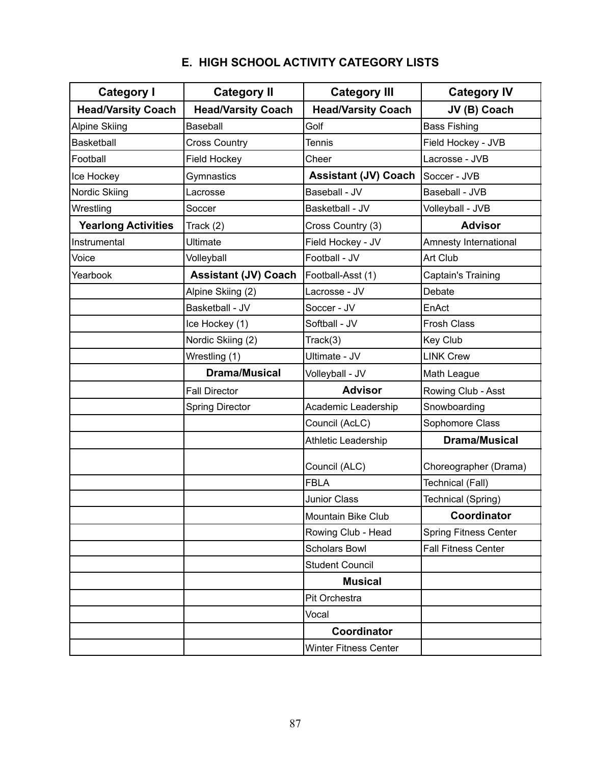## E. HIGH SCHOOL ACTIVITY CATEGORY LISTS

| Category I | Category II | Category III | Category IV |
|---|---|---|---|
| **Head/Varsity Coach** | **Head/Varsity Coach** | **Head/Varsity Coach** | **JV (B) Coach** |
| Alpine Skiing | Baseball | Golf | Bass Fishing |
| Basketball | Cross Country | Tennis | Field Hockey - JVB |
| Football | Field Hockey | Cheer | Lacrosse - JVB |
| Ice Hockey | Gymnastics | **Assistant (JV) Coach** | Soccer - JVB |
| Nordic Skiing | Lacrosse | Baseball - JV | Baseball - JVB |
| Wrestling | Soccer | Basketball - JV | Volleyball - JVB |
| **Yearlong Activities** | Track (2) | Cross Country (3) | **Advisor** |
| Instrumental | Ultimate | Field Hockey - JV | Amnesty International |
| Voice | Volleyball | Football - JV | Art Club |
| Yearbook | **Assistant (JV) Coach** | Football-Asst (1) | Captain's Training |
| | Alpine Skiing (2) | Lacrosse - JV | Debate |
| | Basketball - JV | Soccer - JV | EnAct |
| | Ice Hockey (1) | Softball - JV | Frosh Class |
| | Nordic Skiing (2) | Track(3) | Key Club |
| | Wrestling (1) | Ultimate - JV | LINK Crew |
| | **Drama/Musical** | Volleyball - JV | Math League |
| | Fall Director | **Advisor** | Rowing Club - Asst |
| | Spring Director | Academic Leadership | Snowboarding |
| | | Council (AcLC) | Sophomore Class |
| | | Athletic Leadership | **Drama/Musical** |
| | | Council (ALC) | Choreographer (Drama) |
| | | FBLA | Technical (Fall) |
| | | Junior Class | Technical (Spring) |
| | | Mountain Bike Club | **Coordinator** |
| | | Rowing Club - Head | Spring Fitness Center |
| | | Scholars Bowl | Fall Fitness Center |
| | | Student Council | |
| | | **Musical** | |
| | | Pit Orchestra | |
| | | Vocal | |
| | | **Coordinator** | |
| | | Winter Fitness Center | |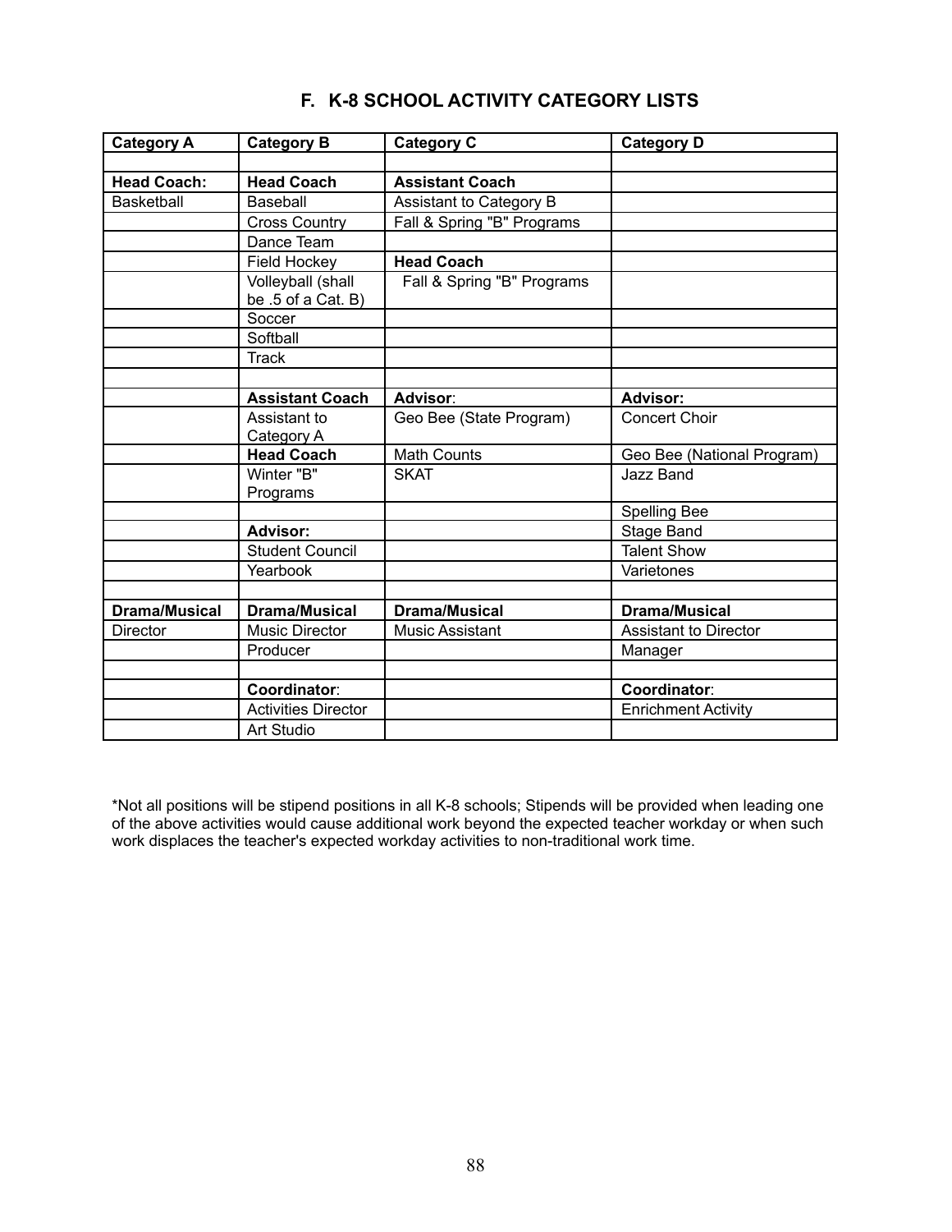## F. K-8 SCHOOL ACTIVITY CATEGORY LISTS

| Category A | Category B | Category C | Category D |
|---|---|---|---|
| | | | |
| **Head Coach:** | **Head Coach** | **Assistant Coach** | |
| Basketball | Baseball | Assistant to Category B | |
| | Cross Country | Fall & Spring "B" Programs | |
| | Dance Team | | |
| | Field Hockey | **Head Coach** | |
| | Volleyball (shall be .5 of a Cat. B) | Fall & Spring "B" Programs | |
| | Soccer | | |
| | Softball | | |
| | Track | | |
| | | | |
| | **Assistant Coach** | **Advisor**: | **Advisor:** |
| | Assistant to Category A | Geo Bee (State Program) | Concert Choir |
| | **Head Coach** | Math Counts | Geo Bee (National Program) |
| | Winter "B" Programs | SKAT | Jazz Band |
| | | | Spelling Bee |
| | **Advisor:** | | Stage Band |
| | Student Council | | Talent Show |
| | Yearbook | | Varietones |
| | | | |
| **Drama/Musical** | **Drama/Musical** | **Drama/Musical** | **Drama/Musical** |
| Director | Music Director | Music Assistant | Assistant to Director |
| | Producer | | Manager |
| | | | |
| | **Coordinator**: | | **Coordinator**: |
| | Activities Director | | Enrichment Activity |
| | Art Studio | | |

*Not all positions will be stipend positions in all K-8 schools; Stipends will be provided when leading one of the above activities would cause additional work beyond the expected teacher workday or when such work displaces the teacher's expected workday activities to non-traditional work time.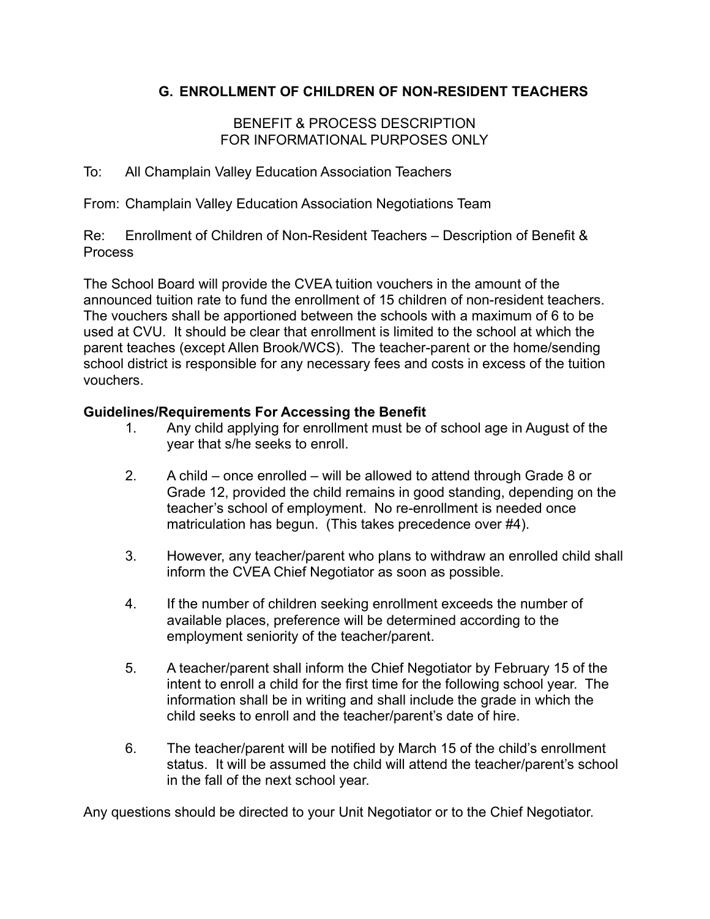## G. ENROLLMENT OF CHILDREN OF NON-RESIDENT TEACHERS

BENEFIT & PROCESS DESCRIPTION
FOR INFORMATIONAL PURPOSES ONLY

To: All Champlain Valley Education Association Teachers

From: Champlain Valley Education Association Negotiations Team

Re: Enrollment of Children of Non-Resident Teachers – Description of Benefit & Process

The School Board will provide the CVEA tuition vouchers in the amount of the announced tuition rate to fund the enrollment of 15 children of non-resident teachers. The vouchers shall be apportioned between the schools with a maximum of 6 to be used at CVU. It should be clear that enrollment is limited to the school at which the parent teaches (except Allen Brook/WCS). The teacher-parent or the home/sending school district is responsible for any necessary fees and costs in excess of the tuition vouchers.

**Guidelines/Requirements For Accessing the Benefit**

1. Any child applying for enrollment must be of school age in August of the year that s/he seeks to enroll.

2. A child – once enrolled – will be allowed to attend through Grade 8 or Grade 12, provided the child remains in good standing, depending on the teacher's school of employment. No re-enrollment is needed once matriculation has begun. (This takes precedence over #4).

3. However, any teacher/parent who plans to withdraw an enrolled child shall inform the CVEA Chief Negotiator as soon as possible.

4. If the number of children seeking enrollment exceeds the number of available places, preference will be determined according to the employment seniority of the teacher/parent.

5. A teacher/parent shall inform the Chief Negotiator by February 15 of the intent to enroll a child for the first time for the following school year. The information shall be in writing and shall include the grade in which the child seeks to enroll and the teacher/parent's date of hire.

6. The teacher/parent will be notified by March 15 of the child's enrollment status. It will be assumed the child will attend the teacher/parent's school in the fall of the next school year.

Any questions should be directed to your Unit Negotiator or to the Chief Negotiator.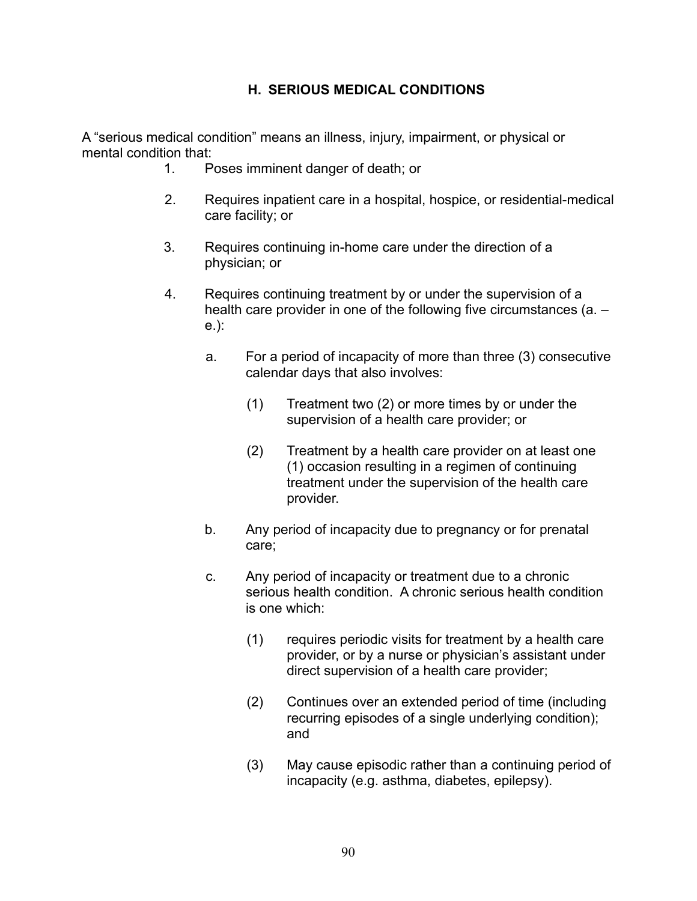## H. SERIOUS MEDICAL CONDITIONS

A "serious medical condition" means an illness, injury, impairment, or physical or mental condition that:

1. Poses imminent danger of death; or

2. Requires inpatient care in a hospital, hospice, or residential-medical care facility; or

3. Requires continuing in-home care under the direction of a physician; or

4. Requires continuing treatment by or under the supervision of a health care provider in one of the following five circumstances (a. – e.):

   a. For a period of incapacity of more than three (3) consecutive calendar days that also involves:

      (1) Treatment two (2) or more times by or under the supervision of a health care provider; or

      (2) Treatment by a health care provider on at least one (1) occasion resulting in a regimen of continuing treatment under the supervision of the health care provider.

   b. Any period of incapacity due to pregnancy or for prenatal care;

   c. Any period of incapacity or treatment due to a chronic serious health condition. A chronic serious health condition is one which:

      (1) requires periodic visits for treatment by a health care provider, or by a nurse or physician's assistant under direct supervision of a health care provider;

      (2) Continues over an extended period of time (including recurring episodes of a single underlying condition); and

      (3) May cause episodic rather than a continuing period of incapacity (e.g. asthma, diabetes, epilepsy).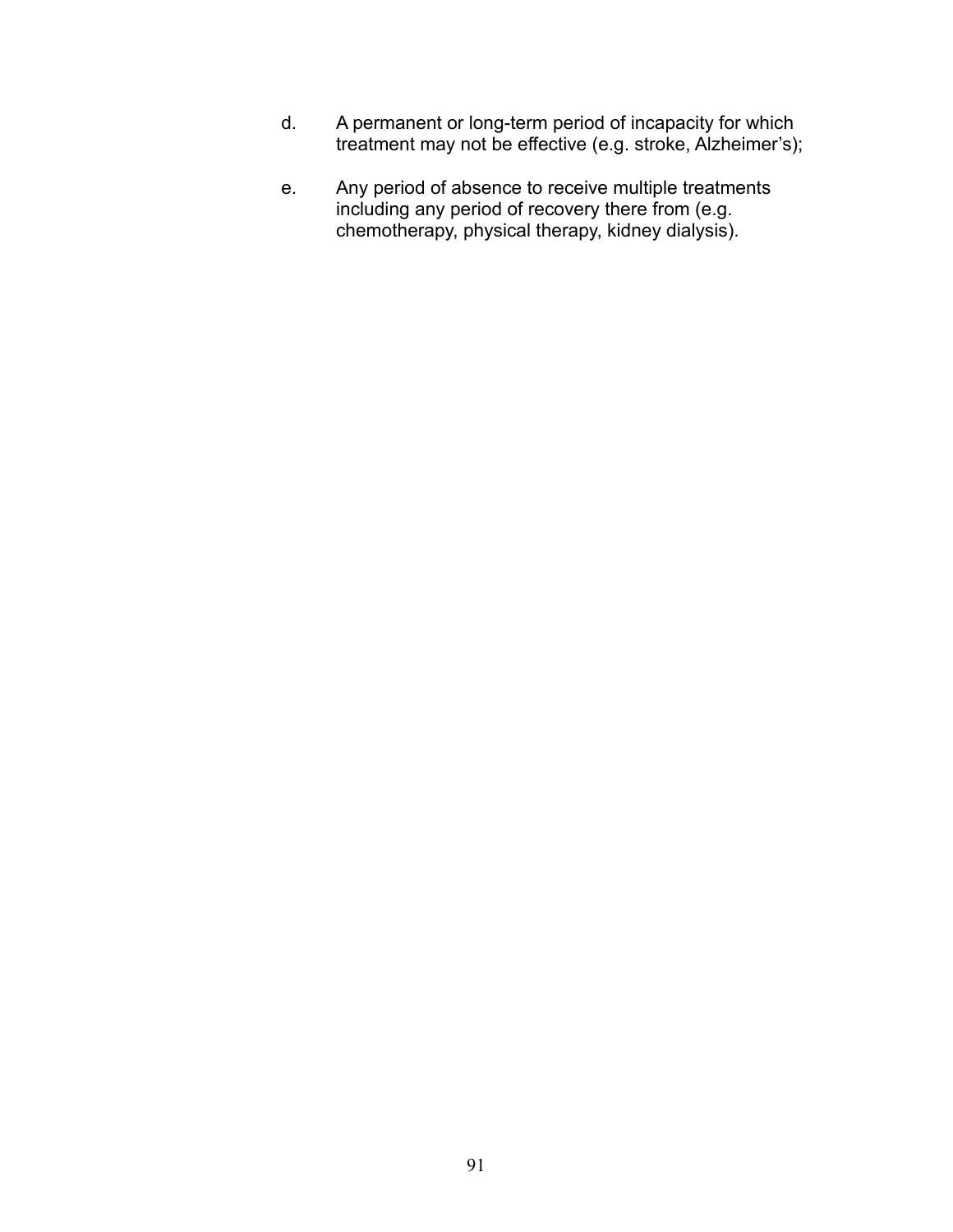d. A permanent or long-term period of incapacity for which treatment may not be effective (e.g. stroke, Alzheimer's);

e. Any period of absence to receive multiple treatments including any period of recovery there from (e.g. chemotherapy, physical therapy, kidney dialysis).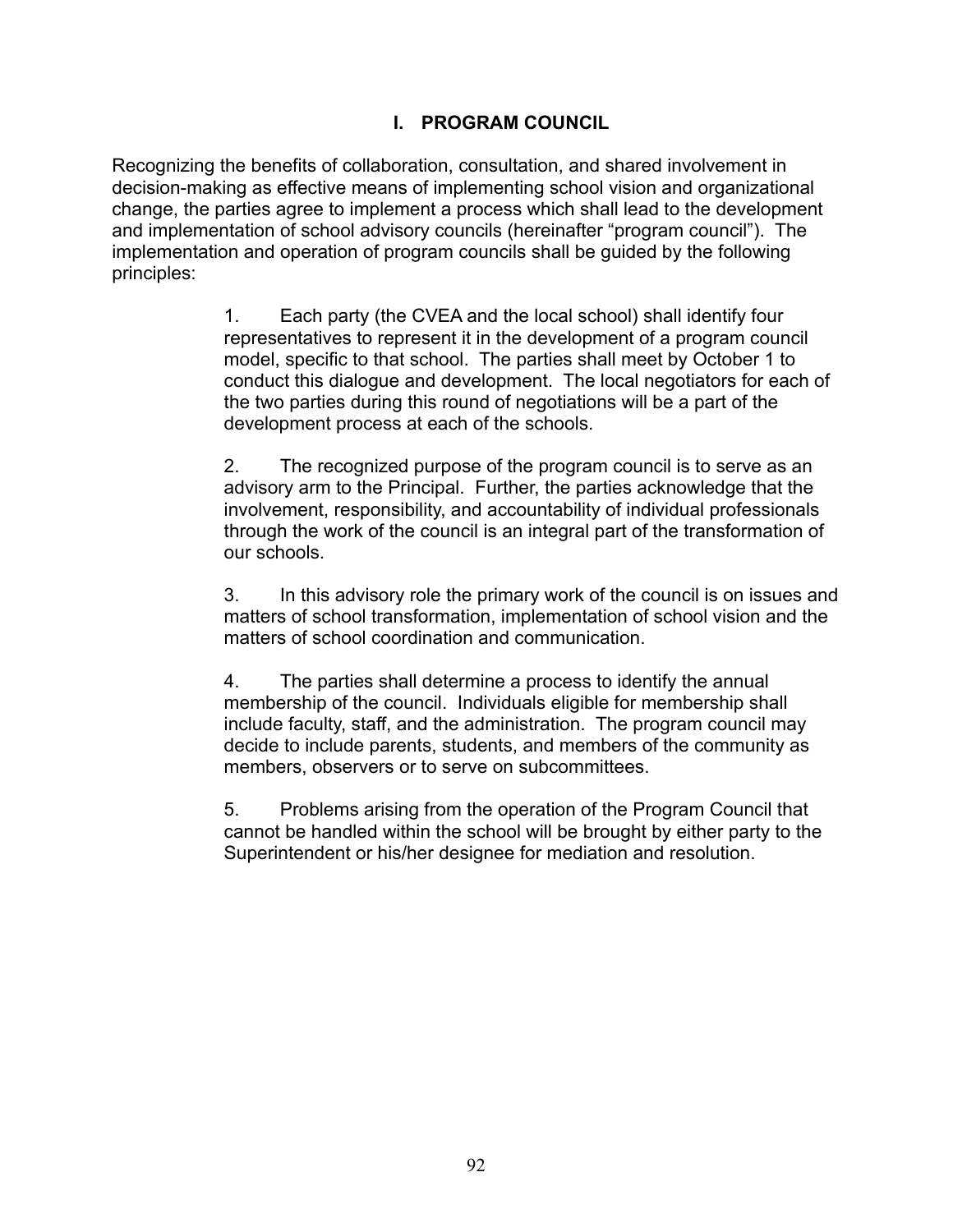## I. PROGRAM COUNCIL

Recognizing the benefits of collaboration, consultation, and shared involvement in decision-making as effective means of implementing school vision and organizational change, the parties agree to implement a process which shall lead to the development and implementation of school advisory councils (hereinafter "program council"). The implementation and operation of program councils shall be guided by the following principles:

1. Each party (the CVEA and the local school) shall identify four representatives to represent it in the development of a program council model, specific to that school. The parties shall meet by October 1 to conduct this dialogue and development. The local negotiators for each of the two parties during this round of negotiations will be a part of the development process at each of the schools.

2. The recognized purpose of the program council is to serve as an advisory arm to the Principal. Further, the parties acknowledge that the involvement, responsibility, and accountability of individual professionals through the work of the council is an integral part of the transformation of our schools.

3. In this advisory role the primary work of the council is on issues and matters of school transformation, implementation of school vision and the matters of school coordination and communication.

4. The parties shall determine a process to identify the annual membership of the council. Individuals eligible for membership shall include faculty, staff, and the administration. The program council may decide to include parents, students, and members of the community as members, observers or to serve on subcommittees.

5. Problems arising from the operation of the Program Council that cannot be handled within the school will be brought by either party to the Superintendent or his/her designee for mediation and resolution.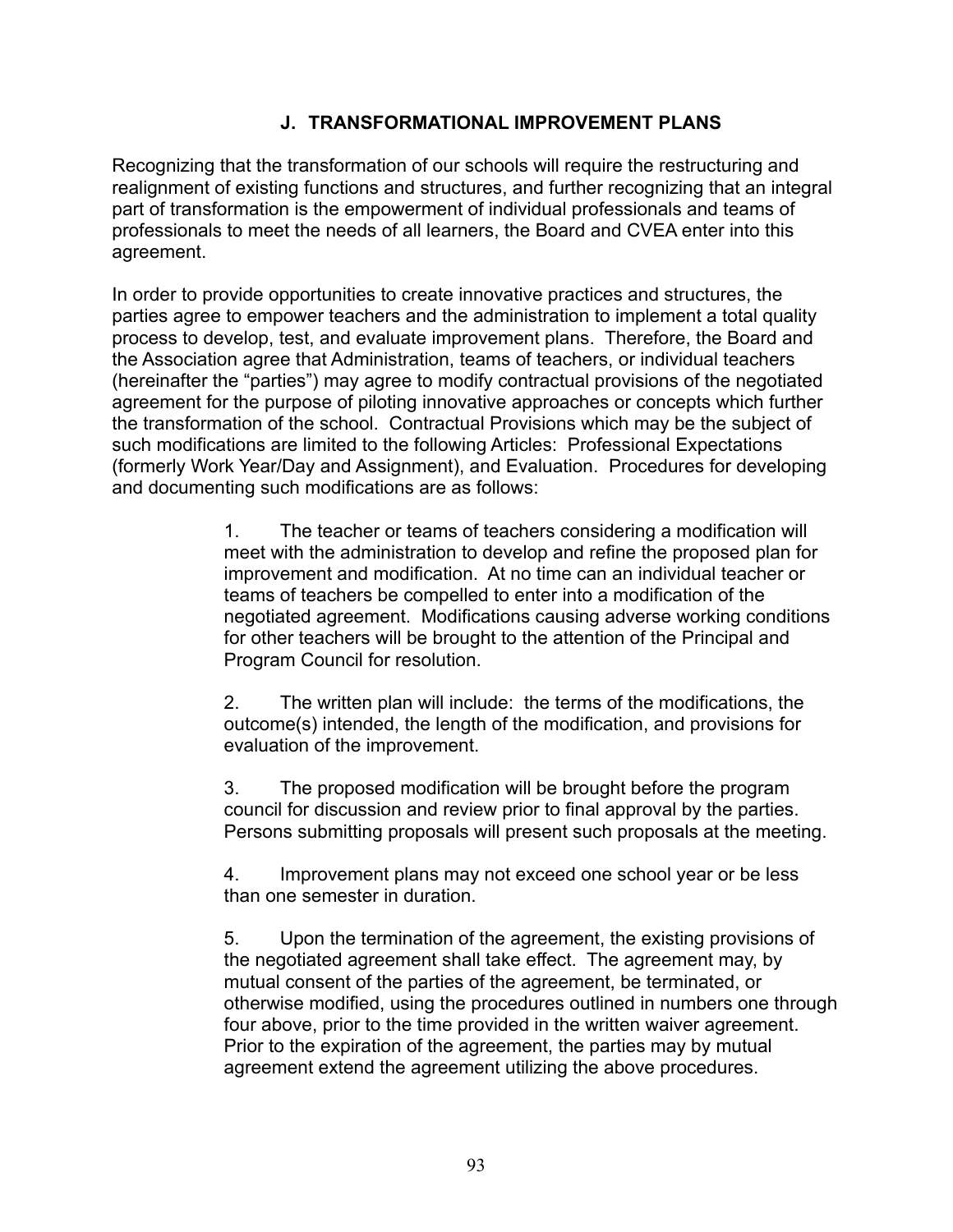## J. TRANSFORMATIONAL IMPROVEMENT PLANS

Recognizing that the transformation of our schools will require the restructuring and realignment of existing functions and structures, and further recognizing that an integral part of transformation is the empowerment of individual professionals and teams of professionals to meet the needs of all learners, the Board and CVEA enter into this agreement.

In order to provide opportunities to create innovative practices and structures, the parties agree to empower teachers and the administration to implement a total quality process to develop, test, and evaluate improvement plans. Therefore, the Board and the Association agree that Administration, teams of teachers, or individual teachers (hereinafter the "parties") may agree to modify contractual provisions of the negotiated agreement for the purpose of piloting innovative approaches or concepts which further the transformation of the school. Contractual Provisions which may be the subject of such modifications are limited to the following Articles: Professional Expectations (formerly Work Year/Day and Assignment), and Evaluation. Procedures for developing and documenting such modifications are as follows:

1. The teacher or teams of teachers considering a modification will meet with the administration to develop and refine the proposed plan for improvement and modification. At no time can an individual teacher or teams of teachers be compelled to enter into a modification of the negotiated agreement. Modifications causing adverse working conditions for other teachers will be brought to the attention of the Principal and Program Council for resolution.

2. The written plan will include: the terms of the modifications, the outcome(s) intended, the length of the modification, and provisions for evaluation of the improvement.

3. The proposed modification will be brought before the program council for discussion and review prior to final approval by the parties. Persons submitting proposals will present such proposals at the meeting.

4. Improvement plans may not exceed one school year or be less than one semester in duration.

5. Upon the termination of the agreement, the existing provisions of the negotiated agreement shall take effect. The agreement may, by mutual consent of the parties of the agreement, be terminated, or otherwise modified, using the procedures outlined in numbers one through four above, prior to the time provided in the written waiver agreement. Prior to the expiration of the agreement, the parties may by mutual agreement extend the agreement utilizing the above procedures.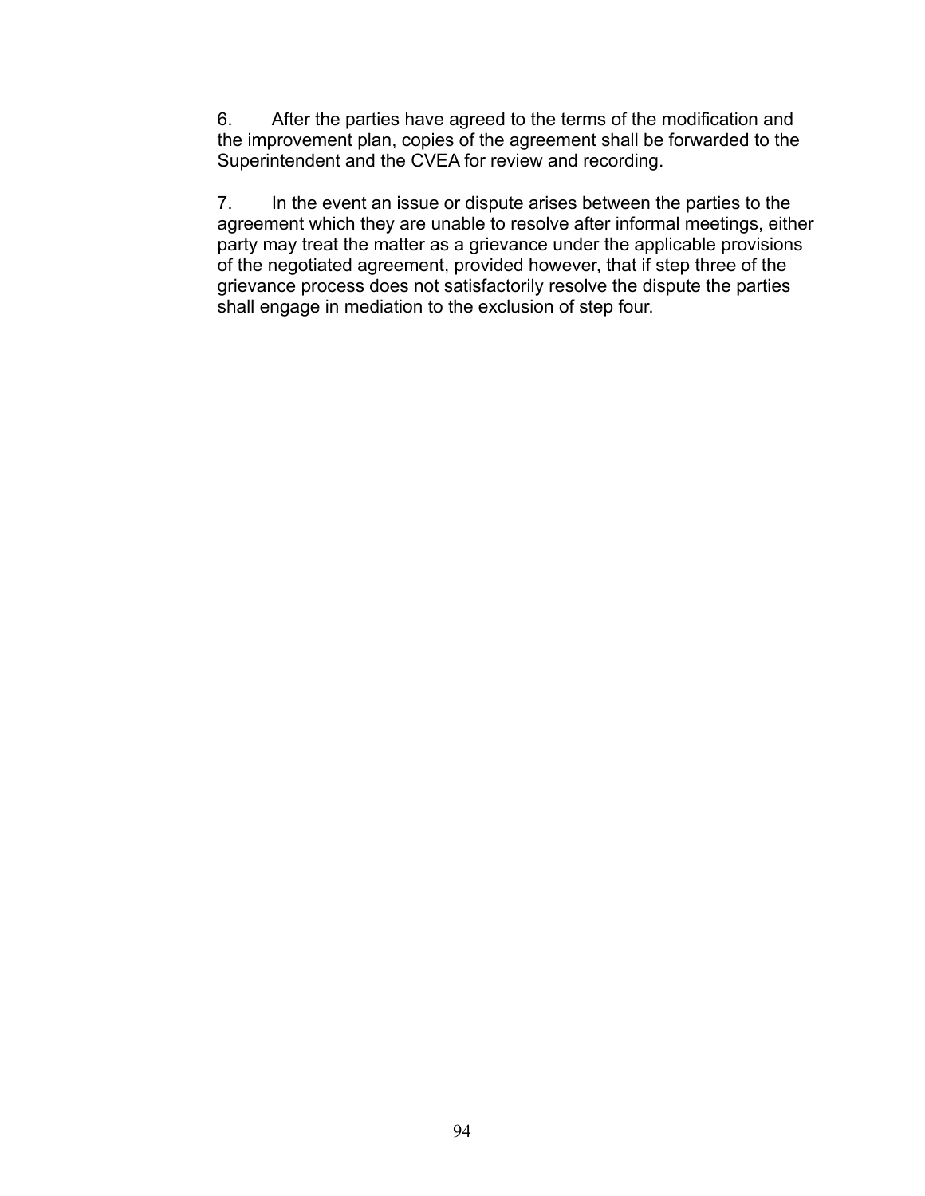6. After the parties have agreed to the terms of the modification and the improvement plan, copies of the agreement shall be forwarded to the Superintendent and the CVEA for review and recording.

7. In the event an issue or dispute arises between the parties to the agreement which they are unable to resolve after informal meetings, either party may treat the matter as a grievance under the applicable provisions of the negotiated agreement, provided however, that if step three of the grievance process does not satisfactorily resolve the dispute the parties shall engage in mediation to the exclusion of step four.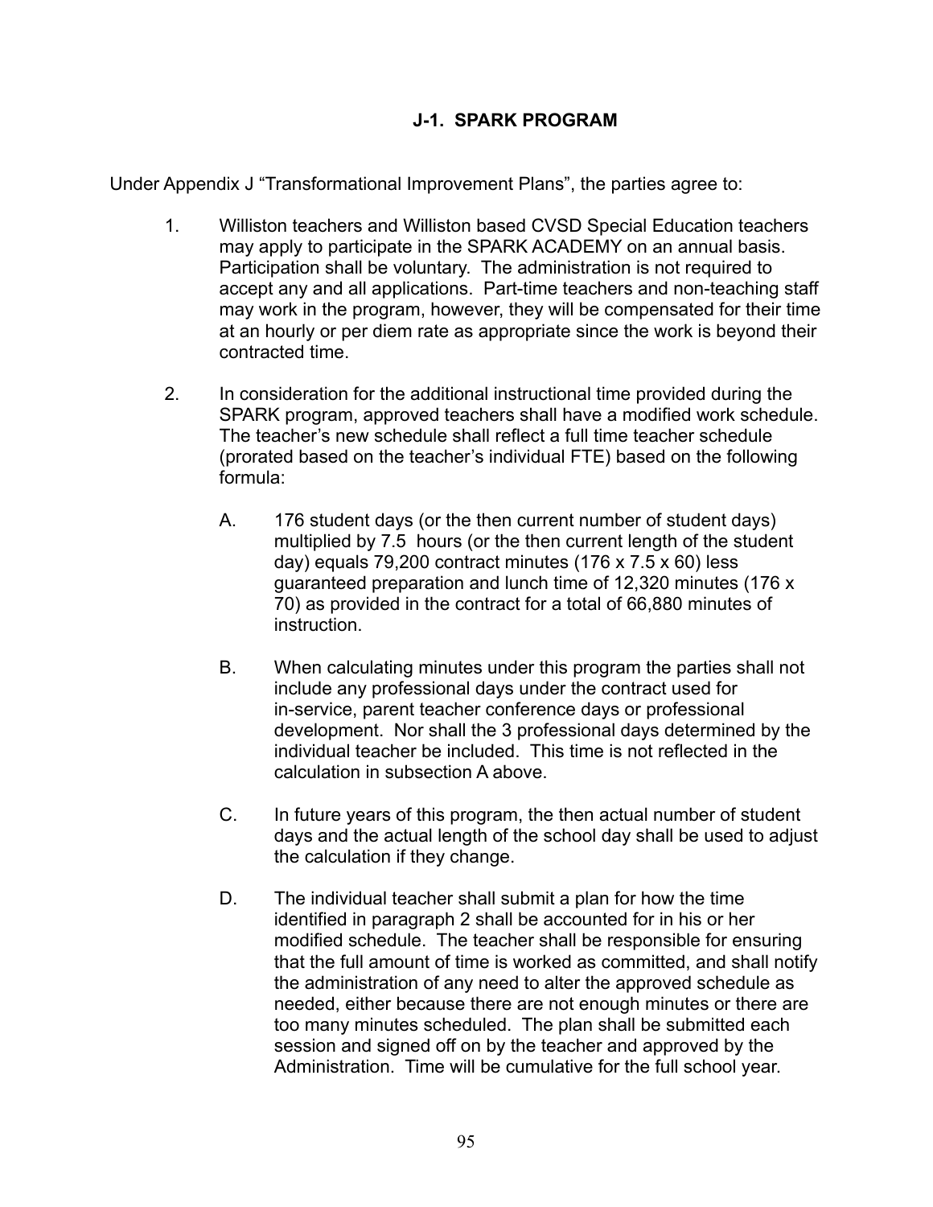## J-1. SPARK PROGRAM

Under Appendix J "Transformational Improvement Plans", the parties agree to:

1. Williston teachers and Williston based CVSD Special Education teachers may apply to participate in the SPARK ACADEMY on an annual basis. Participation shall be voluntary. The administration is not required to accept any and all applications. Part-time teachers and non-teaching staff may work in the program, however, they will be compensated for their time at an hourly or per diem rate as appropriate since the work is beyond their contracted time.

2. In consideration for the additional instructional time provided during the SPARK program, approved teachers shall have a modified work schedule. The teacher's new schedule shall reflect a full time teacher schedule (prorated based on the teacher's individual FTE) based on the following formula:

   A. 176 student days (or the then current number of student days) multiplied by 7.5 hours (or the then current length of the student day) equals 79,200 contract minutes (176 x 7.5 x 60) less guaranteed preparation and lunch time of 12,320 minutes (176 x 70) as provided in the contract for a total of 66,880 minutes of instruction.

   B. When calculating minutes under this program the parties shall not include any professional days under the contract used for in-service, parent teacher conference days or professional development. Nor shall the 3 professional days determined by the individual teacher be included. This time is not reflected in the calculation in subsection A above.

   C. In future years of this program, the then actual number of student days and the actual length of the school day shall be used to adjust the calculation if they change.

   D. The individual teacher shall submit a plan for how the time identified in paragraph 2 shall be accounted for in his or her modified schedule. The teacher shall be responsible for ensuring that the full amount of time is worked as committed, and shall notify the administration of any need to alter the approved schedule as needed, either because there are not enough minutes or there are too many minutes scheduled. The plan shall be submitted each session and signed off on by the teacher and approved by the Administration. Time will be cumulative for the full school year.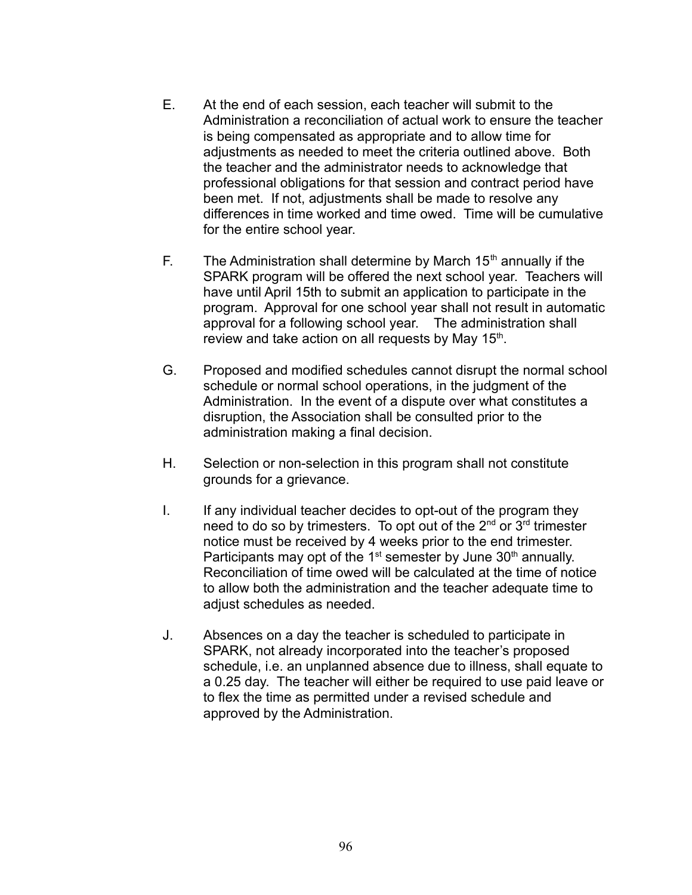E. At the end of each session, each teacher will submit to the Administration a reconciliation of actual work to ensure the teacher is being compensated as appropriate and to allow time for adjustments as needed to meet the criteria outlined above. Both the teacher and the administrator needs to acknowledge that professional obligations for that session and contract period have been met. If not, adjustments shall be made to resolve any differences in time worked and time owed. Time will be cumulative for the entire school year.

F. The Administration shall determine by March 15th annually if the SPARK program will be offered the next school year. Teachers will have until April 15th to submit an application to participate in the program. Approval for one school year shall not result in automatic approval for a following school year. The administration shall review and take action on all requests by May 15th.

G. Proposed and modified schedules cannot disrupt the normal school schedule or normal school operations, in the judgment of the Administration. In the event of a dispute over what constitutes a disruption, the Association shall be consulted prior to the administration making a final decision.

H. Selection or non-selection in this program shall not constitute grounds for a grievance.

I. If any individual teacher decides to opt-out of the program they need to do so by trimesters. To opt out of the 2nd or 3rd trimester notice must be received by 4 weeks prior to the end trimester. Participants may opt of the 1st semester by June 30th annually. Reconciliation of time owed will be calculated at the time of notice to allow both the administration and the teacher adequate time to adjust schedules as needed.

J. Absences on a day the teacher is scheduled to participate in SPARK, not already incorporated into the teacher's proposed schedule, i.e. an unplanned absence due to illness, shall equate to a 0.25 day. The teacher will either be required to use paid leave or to flex the time as permitted under a revised schedule and approved by the Administration.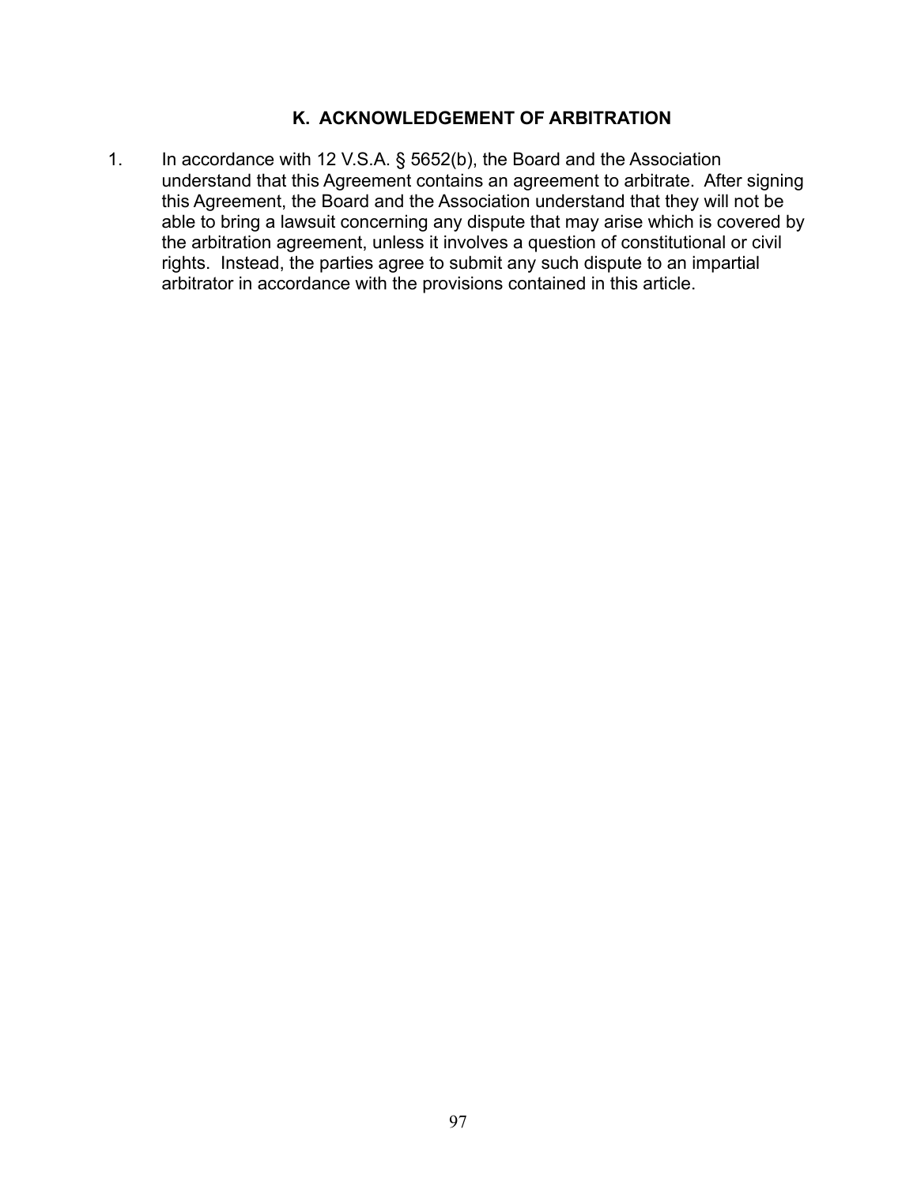## K. ACKNOWLEDGEMENT OF ARBITRATION

1. In accordance with 12 V.S.A. § 5652(b), the Board and the Association understand that this Agreement contains an agreement to arbitrate. After signing this Agreement, the Board and the Association understand that they will not be able to bring a lawsuit concerning any dispute that may arise which is covered by the arbitration agreement, unless it involves a question of constitutional or civil rights. Instead, the parties agree to submit any such dispute to an impartial arbitrator in accordance with the provisions contained in this article.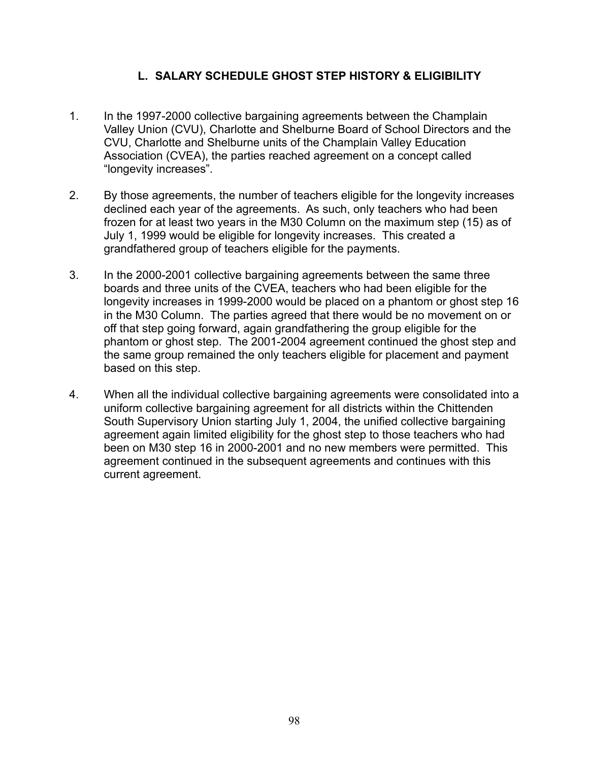## L. SALARY SCHEDULE GHOST STEP HISTORY & ELIGIBILITY

1. In the 1997-2000 collective bargaining agreements between the Champlain Valley Union (CVU), Charlotte and Shelburne Board of School Directors and the CVU, Charlotte and Shelburne units of the Champlain Valley Education Association (CVEA), the parties reached agreement on a concept called "longevity increases".

2. By those agreements, the number of teachers eligible for the longevity increases declined each year of the agreements. As such, only teachers who had been frozen for at least two years in the M30 Column on the maximum step (15) as of July 1, 1999 would be eligible for longevity increases. This created a grandfathered group of teachers eligible for the payments.

3. In the 2000-2001 collective bargaining agreements between the same three boards and three units of the CVEA, teachers who had been eligible for the longevity increases in 1999-2000 would be placed on a phantom or ghost step 16 in the M30 Column. The parties agreed that there would be no movement on or off that step going forward, again grandfathering the group eligible for the phantom or ghost step. The 2001-2004 agreement continued the ghost step and the same group remained the only teachers eligible for placement and payment based on this step.

4. When all the individual collective bargaining agreements were consolidated into a uniform collective bargaining agreement for all districts within the Chittenden South Supervisory Union starting July 1, 2004, the unified collective bargaining agreement again limited eligibility for the ghost step to those teachers who had been on M30 step 16 in 2000-2001 and no new members were permitted. This agreement continued in the subsequent agreements and continues with this current agreement.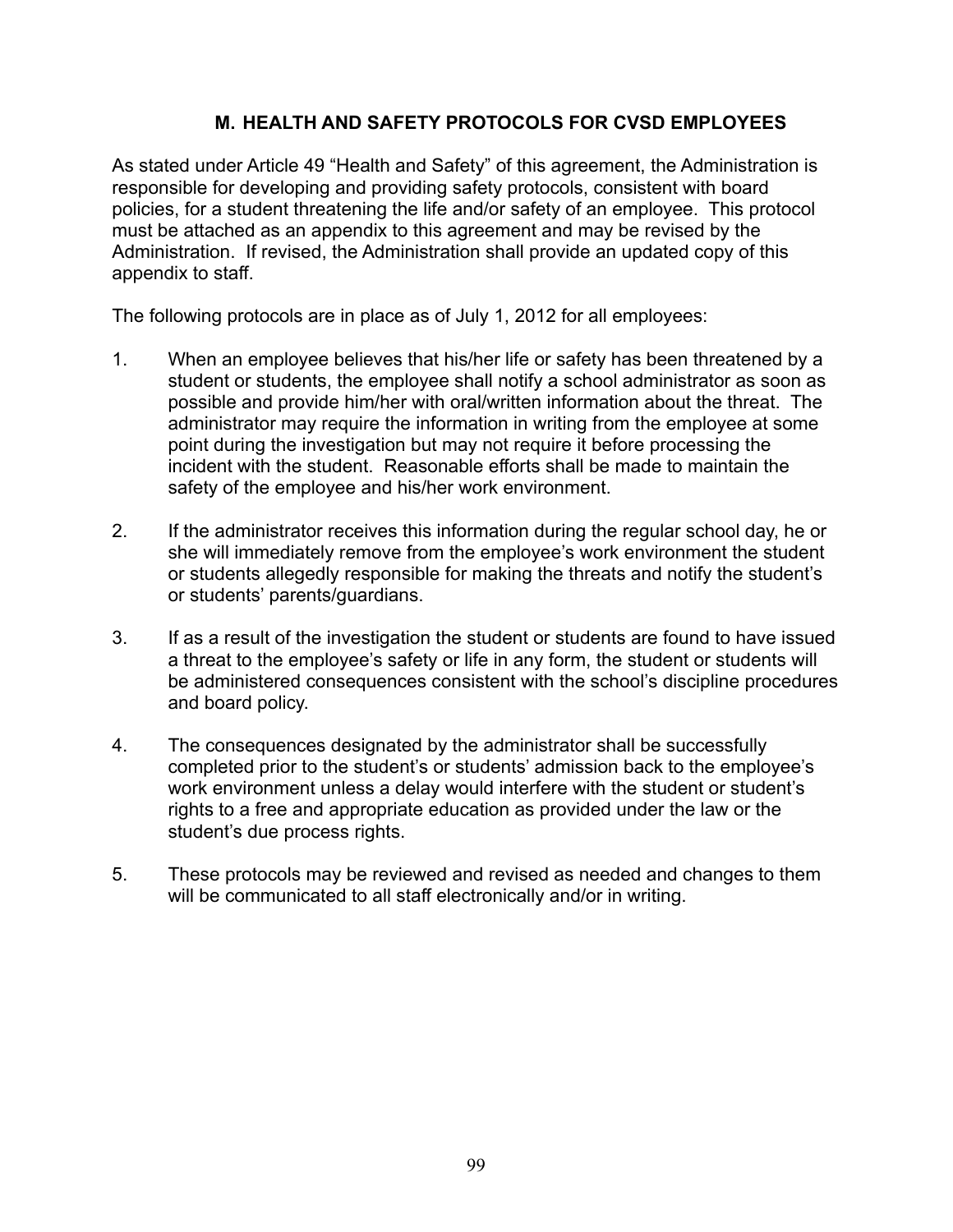## M. HEALTH AND SAFETY PROTOCOLS FOR CVSD EMPLOYEES

As stated under Article 49 "Health and Safety" of this agreement, the Administration is responsible for developing and providing safety protocols, consistent with board policies, for a student threatening the life and/or safety of an employee. This protocol must be attached as an appendix to this agreement and may be revised by the Administration. If revised, the Administration shall provide an updated copy of this appendix to staff.

The following protocols are in place as of July 1, 2012 for all employees:

1. When an employee believes that his/her life or safety has been threatened by a student or students, the employee shall notify a school administrator as soon as possible and provide him/her with oral/written information about the threat. The administrator may require the information in writing from the employee at some point during the investigation but may not require it before processing the incident with the student. Reasonable efforts shall be made to maintain the safety of the employee and his/her work environment.

2. If the administrator receives this information during the regular school day, he or she will immediately remove from the employee's work environment the student or students allegedly responsible for making the threats and notify the student's or students' parents/guardians.

3. If as a result of the investigation the student or students are found to have issued a threat to the employee's safety or life in any form, the student or students will be administered consequences consistent with the school's discipline procedures and board policy.

4. The consequences designated by the administrator shall be successfully completed prior to the student's or students' admission back to the employee's work environment unless a delay would interfere with the student or student's rights to a free and appropriate education as provided under the law or the student's due process rights.

5. These protocols may be reviewed and revised as needed and changes to them will be communicated to all staff electronically and/or in writing.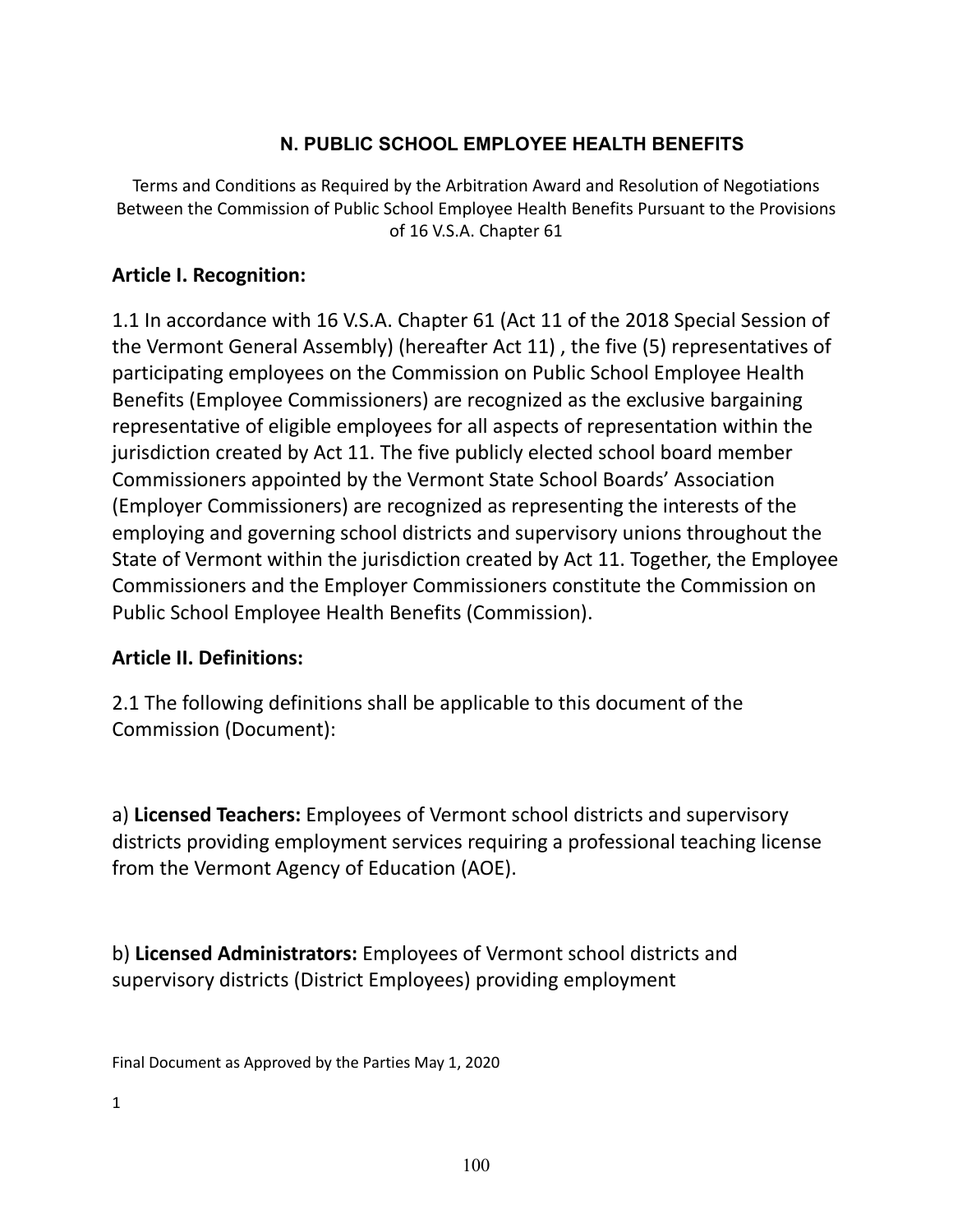## N. PUBLIC SCHOOL EMPLOYEE HEALTH BENEFITS

Terms and Conditions as Required by the Arbitration Award and Resolution of Negotiations Between the Commission of Public School Employee Health Benefits Pursuant to the Provisions of 16 V.S.A. Chapter 61

### Article I. Recognition:

1.1 In accordance with 16 V.S.A. Chapter 61 (Act 11 of the 2018 Special Session of the Vermont General Assembly) (hereafter Act 11) , the five (5) representatives of participating employees on the Commission on Public School Employee Health Benefits (Employee Commissioners) are recognized as the exclusive bargaining representative of eligible employees for all aspects of representation within the jurisdiction created by Act 11. The five publicly elected school board member Commissioners appointed by the Vermont State School Boards' Association (Employer Commissioners) are recognized as representing the interests of the employing and governing school districts and supervisory unions throughout the State of Vermont within the jurisdiction created by Act 11. Together, the Employee Commissioners and the Employer Commissioners constitute the Commission on Public School Employee Health Benefits (Commission).

### Article II. Definitions:

2.1 The following definitions shall be applicable to this document of the Commission (Document):

a) **Licensed Teachers:** Employees of Vermont school districts and supervisory districts providing employment services requiring a professional teaching license from the Vermont Agency of Education (AOE).

b) **Licensed Administrators:** Employees of Vermont school districts and supervisory districts (District Employees) providing employment

Final Document as Approved by the Parties May 1, 2020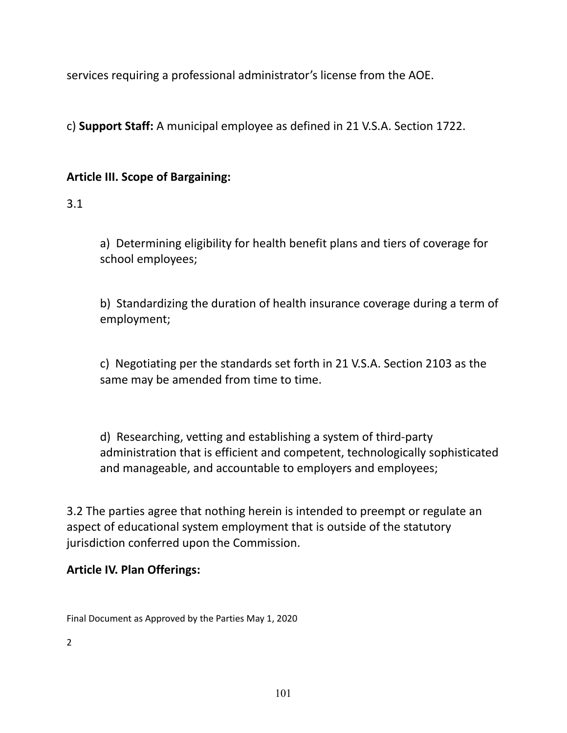services requiring a professional administrator's license from the AOE.

c) **Support Staff:** A municipal employee as defined in 21 V.S.A. Section 1722.

**Article III. Scope of Bargaining:**

3.1

a) Determining eligibility for health benefit plans and tiers of coverage for school employees;

b) Standardizing the duration of health insurance coverage during a term of employment;

c) Negotiating per the standards set forth in 21 V.S.A. Section 2103 as the same may be amended from time to time.

d) Researching, vetting and establishing a system of third-party administration that is efficient and competent, technologically sophisticated and manageable, and accountable to employers and employees;

3.2 The parties agree that nothing herein is intended to preempt or regulate an aspect of educational system employment that is outside of the statutory jurisdiction conferred upon the Commission.

**Article IV. Plan Offerings:**

Final Document as Approved by the Parties May 1, 2020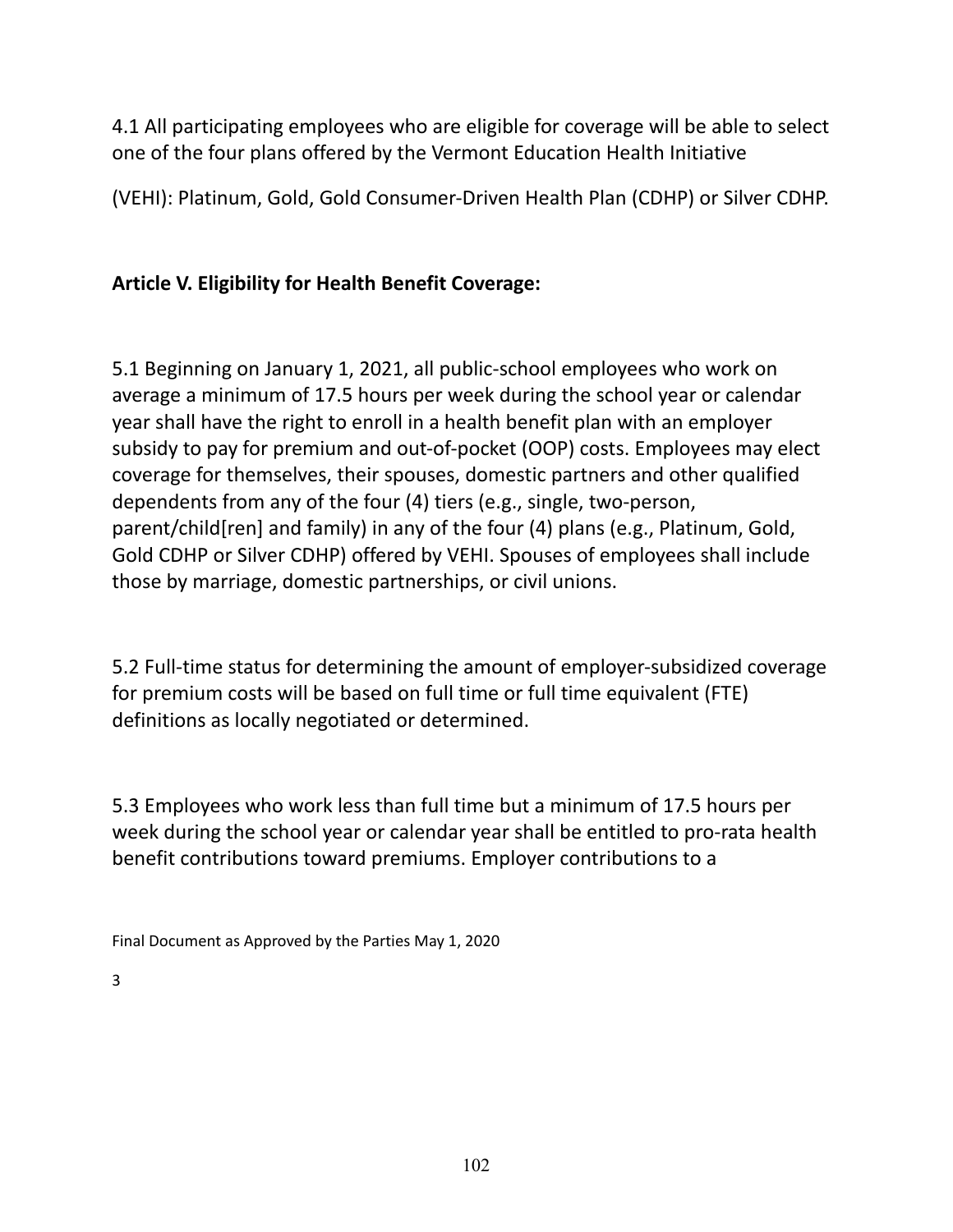4.1 All participating employees who are eligible for coverage will be able to select one of the four plans offered by the Vermont Education Health Initiative

(VEHI): Platinum, Gold, Gold Consumer-Driven Health Plan (CDHP) or Silver CDHP.

**Article V. Eligibility for Health Benefit Coverage:**

5.1 Beginning on January 1, 2021, all public-school employees who work on average a minimum of 17.5 hours per week during the school year or calendar year shall have the right to enroll in a health benefit plan with an employer subsidy to pay for premium and out-of-pocket (OOP) costs. Employees may elect coverage for themselves, their spouses, domestic partners and other qualified dependents from any of the four (4) tiers (e.g., single, two-person, parent/child[ren] and family) in any of the four (4) plans (e.g., Platinum, Gold, Gold CDHP or Silver CDHP) offered by VEHI. Spouses of employees shall include those by marriage, domestic partnerships, or civil unions.

5.2 Full-time status for determining the amount of employer-subsidized coverage for premium costs will be based on full time or full time equivalent (FTE) definitions as locally negotiated or determined.

5.3 Employees who work less than full time but a minimum of 17.5 hours per week during the school year or calendar year shall be entitled to pro-rata health benefit contributions toward premiums. Employer contributions to a

Final Document as Approved by the Parties May 1, 2020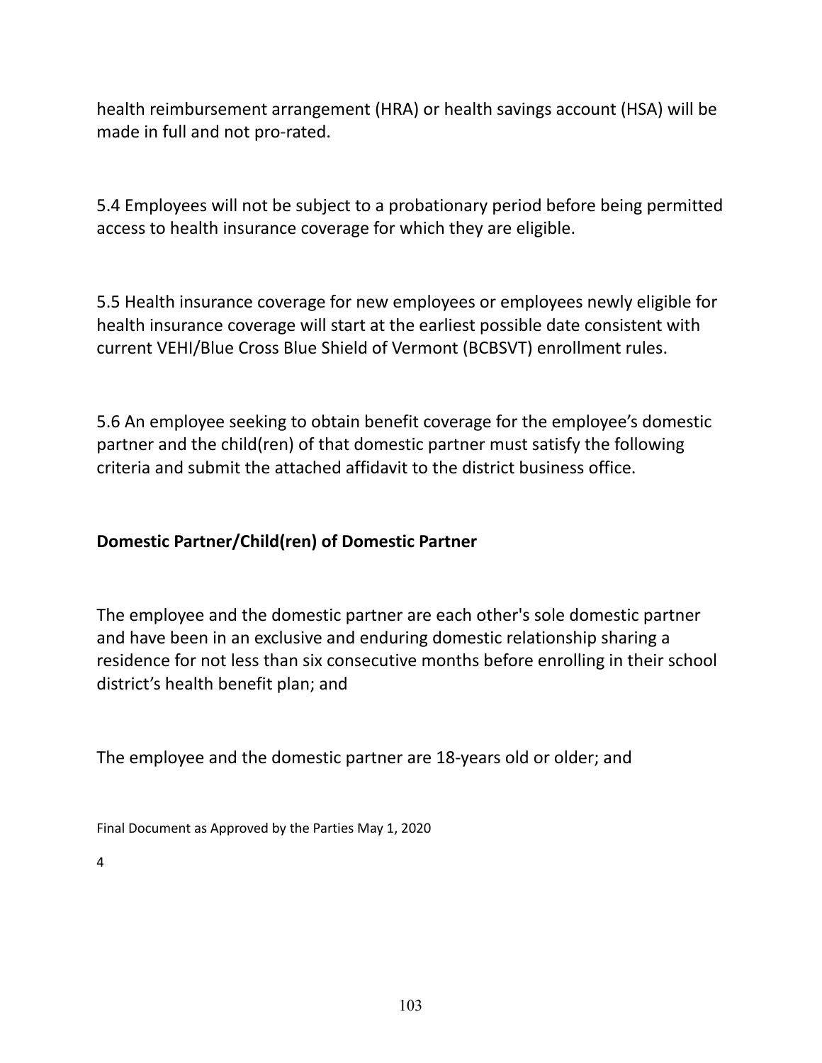health reimbursement arrangement (HRA) or health savings account (HSA) will be made in full and not pro-rated.

5.4 Employees will not be subject to a probationary period before being permitted access to health insurance coverage for which they are eligible.

5.5 Health insurance coverage for new employees or employees newly eligible for health insurance coverage will start at the earliest possible date consistent with current VEHI/Blue Cross Blue Shield of Vermont (BCBSVT) enrollment rules.

5.6 An employee seeking to obtain benefit coverage for the employee's domestic partner and the child(ren) of that domestic partner must satisfy the following criteria and submit the attached affidavit to the district business office.

**Domestic Partner/Child(ren) of Domestic Partner**

The employee and the domestic partner are each other's sole domestic partner and have been in an exclusive and enduring domestic relationship sharing a residence for not less than six consecutive months before enrolling in their school district's health benefit plan; and

The employee and the domestic partner are 18-years old or older; and

Final Document as Approved by the Parties May 1, 2020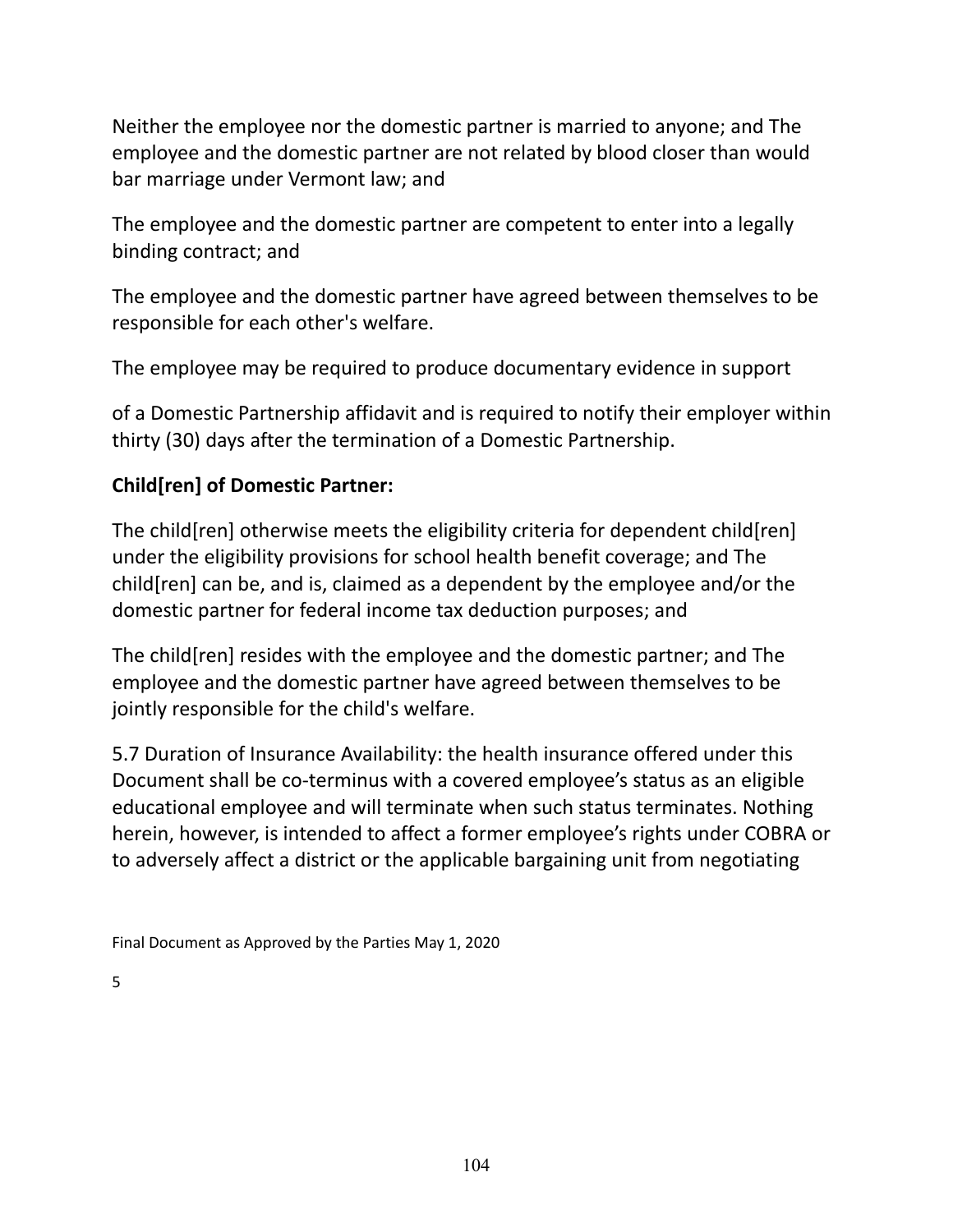Neither the employee nor the domestic partner is married to anyone; and The employee and the domestic partner are not related by blood closer than would bar marriage under Vermont law; and

The employee and the domestic partner are competent to enter into a legally binding contract; and

The employee and the domestic partner have agreed between themselves to be responsible for each other's welfare.

The employee may be required to produce documentary evidence in support

of a Domestic Partnership affidavit and is required to notify their employer within thirty (30) days after the termination of a Domestic Partnership.

**Child[ren] of Domestic Partner:**

The child[ren] otherwise meets the eligibility criteria for dependent child[ren] under the eligibility provisions for school health benefit coverage; and The child[ren] can be, and is, claimed as a dependent by the employee and/or the domestic partner for federal income tax deduction purposes; and

The child[ren] resides with the employee and the domestic partner; and The employee and the domestic partner have agreed between themselves to be jointly responsible for the child's welfare.

5.7 Duration of Insurance Availability: the health insurance offered under this Document shall be co-terminus with a covered employee's status as an eligible educational employee and will terminate when such status terminates. Nothing herein, however, is intended to affect a former employee's rights under COBRA or to adversely affect a district or the applicable bargaining unit from negotiating

Final Document as Approved by the Parties May 1, 2020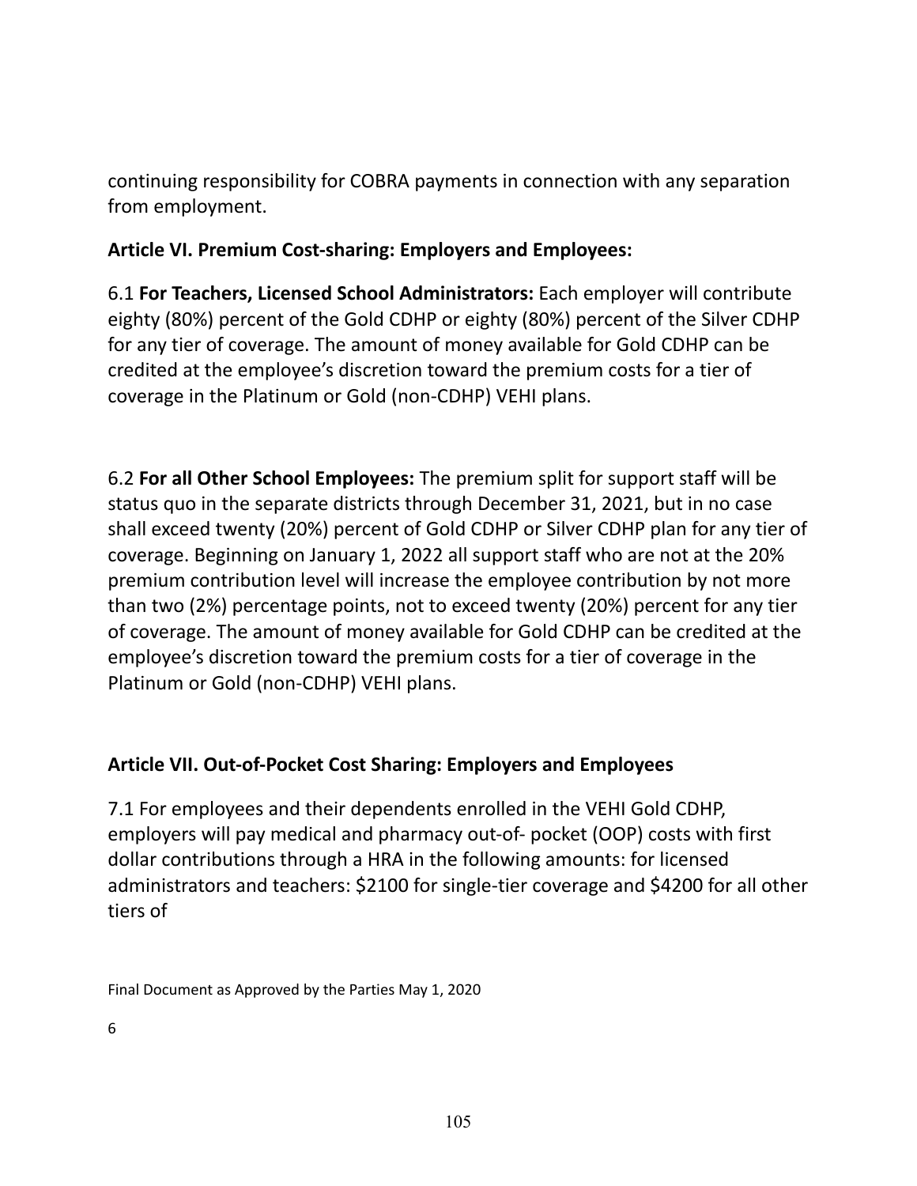continuing responsibility for COBRA payments in connection with any separation from employment.

**Article VI. Premium Cost-sharing: Employers and Employees:**

6.1 **For Teachers, Licensed School Administrators:** Each employer will contribute eighty (80%) percent of the Gold CDHP or eighty (80%) percent of the Silver CDHP for any tier of coverage. The amount of money available for Gold CDHP can be credited at the employee's discretion toward the premium costs for a tier of coverage in the Platinum or Gold (non-CDHP) VEHI plans.

6.2 **For all Other School Employees:** The premium split for support staff will be status quo in the separate districts through December 31, 2021, but in no case shall exceed twenty (20%) percent of Gold CDHP or Silver CDHP plan for any tier of coverage. Beginning on January 1, 2022 all support staff who are not at the 20% premium contribution level will increase the employee contribution by not more than two (2%) percentage points, not to exceed twenty (20%) percent for any tier of coverage. The amount of money available for Gold CDHP can be credited at the employee's discretion toward the premium costs for a tier of coverage in the Platinum or Gold (non-CDHP) VEHI plans.

**Article VII. Out-of-Pocket Cost Sharing: Employers and Employees**

7.1 For employees and their dependents enrolled in the VEHI Gold CDHP, employers will pay medical and pharmacy out-of- pocket (OOP) costs with first dollar contributions through a HRA in the following amounts: for licensed administrators and teachers: $2100 for single-tier coverage and $4200 for all other tiers of

Final Document as Approved by the Parties May 1, 2020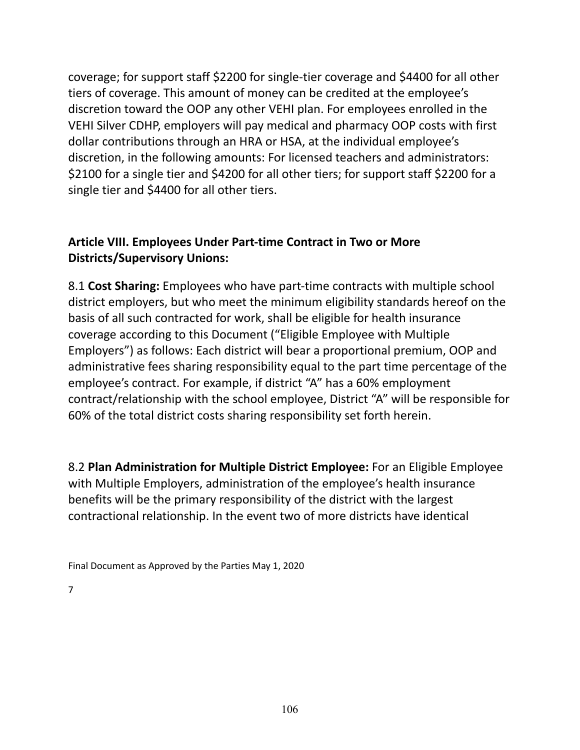coverage; for support staff $2200 for single-tier coverage and $4400 for all other tiers of coverage. This amount of money can be credited at the employee's discretion toward the OOP any other VEHI plan. For employees enrolled in the VEHI Silver CDHP, employers will pay medical and pharmacy OOP costs with first dollar contributions through an HRA or HSA, at the individual employee's discretion, in the following amounts: For licensed teachers and administrators: $2100 for a single tier and $4200 for all other tiers; for support staff $2200 for a single tier and $4400 for all other tiers.

## Article VIII. Employees Under Part-time Contract in Two or More Districts/Supervisory Unions:

8.1 **Cost Sharing:** Employees who have part-time contracts with multiple school district employers, but who meet the minimum eligibility standards hereof on the basis of all such contracted for work, shall be eligible for health insurance coverage according to this Document ("Eligible Employee with Multiple Employers") as follows: Each district will bear a proportional premium, OOP and administrative fees sharing responsibility equal to the part time percentage of the employee's contract. For example, if district "A" has a 60% employment contract/relationship with the school employee, District "A" will be responsible for 60% of the total district costs sharing responsibility set forth herein.

8.2 **Plan Administration for Multiple District Employee:** For an Eligible Employee with Multiple Employers, administration of the employee's health insurance benefits will be the primary responsibility of the district with the largest contractional relationship. In the event two of more districts have identical

Final Document as Approved by the Parties May 1, 2020

7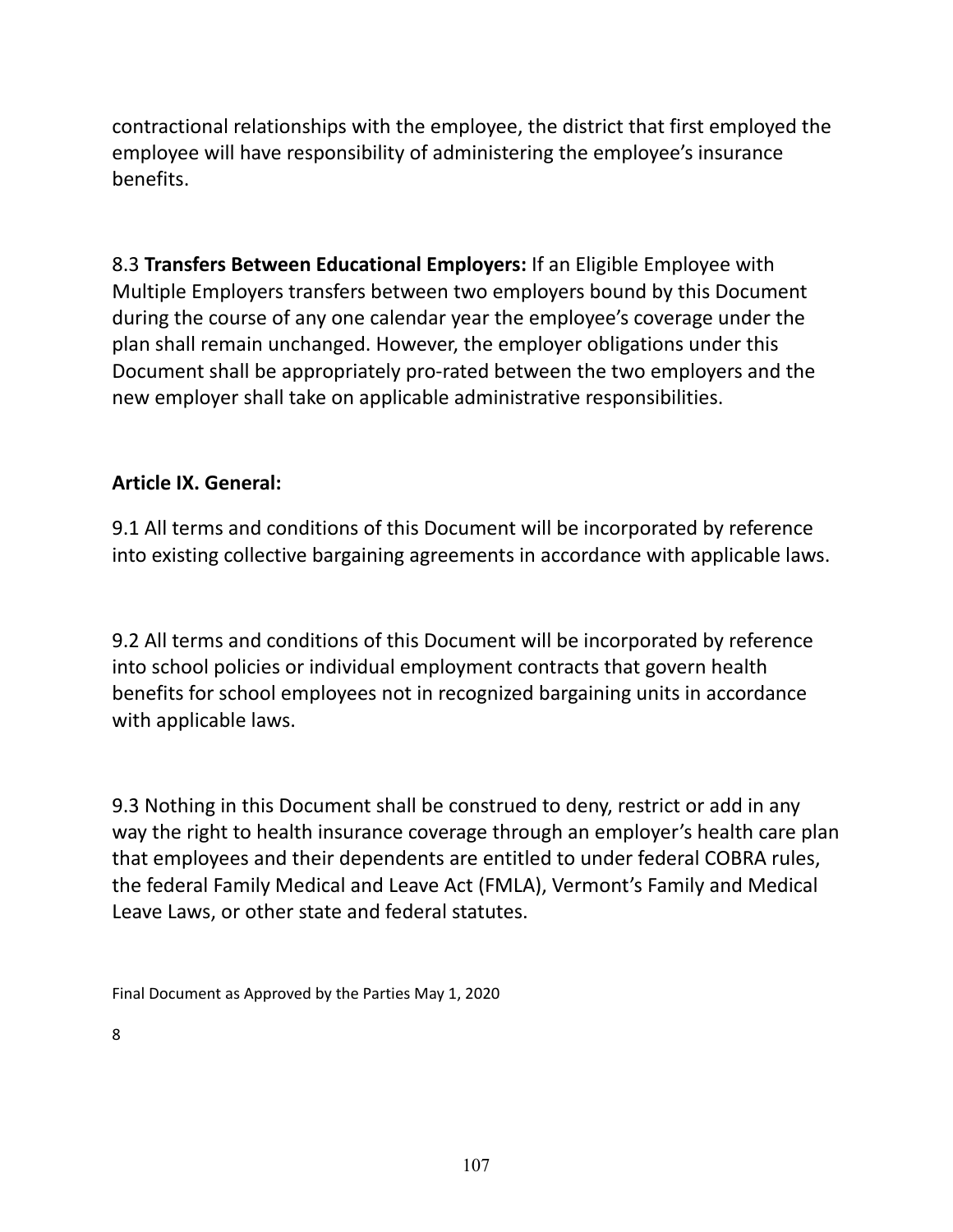contractional relationships with the employee, the district that first employed the employee will have responsibility of administering the employee's insurance benefits.

8.3 **Transfers Between Educational Employers:** If an Eligible Employee with Multiple Employers transfers between two employers bound by this Document during the course of any one calendar year the employee's coverage under the plan shall remain unchanged. However, the employer obligations under this Document shall be appropriately pro-rated between the two employers and the new employer shall take on applicable administrative responsibilities.

**Article IX. General:**

9.1 All terms and conditions of this Document will be incorporated by reference into existing collective bargaining agreements in accordance with applicable laws.

9.2 All terms and conditions of this Document will be incorporated by reference into school policies or individual employment contracts that govern health benefits for school employees not in recognized bargaining units in accordance with applicable laws.

9.3 Nothing in this Document shall be construed to deny, restrict or add in any way the right to health insurance coverage through an employer's health care plan that employees and their dependents are entitled to under federal COBRA rules, the federal Family Medical and Leave Act (FMLA), Vermont's Family and Medical Leave Laws, or other state and federal statutes.

Final Document as Approved by the Parties May 1, 2020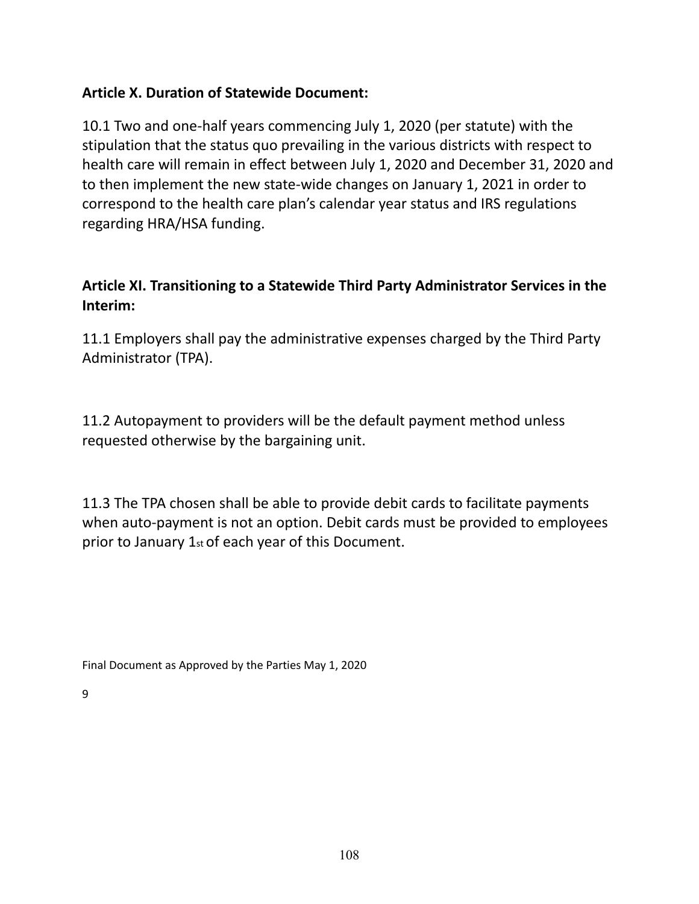**Article X. Duration of Statewide Document:**

10.1 Two and one-half years commencing July 1, 2020 (per statute) with the stipulation that the status quo prevailing in the various districts with respect to health care will remain in effect between July 1, 2020 and December 31, 2020 and to then implement the new state-wide changes on January 1, 2021 in order to correspond to the health care plan's calendar year status and IRS regulations regarding HRA/HSA funding.

**Article XI. Transitioning to a Statewide Third Party Administrator Services in the Interim:**

11.1 Employers shall pay the administrative expenses charged by the Third Party Administrator (TPA).

11.2 Autopayment to providers will be the default payment method unless requested otherwise by the bargaining unit.

11.3 The TPA chosen shall be able to provide debit cards to facilitate payments when auto-payment is not an option. Debit cards must be provided to employees prior to January 1st of each year of this Document.

Final Document as Approved by the Parties May 1, 2020